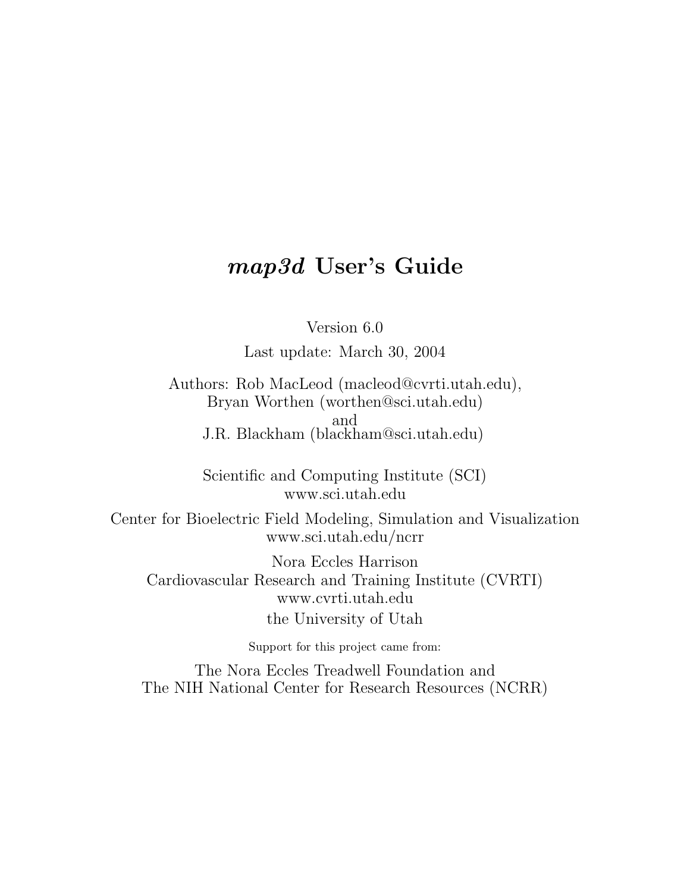# *map3d* User's Guide

Version 6.0

Last update: March 30, 2004

Authors: Rob MacLeod (macleod@cvrti.utah.edu),
Bryan Worthen (worthen@sci.utah.edu)
and
J.R. Blackham (blackham@sci.utah.edu)

Scientific and Computing Institute (SCI)
www.sci.utah.edu

Center for Bioelectric Field Modeling, Simulation and Visualization
www.sci.utah.edu/ncrr

Nora Eccles Harrison
Cardiovascular Research and Training Institute (CVRTI)
www.cvrti.utah.edu
the University of Utah

Support for this project came from:

The Nora Eccles Treadwell Foundation and
The NIH National Center for Research Resources (NCRR)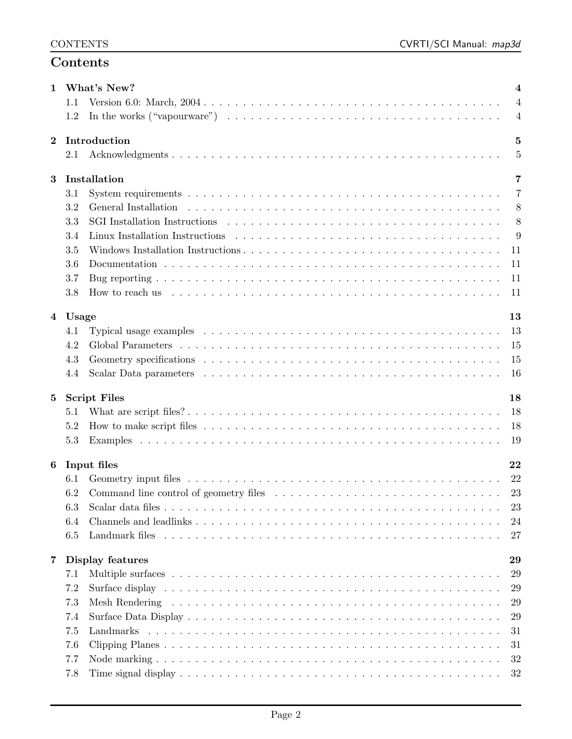# Contents

| | | |
|---|---|---|
| **1** | **What's New?** | **4** |
| 1.1 | Version 6.0: March, 2004 | 4 |
| 1.2 | In the works ("vapourware") | 4 |
| **2** | **Introduction** | **5** |
| 2.1 | Acknowledgments | 5 |
| **3** | **Installation** | **7** |
| 3.1 | System requirements | 7 |
| 3.2 | General Installation | 8 |
| 3.3 | SGI Installation Instructions | 8 |
| 3.4 | Linux Installation Instructions | 9 |
| 3.5 | Windows Installation Instructions | 11 |
| 3.6 | Documentation | 11 |
| 3.7 | Bug reporting | 11 |
| 3.8 | How to reach us | 11 |
| **4** | **Usage** | **13** |
| 4.1 | Typical usage examples | 13 |
| 4.2 | Global Parameters | 15 |
| 4.3 | Geometry specifications | 15 |
| 4.4 | Scalar Data parameters | 16 |
| **5** | **Script Files** | **18** |
| 5.1 | What are script files? | 18 |
| 5.2 | How to make script files | 18 |
| 5.3 | Examples | 19 |
| **6** | **Input files** | **22** |
| 6.1 | Geometry input files | 22 |
| 6.2 | Command line control of geometry files | 23 |
| 6.3 | Scalar data files | 23 |
| 6.4 | Channels and leadlinks | 24 |
| 6.5 | Landmark files | 27 |
| **7** | **Display features** | **29** |
| 7.1 | Multiple surfaces | 29 |
| 7.2 | Surface display | 29 |
| 7.3 | Mesh Rendering | 29 |
| 7.4 | Surface Data Display | 29 |
| 7.5 | Landmarks | 31 |
| 7.6 | Clipping Planes | 31 |
| 7.7 | Node marking | 32 |
| 7.8 | Time signal display | 32 |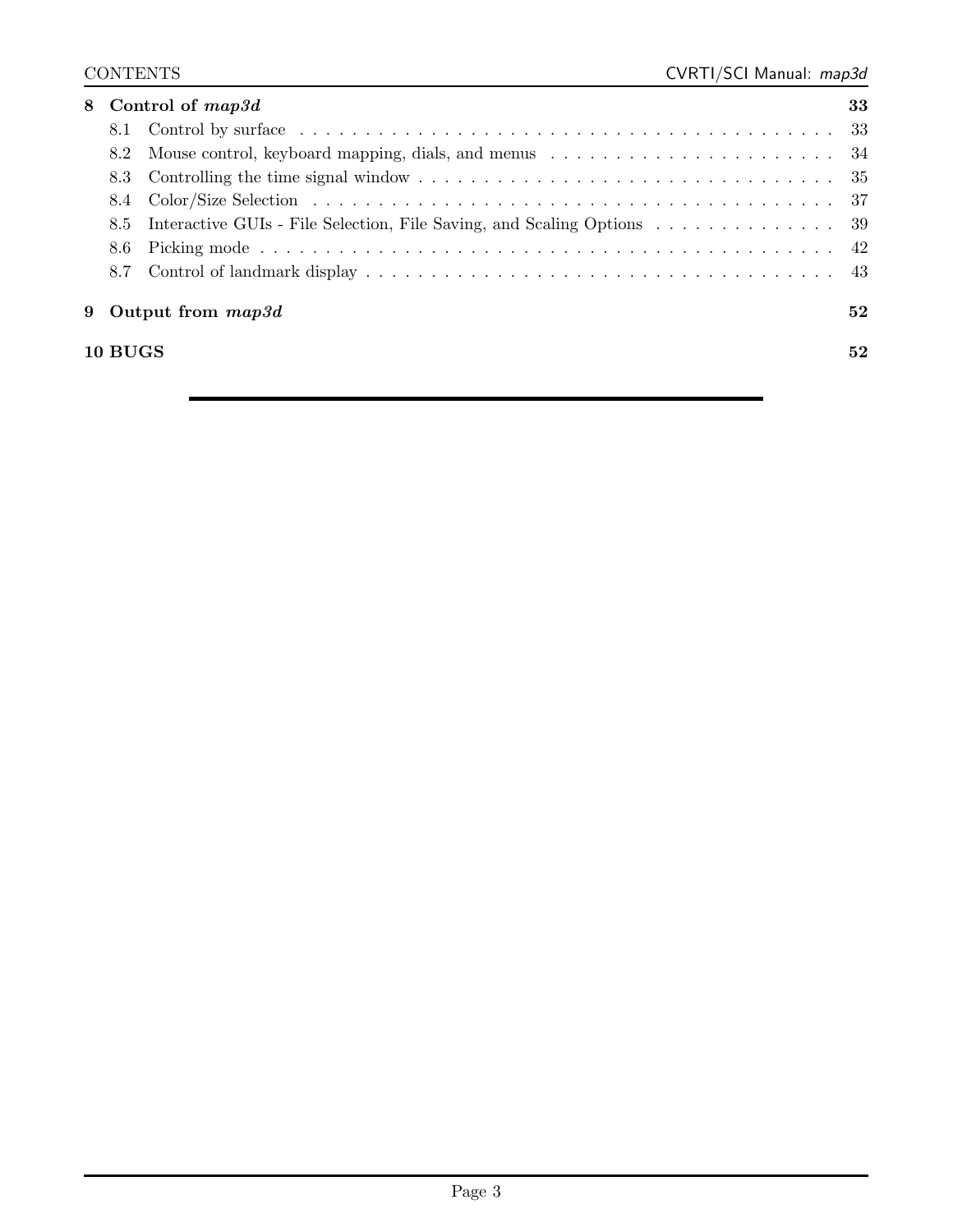**8 Control of *map3d*** **33**

- 8.1 Control by surface . . . . . . . . . . . . . . . . . . . . . . . . . . . . . . . . . . . . . . . . . . . 33
- 8.2 Mouse control, keyboard mapping, dials, and menus . . . . . . . . . . . . . . . . . . . . . . 34
- 8.3 Controlling the time signal window . . . . . . . . . . . . . . . . . . . . . . . . . . . . . . . . 35
- 8.4 Color/Size Selection . . . . . . . . . . . . . . . . . . . . . . . . . . . . . . . . . . . . . . . . 37
- 8.5 Interactive GUIs - File Selection, File Saving, and Scaling Options . . . . . . . . . . . . . . 39
- 8.6 Picking mode . . . . . . . . . . . . . . . . . . . . . . . . . . . . . . . . . . . . . . . . . . . 42
- 8.7 Control of landmark display . . . . . . . . . . . . . . . . . . . . . . . . . . . . . . . . . . . 43

**9 Output from *map3d*** **52**

**10 BUGS** **52**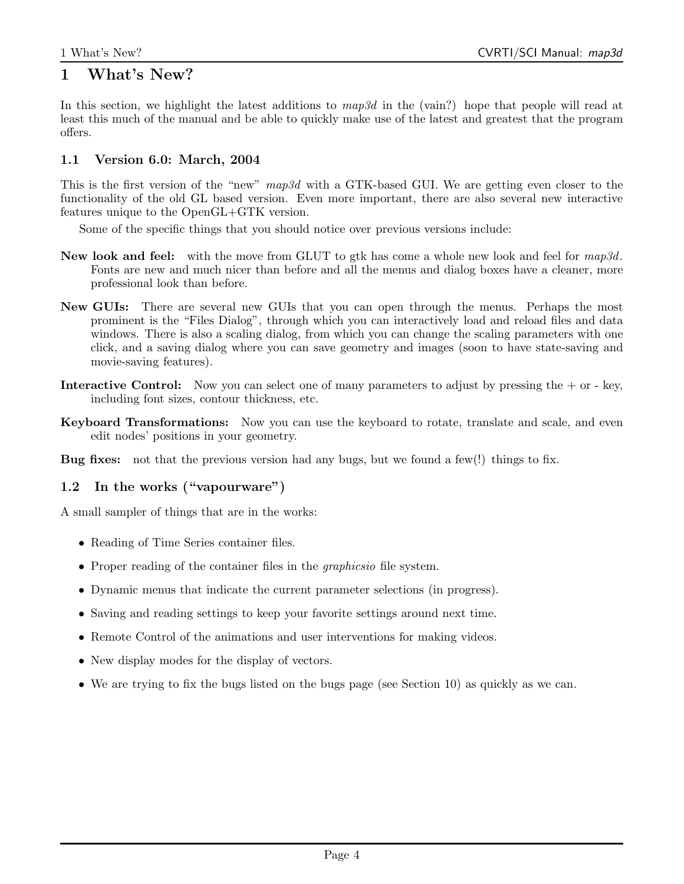# 1 What's New?

In this section, we highlight the latest additions to *map3d* in the (vain?) hope that people will read at least this much of the manual and be able to quickly make use of the latest and greatest that the program offers.

## 1.1 Version 6.0: March, 2004

This is the first version of the "new" *map3d* with a GTK-based GUI. We are getting even closer to the functionality of the old GL based version. Even more important, there are also several new interactive features unique to the OpenGL+GTK version.

Some of the specific things that you should notice over previous versions include:

**New look and feel:** with the move from GLUT to gtk has come a whole new look and feel for *map3d*. Fonts are new and much nicer than before and all the menus and dialog boxes have a cleaner, more professional look than before.

**New GUIs:** There are several new GUIs that you can open through the menus. Perhaps the most prominent is the "Files Dialog", through which you can interactively load and reload files and data windows. There is also a scaling dialog, from which you can change the scaling parameters with one click, and a saving dialog where you can save geometry and images (soon to have state-saving and movie-saving features).

**Interactive Control:** Now you can select one of many parameters to adjust by pressing the + or - key, including font sizes, contour thickness, etc.

**Keyboard Transformations:** Now you can use the keyboard to rotate, translate and scale, and even edit nodes' positions in your geometry.

**Bug fixes:** not that the previous version had any bugs, but we found a few(!) things to fix.

## 1.2 In the works ("vapourware")

A small sampler of things that are in the works:

- Reading of Time Series container files.
- Proper reading of the container files in the *graphicsio* file system.
- Dynamic menus that indicate the current parameter selections (in progress).
- Saving and reading settings to keep your favorite settings around next time.
- Remote Control of the animations and user interventions for making videos.
- New display modes for the display of vectors.
- We are trying to fix the bugs listed on the bugs page (see Section 10) as quickly as we can.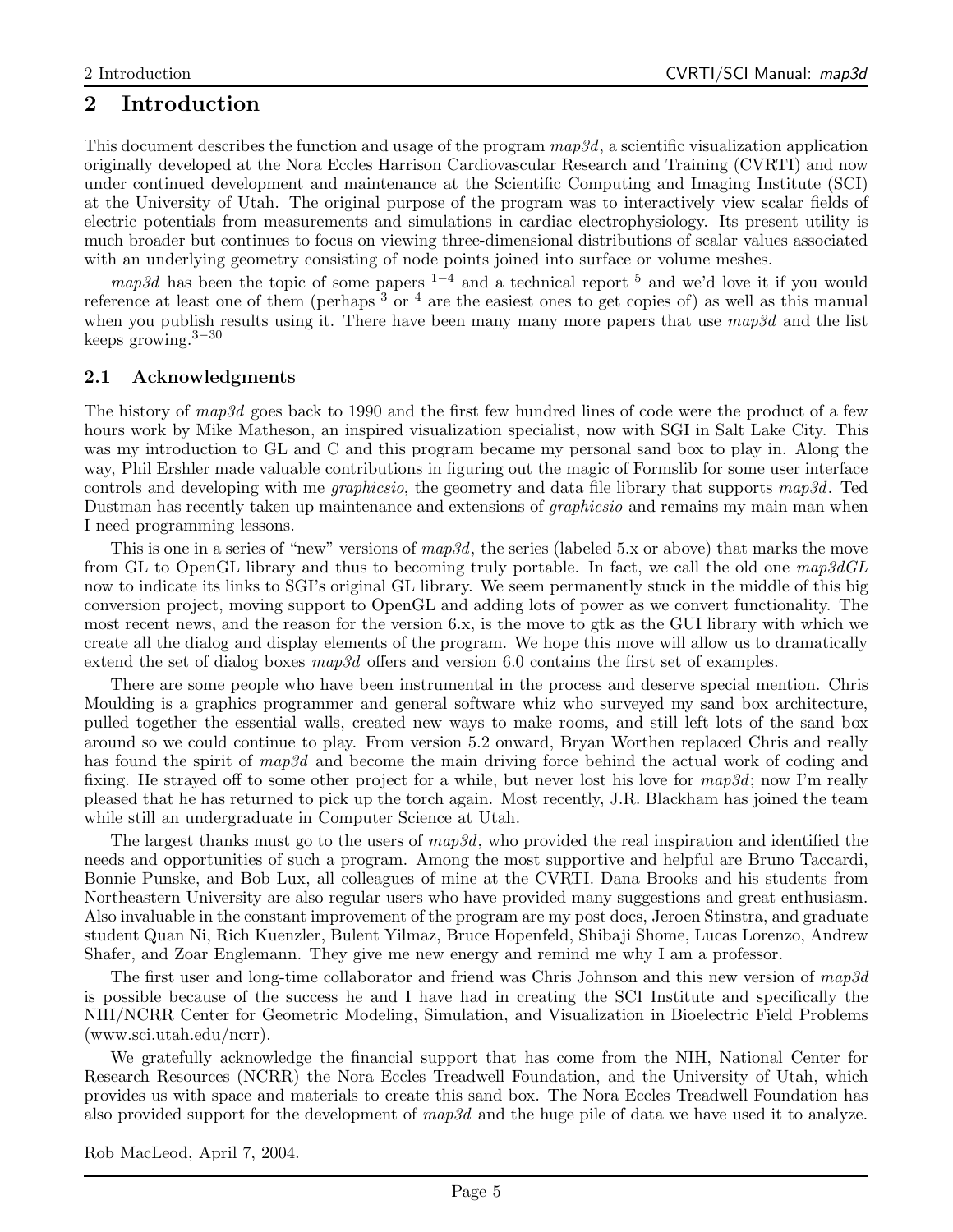## 2 Introduction

This document describes the function and usage of the program *map3d*, a scientific visualization application originally developed at the Nora Eccles Harrison Cardiovascular Research and Training (CVRTI) and now under continued development and maintenance at the Scientific Computing and Imaging Institute (SCI) at the University of Utah. The original purpose of the program was to interactively view scalar fields of electric potentials from measurements and simulations in cardiac electrophysiology. Its present utility is much broader but continues to focus on viewing three-dimensional distributions of scalar values associated with an underlying geometry consisting of node points joined into surface or volume meshes.

*map3d* has been the topic of some papers [1–4] and a technical report [5] and we'd love it if you would reference at least one of them (perhaps [3] or [4] are the easiest ones to get copies of) as well as this manual when you publish results using it. There have been many many more papers that use *map3d* and the list keeps growing.[3–30]

### 2.1 Acknowledgments

The history of *map3d* goes back to 1990 and the first few hundred lines of code were the product of a few hours work by Mike Matheson, an inspired visualization specialist, now with SGI in Salt Lake City. This was my introduction to GL and C and this program became my personal sand box to play in. Along the way, Phil Ershler made valuable contributions in figuring out the magic of Formslib for some user interface controls and developing with me *graphicsio*, the geometry and data file library that supports *map3d*. Ted Dustman has recently taken up maintenance and extensions of *graphicsio* and remains my main man when I need programming lessons.

This is one in a series of "new" versions of *map3d*, the series (labeled 5.x or above) that marks the move from GL to OpenGL library and thus to becoming truly portable. In fact, we call the old one *map3dGL* now to indicate its links to SGI's original GL library. We seem permanently stuck in the middle of this big conversion project, moving support to OpenGL and adding lots of power as we convert functionality. The most recent news, and the reason for the version 6.x, is the move to gtk as the GUI library with which we create all the dialog and display elements of the program. We hope this move will allow us to dramatically extend the set of dialog boxes *map3d* offers and version 6.0 contains the first set of examples.

There are some people who have been instrumental in the process and deserve special mention. Chris Moulding is a graphics programmer and general software whiz who surveyed my sand box architecture, pulled together the essential walls, created new ways to make rooms, and still left lots of the sand box around so we could continue to play. From version 5.2 onward, Bryan Worthen replaced Chris and really has found the spirit of *map3d* and become the main driving force behind the actual work of coding and fixing. He strayed off to some other project for a while, but never lost his love for *map3d*; now I'm really pleased that he has returned to pick up the torch again. Most recently, J.R. Blackham has joined the team while still an undergraduate in Computer Science at Utah.

The largest thanks must go to the users of *map3d*, who provided the real inspiration and identified the needs and opportunities of such a program. Among the most supportive and helpful are Bruno Taccardi, Bonnie Punske, and Bob Lux, all colleagues of mine at the CVRTI. Dana Brooks and his students from Northeastern University are also regular users who have provided many suggestions and great enthusiasm. Also invaluable in the constant improvement of the program are my post docs, Jeroen Stinstra, and graduate student Quan Ni, Rich Kuenzler, Bulent Yilmaz, Bruce Hopenfeld, Shibaji Shome, Lucas Lorenzo, Andrew Shafer, and Zoar Englemann. They give me new energy and remind me why I am a professor.

The first user and long-time collaborator and friend was Chris Johnson and this new version of *map3d* is possible because of the success he and I have had in creating the SCI Institute and specifically the NIH/NCRR Center for Geometric Modeling, Simulation, and Visualization in Bioelectric Field Problems (www.sci.utah.edu/ncrr).

We gratefully acknowledge the financial support that has come from the NIH, National Center for Research Resources (NCRR) the Nora Eccles Treadwell Foundation, and the University of Utah, which provides us with space and materials to create this sand box. The Nora Eccles Treadwell Foundation has also provided support for the development of *map3d* and the huge pile of data we have used it to analyze.

Rob MacLeod, April 7, 2004.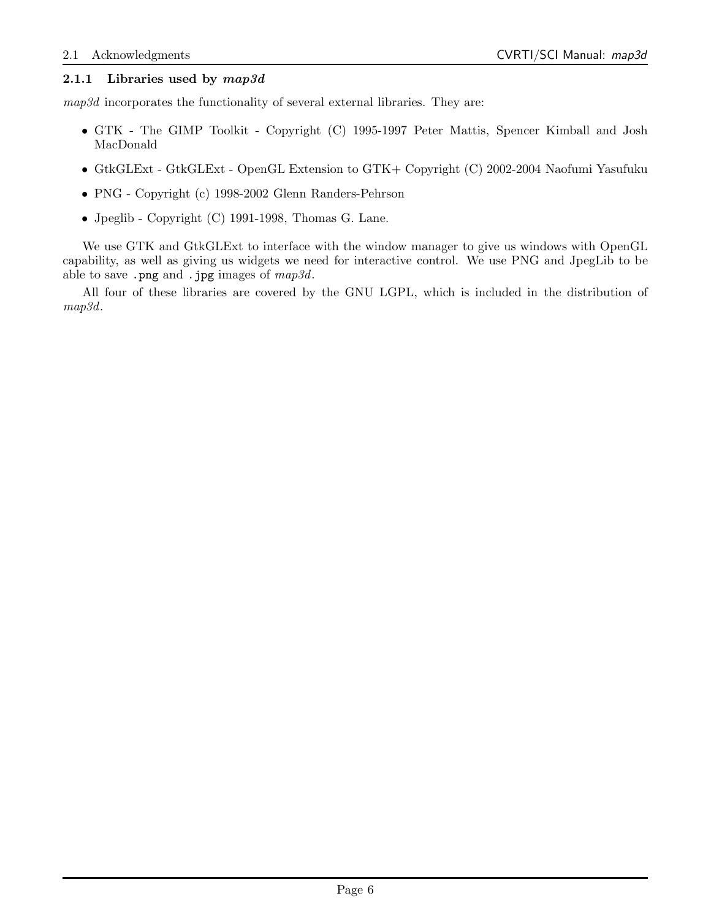### 2.1.1 Libraries used by *map3d*

*map3d* incorporates the functionality of several external libraries. They are:

- GTK - The GIMP Toolkit - Copyright (C) 1995-1997 Peter Mattis, Spencer Kimball and Josh MacDonald
- GtkGLExt - GtkGLExt - OpenGL Extension to GTK+ Copyright (C) 2002-2004 Naofumi Yasufuku
- PNG - Copyright (c) 1998-2002 Glenn Randers-Pehrson
- Jpeglib - Copyright (C) 1991-1998, Thomas G. Lane.

We use GTK and GtkGLExt to interface with the window manager to give us windows with OpenGL capability, as well as giving us widgets we need for interactive control. We use PNG and JpegLib to be able to save `.png` and `.jpg` images of *map3d*.

All four of these libraries are covered by the GNU LGPL, which is included in the distribution of *map3d*.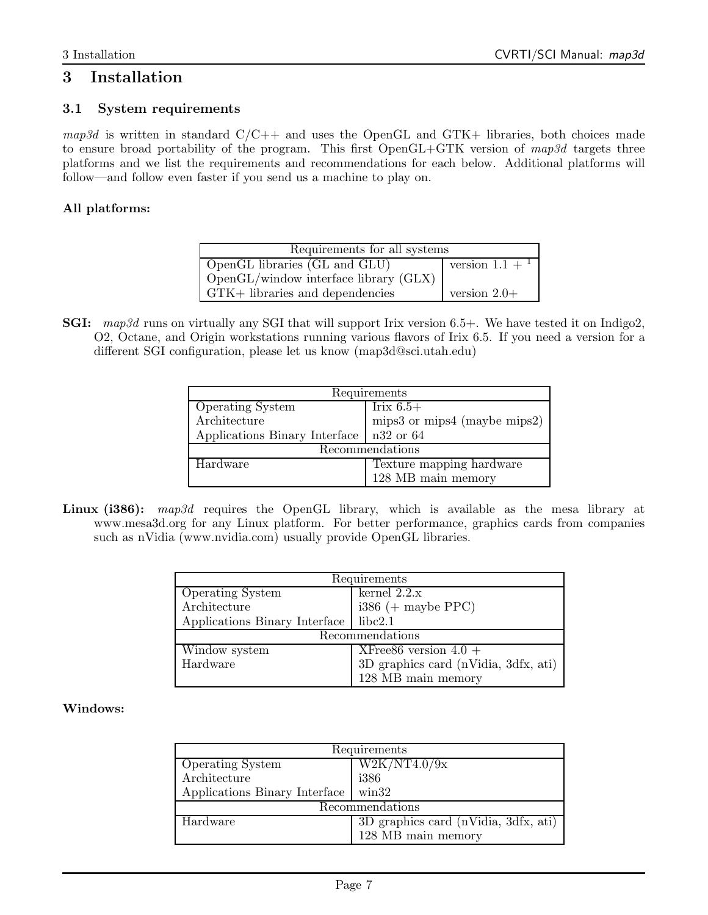# 3 Installation

## 3.1 System requirements

*map3d* is written in standard C/C++ and uses the OpenGL and GTK+ libraries, both choices made to ensure broad portability of the program. This first OpenGL+GTK version of *map3d* targets three platforms and we list the requirements and recommendations for each below. Additional platforms will follow—and follow even faster if you send us a machine to play on.

**All platforms:**

| Requirements for all systems | |
|---|---|
| OpenGL libraries (GL and GLU) | version 1.1 + [1] |
| OpenGL/window interface library (GLX) | |
| GTK+ libraries and dependencies | version 2.0+ |

**SGI:** *map3d* runs on virtually any SGI that will support Irix version 6.5+. We have tested it on Indigo2, O2, Octane, and Origin workstations running various flavors of Irix 6.5. If you need a version for a different SGI configuration, please let us know (map3d@sci.utah.edu)

| Requirements | |
|---|---|
| Operating System | Irix 6.5+ |
| Architecture | mips3 or mips4 (maybe mips2) |
| Applications Binary Interface | n32 or 64 |
| **Recommendations** | |
| Hardware | Texture mapping hardware |
| | 128 MB main memory |

**Linux (i386):** *map3d* requires the OpenGL library, which is available as the mesa library at www.mesa3d.org for any Linux platform. For better performance, graphics cards from companies such as nVidia (www.nvidia.com) usually provide OpenGL libraries.

| Requirements | |
|---|---|
| Operating System | kernel 2.2.x |
| Architecture | i386 (+ maybe PPC) |
| Applications Binary Interface | libc2.1 |
| **Recommendations** | |
| Window system | XFree86 version 4.0 + |
| Hardware | 3D graphics card (nVidia, 3dfx, ati) |
| | 128 MB main memory |

**Windows:**

| Requirements | |
|---|---|
| Operating System | W2K/NT4.0/9x |
| Architecture | i386 |
| Applications Binary Interface | win32 |
| **Recommendations** | |
| Hardware | 3D graphics card (nVidia, 3dfx, ati) |
| | 128 MB main memory |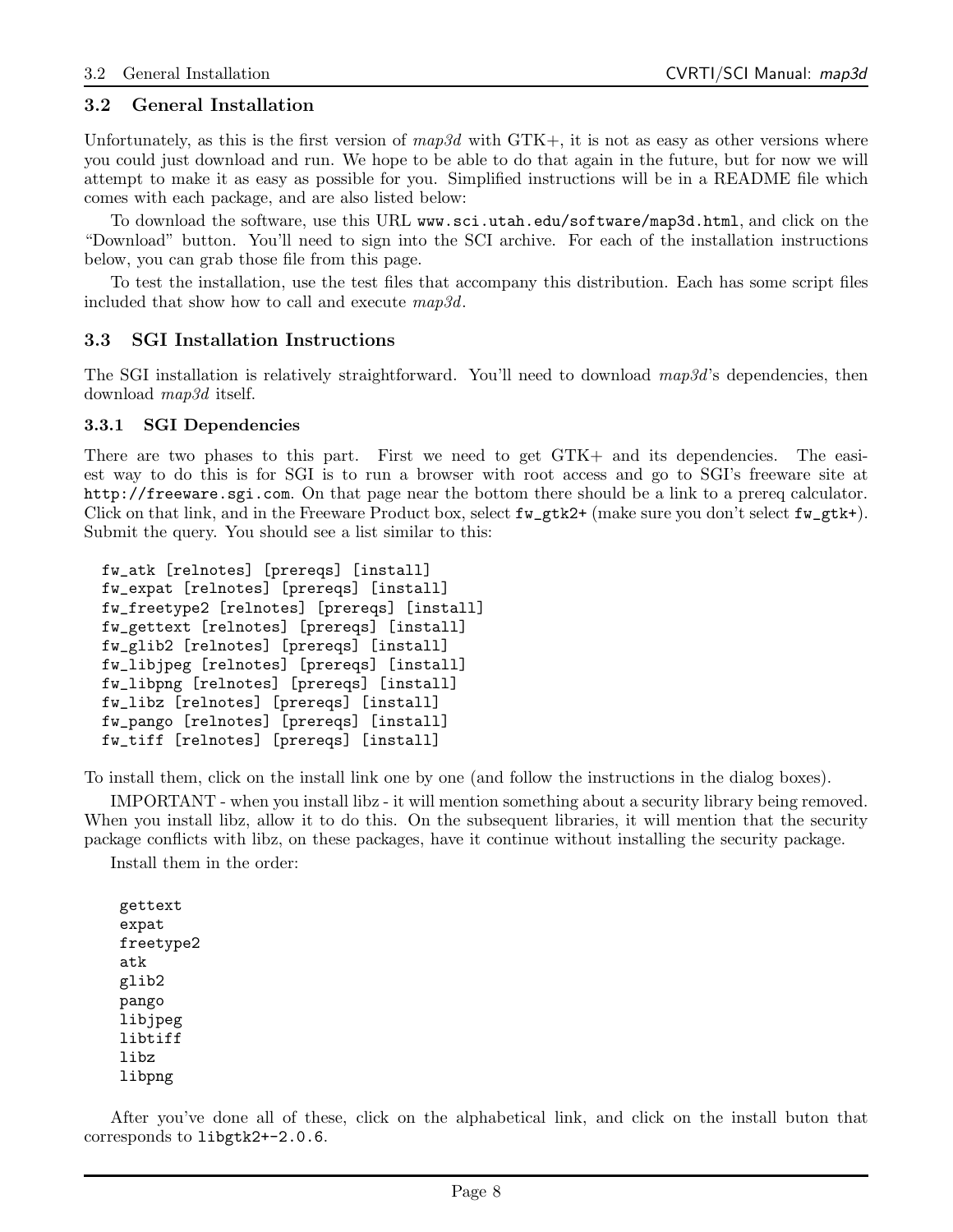## 3.2 General Installation

Unfortunately, as this is the first version of *map3d* with GTK+, it is not as easy as other versions where you could just download and run. We hope to be able to do that again in the future, but for now we will attempt to make it as easy as possible for you. Simplified instructions will be in a README file which comes with each package, and are also listed below:

To download the software, use this URL `www.sci.utah.edu/software/map3d.html`, and click on the "Download" button. You'll need to sign into the SCI archive. For each of the installation instructions below, you can grab those file from this page.

To test the installation, use the test files that accompany this distribution. Each has some script files included that show how to call and execute *map3d*.

## 3.3 SGI Installation Instructions

The SGI installation is relatively straightforward. You'll need to download *map3d*'s dependencies, then download *map3d* itself.

### 3.3.1 SGI Dependencies

There are two phases to this part. First we need to get GTK+ and its dependencies. The easiest way to do this is for SGI is to run a browser with root access and go to SGI's freeware site at `http://freeware.sgi.com`. On that page near the bottom there should be a link to a prereq calculator. Click on that link, and in the Freeware Product box, select `fw_gtk2+` (make sure you don't select `fw_gtk+`). Submit the query. You should see a list similar to this:

```
fw_atk [relnotes] [prereqs] [install]
fw_expat [relnotes] [prereqs] [install]
fw_freetype2 [relnotes] [prereqs] [install]
fw_gettext [relnotes] [prereqs] [install]
fw_glib2 [relnotes] [prereqs] [install]
fw_libjpeg [relnotes] [prereqs] [install]
fw_libpng [relnotes] [prereqs] [install]
fw_libz [relnotes] [prereqs] [install]
fw_pango [relnotes] [prereqs] [install]
fw_tiff [relnotes] [prereqs] [install]
```

To install them, click on the install link one by one (and follow the instructions in the dialog boxes).

IMPORTANT - when you install libz - it will mention something about a security library being removed. When you install libz, allow it to do this. On the subsequent libraries, it will mention that the security package conflicts with libz, on these packages, have it continue without installing the security package.

Install them in the order:

```
gettext
expat
freetype2
atk
glib2
pango
libjpeg
libtiff
libz
libpng
```

After you've done all of these, click on the alphabetical link, and click on the install buton that corresponds to `libgtk2+-2.0.6`.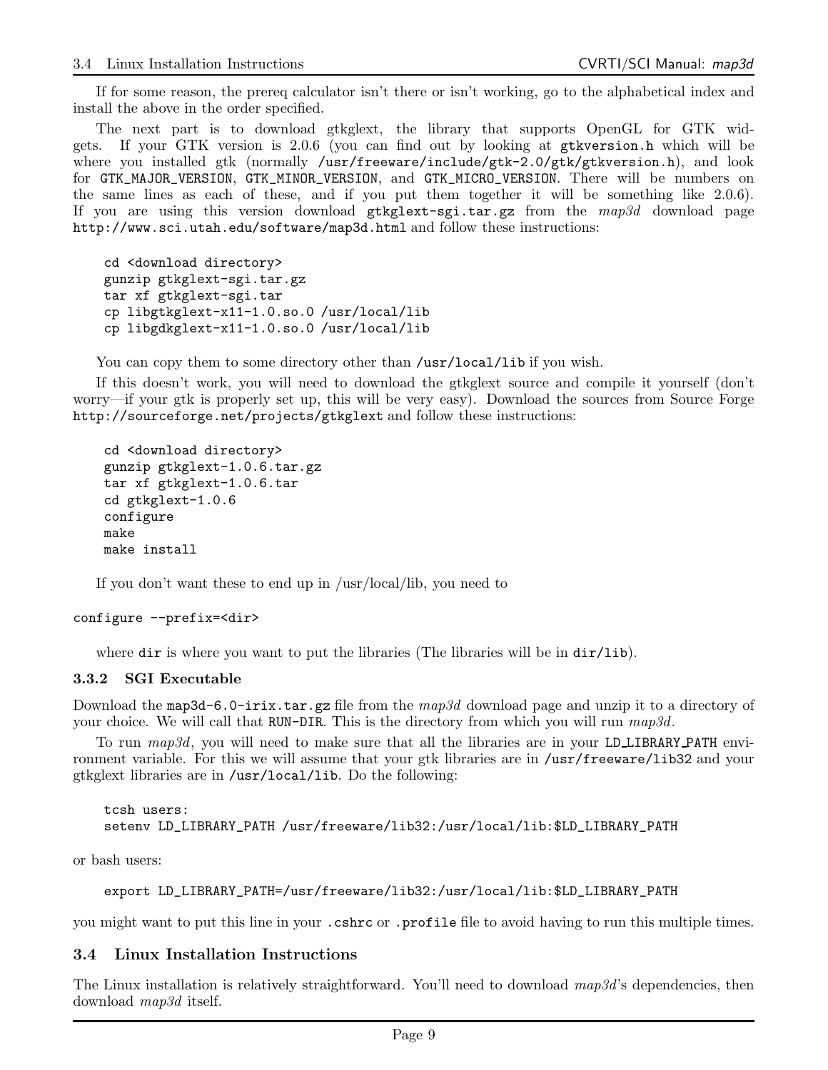If for some reason, the prereq calculator isn't there or isn't working, go to the alphabetical index and install the above in the order specified.

The next part is to download gtkglext, the library that supports OpenGL for GTK widgets. If your GTK version is 2.0.6 (you can find out by looking at `gtkversion.h` which will be where you installed gtk (normally `/usr/freeware/include/gtk-2.0/gtk/gtkversion.h`), and look for `GTK_MAJOR_VERSION`, `GTK_MINOR_VERSION`, and `GTK_MICRO_VERSION`. There will be numbers on the same lines as each of these, and if you put them together it will be something like 2.0.6). If you are using this version download `gtkglext-sgi.tar.gz` from the *map3d* download page `http://www.sci.utah.edu/software/map3d.html` and follow these instructions:

```
cd <download directory>
gunzip gtkglext-sgi.tar.gz
tar xf gtkglext-sgi.tar
cp libgtkglext-x11-1.0.so.0 /usr/local/lib
cp libgdkglext-x11-1.0.so.0 /usr/local/lib
```

You can copy them to some directory other than `/usr/local/lib` if you wish.

If this doesn't work, you will need to download the gtkglext source and compile it yourself (don't worry—if your gtk is properly set up, this will be very easy). Download the sources from Source Forge `http://sourceforge.net/projects/gtkglext` and follow these instructions:

```
cd <download directory>
gunzip gtkglext-1.0.6.tar.gz
tar xf gtkglext-1.0.6.tar
cd gtkglext-1.0.6
configure
make
make install
```

If you don't want these to end up in /usr/local/lib, you need to

```
configure --prefix=<dir>
```

where `dir` is where you want to put the libraries (The libraries will be in `dir/lib`).

### 3.3.2 SGI Executable

Download the `map3d-6.0-irix.tar.gz` file from the *map3d* download page and unzip it to a directory of your choice. We will call that `RUN-DIR`. This is the directory from which you will run *map3d*.

To run *map3d*, you will need to make sure that all the libraries are in your `LD_LIBRARY_PATH` environment variable. For this we will assume that your gtk libraries are in `/usr/freeware/lib32` and your gtkglext libraries are in `/usr/local/lib`. Do the following:

```
tcsh users:
setenv LD_LIBRARY_PATH /usr/freeware/lib32:/usr/local/lib:$LD_LIBRARY_PATH
```

or bash users:

```
export LD_LIBRARY_PATH=/usr/freeware/lib32:/usr/local/lib:$LD_LIBRARY_PATH
```

you might want to put this line in your `.cshrc` or `.profile` file to avoid having to run this multiple times.

## 3.4 Linux Installation Instructions

The Linux installation is relatively straightforward. You'll need to download *map3d*'s dependencies, then download *map3d* itself.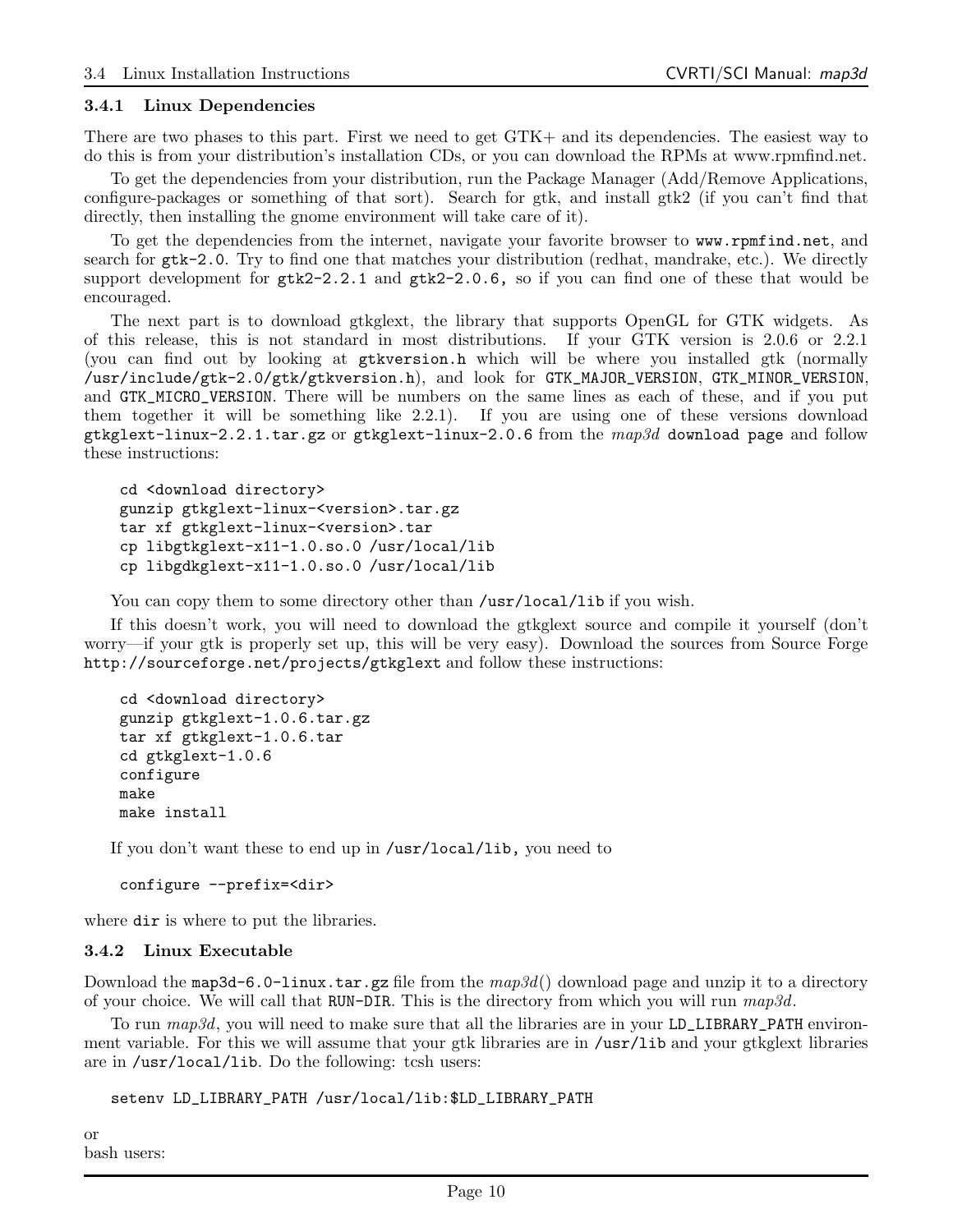### 3.4.1 Linux Dependencies

There are two phases to this part. First we need to get GTK+ and its dependencies. The easiest way to do this is from your distribution's installation CDs, or you can download the RPMs at www.rpmfind.net.

To get the dependencies from your distribution, run the Package Manager (Add/Remove Applications, configure-packages or something of that sort). Search for gtk, and install gtk2 (if you can't find that directly, then installing the gnome environment will take care of it).

To get the dependencies from the internet, navigate your favorite browser to `www.rpmfind.net`, and search for `gtk-2.0`. Try to find one that matches your distribution (redhat, mandrake, etc.). We directly support development for `gtk2-2.2.1` and `gtk2-2.0.6`, so if you can find one of these that would be encouraged.

The next part is to download gtkglext, the library that supports OpenGL for GTK widgets. As of this release, this is not standard in most distributions. If your GTK version is 2.0.6 or 2.2.1 (you can find out by looking at `gtkversion.h` which will be where you installed gtk (normally `/usr/include/gtk-2.0/gtk/gtkversion.h`), and look for `GTK_MAJOR_VERSION`, `GTK_MINOR_VERSION`, and `GTK_MICRO_VERSION`. There will be numbers on the same lines as each of these, and if you put them together it will be something like 2.2.1). If you are using one of these versions download `gtkglext-linux-2.2.1.tar.gz` or `gtkglext-linux-2.0.6` from the *map3d* `download page` and follow these instructions:

```
cd <download directory>
gunzip gtkglext-linux-<version>.tar.gz
tar xf gtkglext-linux-<version>.tar
cp libgtkglext-x11-1.0.so.0 /usr/local/lib
cp libgdkglext-x11-1.0.so.0 /usr/local/lib
```

You can copy them to some directory other than `/usr/local/lib` if you wish.

If this doesn't work, you will need to download the gtkglext source and compile it yourself (don't worry—if your gtk is properly set up, this will be very easy). Download the sources from Source Forge `http://sourceforge.net/projects/gtkglext` and follow these instructions:

```
cd <download directory>
gunzip gtkglext-1.0.6.tar.gz
tar xf gtkglext-1.0.6.tar
cd gtkglext-1.0.6
configure
make
make install
```

If you don't want these to end up in `/usr/local/lib`, you need to

```
configure --prefix=<dir>
```

where `dir` is where to put the libraries.

### 3.4.2 Linux Executable

Download the `map3d-6.0-linux.tar.gz` file from the *map3d*() download page and unzip it to a directory of your choice. We will call that `RUN-DIR`. This is the directory from which you will run *map3d*.

To run *map3d*, you will need to make sure that all the libraries are in your `LD_LIBRARY_PATH` environment variable. For this we will assume that your gtk libraries are in `/usr/lib` and your gtkglext libraries are in `/usr/local/lib`. Do the following: tcsh users:

```
setenv LD_LIBRARY_PATH /usr/local/lib:$LD_LIBRARY_PATH
```

or
bash users: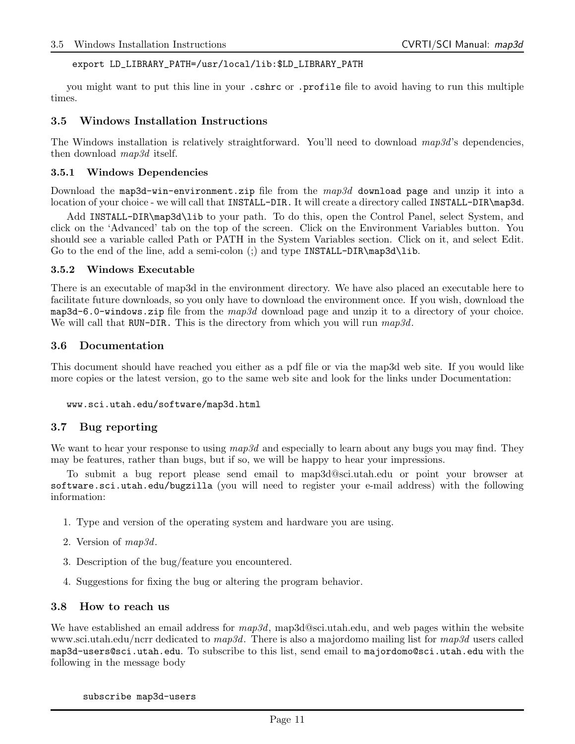```
export LD_LIBRARY_PATH=/usr/local/lib:$LD_LIBRARY_PATH
```

you might want to put this line in your `.cshrc` or `.profile` file to avoid having to run this multiple times.

### 3.5 Windows Installation Instructions

The Windows installation is relatively straightforward. You'll need to download *map3d*'s dependencies, then download *map3d* itself.

#### 3.5.1 Windows Dependencies

Download the `map3d-win-environment.zip` file from the *map3d* `download page` and unzip it into a location of your choice - we will call that `INSTALL-DIR.` It will create a directory called `INSTALL-DIR\map3d`.

Add `INSTALL-DIR\map3d\lib` to your path. To do this, open the Control Panel, select System, and click on the 'Advanced' tab on the top of the screen. Click on the Environment Variables button. You should see a variable called Path or PATH in the System Variables section. Click on it, and select Edit. Go to the end of the line, add a semi-colon (;) and type `INSTALL-DIR\map3d\lib`.

#### 3.5.2 Windows Executable

There is an executable of map3d in the environment directory. We have also placed an executable here to facilitate future downloads, so you only have to download the environment once. If you wish, download the `map3d-6.0-windows.zip` file from the *map3d* download page and unzip it to a directory of your choice. We will call that `RUN-DIR.` This is the directory from which you will run *map3d*.

### 3.6 Documentation

This document should have reached you either as a pdf file or via the map3d web site. If you would like more copies or the latest version, go to the same web site and look for the links under Documentation:

```
www.sci.utah.edu/software/map3d.html
```

### 3.7 Bug reporting

We want to hear your response to using *map3d* and especially to learn about any bugs you may find. They may be features, rather than bugs, but if so, we will be happy to hear your impressions.

To submit a bug report please send email to map3d@sci.utah.edu or point your browser at `software.sci.utah.edu/bugzilla` (you will need to register your e-mail address) with the following information:

1. Type and version of the operating system and hardware you are using.
2. Version of *map3d*.
3. Description of the bug/feature you encountered.
4. Suggestions for fixing the bug or altering the program behavior.

### 3.8 How to reach us

We have established an email address for *map3d*, map3d@sci.utah.edu, and web pages within the website www.sci.utah.edu/ncrr dedicated to *map3d*. There is also a majordomo mailing list for *map3d* users called `map3d-users@sci.utah.edu`. To subscribe to this list, send email to `majordomo@sci.utah.edu` with the following in the message body

```
subscribe map3d-users
```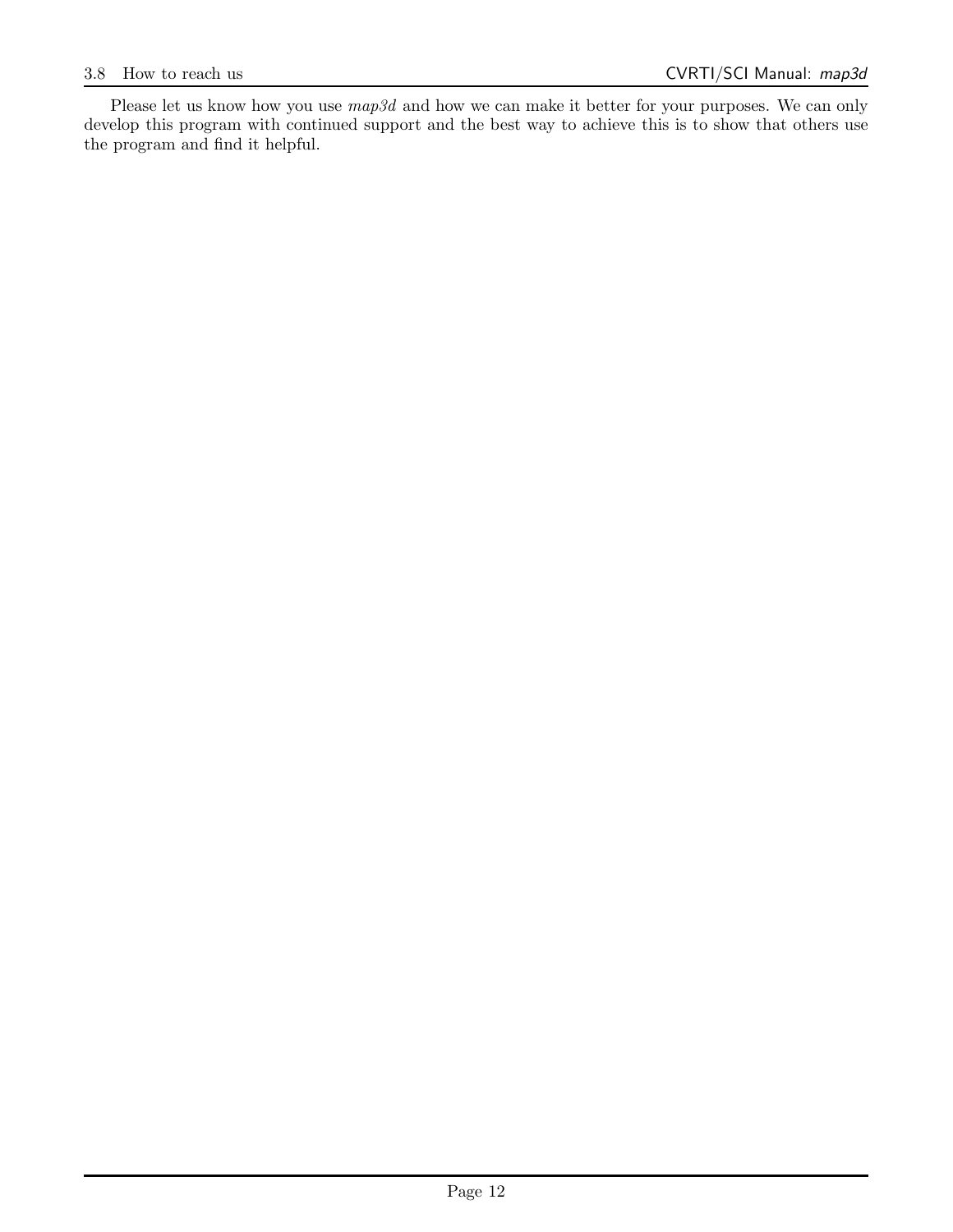Please let us know how you use *map3d* and how we can make it better for your purposes. We can only develop this program with continued support and the best way to achieve this is to show that others use the program and find it helpful.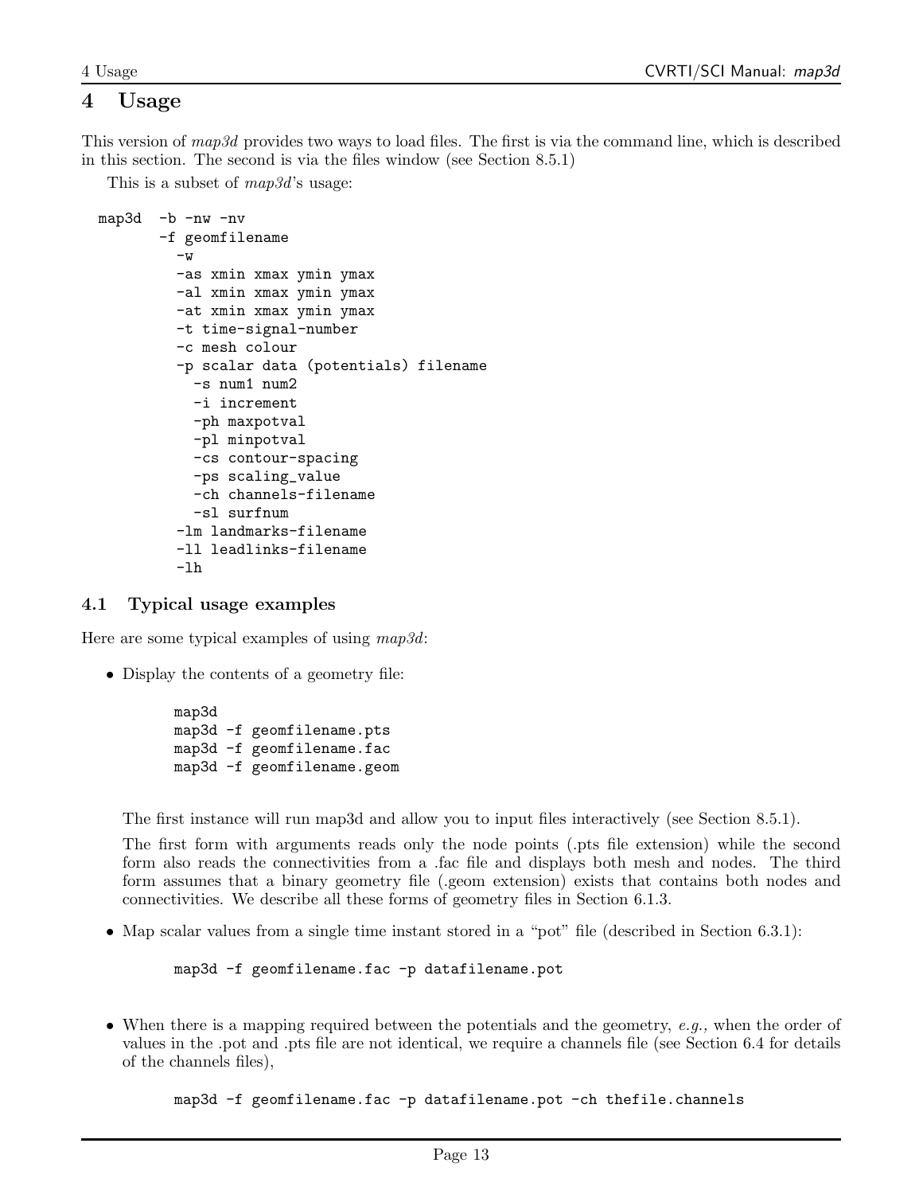# 4 Usage

This version of *map3d* provides two ways to load files. The first is via the command line, which is described in this section. The second is via the files window (see Section 8.5.1)

This is a subset of *map3d*'s usage:

```
map3d  -b -nw -nv
       -f geomfilename
         -w
         -as xmin xmax ymin ymax
         -al xmin xmax ymin ymax
         -at xmin xmax ymin ymax
         -t time-signal-number
         -c mesh colour
         -p scalar data (potentials) filename
           -s num1 num2
           -i increment
           -ph maxpotval
           -pl minpotval
           -cs contour-spacing
           -ps scaling_value
           -ch channels-filename
           -sl surfnum
         -lm landmarks-filename
         -ll leadlinks-filename
         -lh
```

## 4.1 Typical usage examples

Here are some typical examples of using *map3d*:

- Display the contents of a geometry file:

  ```
  map3d
  map3d -f geomfilename.pts
  map3d -f geomfilename.fac
  map3d -f geomfilename.geom
  ```

  The first instance will run map3d and allow you to input files interactively (see Section 8.5.1).

  The first form with arguments reads only the node points (.pts file extension) while the second form also reads the connectivities from a .fac file and displays both mesh and nodes. The third form assumes that a binary geometry file (.geom extension) exists that contains both nodes and connectivities. We describe all these forms of geometry files in Section 6.1.3.

- Map scalar values from a single time instant stored in a "pot" file (described in Section 6.3.1):

  ```
  map3d -f geomfilename.fac -p datafilename.pot
  ```

- When there is a mapping required between the potentials and the geometry, *e.g.,* when the order of values in the .pot and .pts file are not identical, we require a channels file (see Section 6.4 for details of the channels files),

  ```
  map3d -f geomfilename.fac -p datafilename.pot -ch thefile.channels
  ```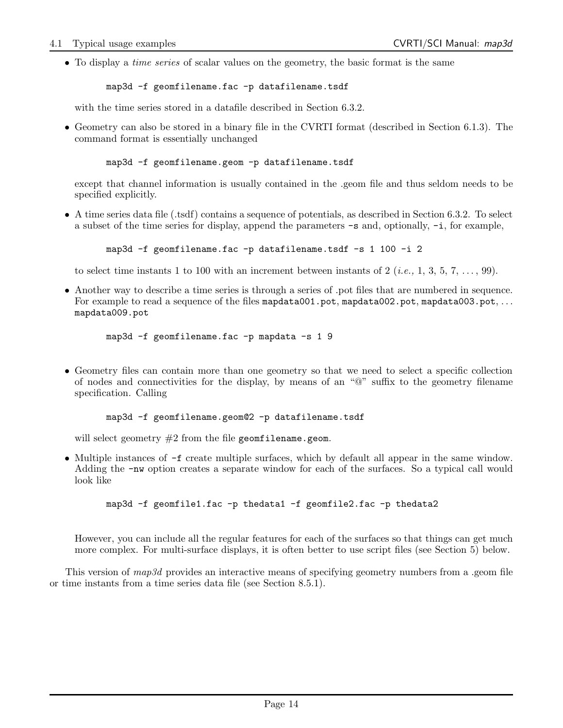- To display a *time series* of scalar values on the geometry, the basic format is the same

  ```
  map3d -f geomfilename.fac -p datafilename.tsdf
  ```

  with the time series stored in a datafile described in Section 6.3.2.

- Geometry can also be stored in a binary file in the CVRTI format (described in Section 6.1.3). The command format is essentially unchanged

  ```
  map3d -f geomfilename.geom -p datafilename.tsdf
  ```

  except that channel information is usually contained in the .geom file and thus seldom needs to be specified explicitly.

- A time series data file (.tsdf) contains a sequence of potentials, as described in Section 6.3.2. To select a subset of the time series for display, append the parameters `-s` and, optionally, `-i`, for example,

  ```
  map3d -f geomfilename.fac -p datafilename.tsdf -s 1 100 -i 2
  ```

  to select time instants 1 to 100 with an increment between instants of 2 (*i.e.,* 1, 3, 5, 7, ..., 99).

- Another way to describe a time series is through a series of .pot files that are numbered in sequence. For example to read a sequence of the files `mapdata001.pot`, `mapdata002.pot`, `mapdata003.pot`, ... `mapdata009.pot`

  ```
  map3d -f geomfilename.fac -p mapdata -s 1 9
  ```

- Geometry files can contain more than one geometry so that we need to select a specific collection of nodes and connectivities for the display, by means of an "@" suffix to the geometry filename specification. Calling

  ```
  map3d -f geomfilename.geom@2 -p datafilename.tsdf
  ```

  will select geometry #2 from the file `geomfilename.geom`.

- Multiple instances of `-f` create multiple surfaces, which by default all appear in the same window. Adding the `-nw` option creates a separate window for each of the surfaces. So a typical call would look like

  ```
  map3d -f geomfile1.fac -p thedata1 -f geomfile2.fac -p thedata2
  ```

  However, you can include all the regular features for each of the surfaces so that things can get much more complex. For multi-surface displays, it is often better to use script files (see Section 5) below.

This version of *map3d* provides an interactive means of specifying geometry numbers from a .geom file or time instants from a time series data file (see Section 8.5.1).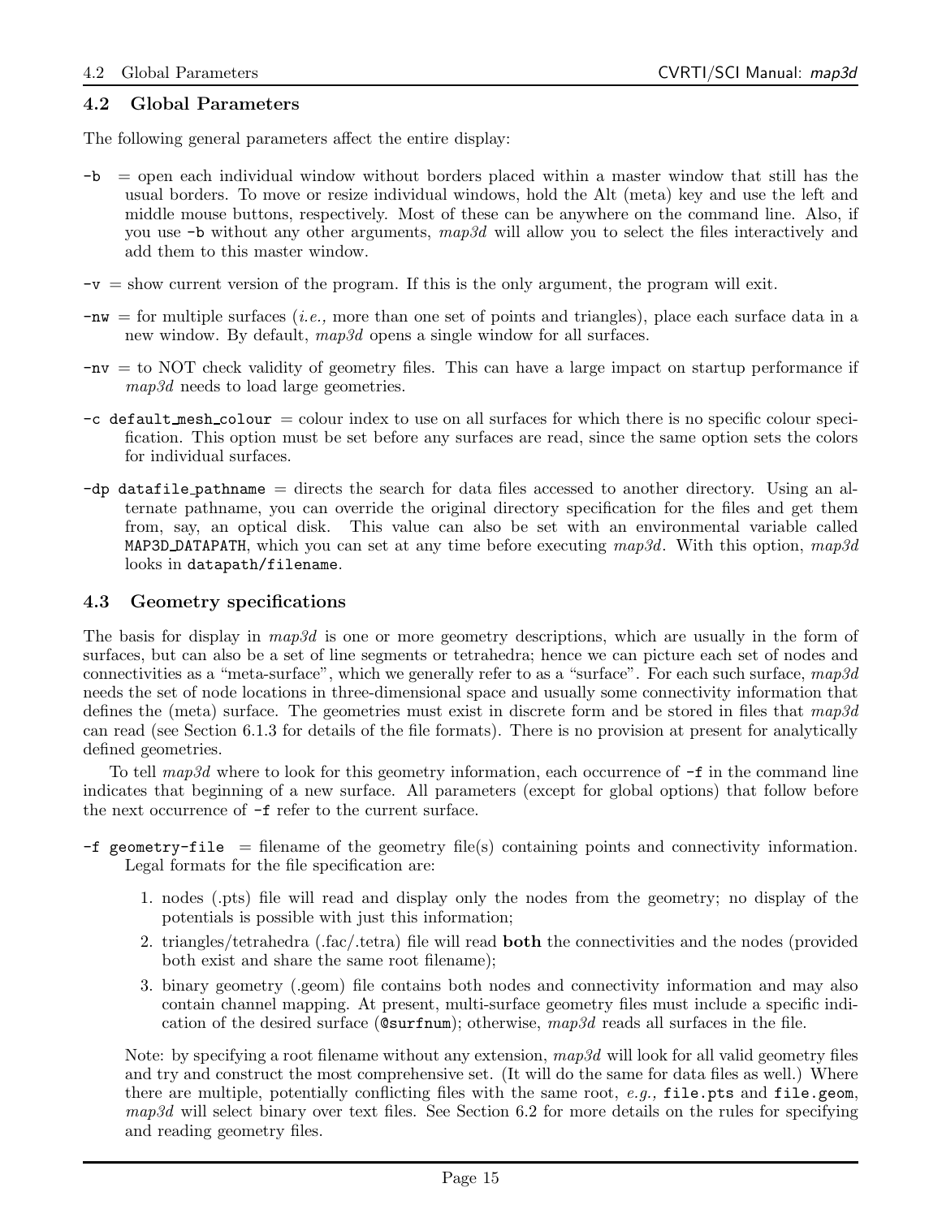## 4.2 Global Parameters

The following general parameters affect the entire display:

`-b` = open each individual window without borders placed within a master window that still has the usual borders. To move or resize individual windows, hold the Alt (meta) key and use the left and middle mouse buttons, respectively. Most of these can be anywhere on the command line. Also, if you use `-b` without any other arguments, *map3d* will allow you to select the files interactively and add them to this master window.

`-v` = show current version of the program. If this is the only argument, the program will exit.

`-nw` = for multiple surfaces (*i.e.,* more than one set of points and triangles), place each surface data in a new window. By default, *map3d* opens a single window for all surfaces.

`-nv` = to NOT check validity of geometry files. This can have a large impact on startup performance if *map3d* needs to load large geometries.

`-c default_mesh_colour` = colour index to use on all surfaces for which there is no specific colour specification. This option must be set before any surfaces are read, since the same option sets the colors for individual surfaces.

`-dp datafile_pathname` = directs the search for data files accessed to another directory. Using an alternate pathname, you can override the original directory specification for the files and get them from, say, an optical disk. This value can also be set with an environmental variable called `MAP3D_DATAPATH`, which you can set at any time before executing *map3d*. With this option, *map3d* looks in `datapath/filename`.

## 4.3 Geometry specifications

The basis for display in *map3d* is one or more geometry descriptions, which are usually in the form of surfaces, but can also be a set of line segments or tetrahedra; hence we can picture each set of nodes and connectivities as a "meta-surface", which we generally refer to as a "surface". For each such surface, *map3d* needs the set of node locations in three-dimensional space and usually some connectivity information that defines the (meta) surface. The geometries must exist in discrete form and be stored in files that *map3d* can read (see Section 6.1.3 for details of the file formats). There is no provision at present for analytically defined geometries.

To tell *map3d* where to look for this geometry information, each occurrence of `-f` in the command line indicates that beginning of a new surface. All parameters (except for global options) that follow before the next occurrence of `-f` refer to the current surface.

`-f geometry-file` = filename of the geometry file(s) containing points and connectivity information. Legal formats for the file specification are:

1. nodes (.pts) file will read and display only the nodes from the geometry; no display of the potentials is possible with just this information;
2. triangles/tetrahedra (.fac/.tetra) file will read **both** the connectivities and the nodes (provided both exist and share the same root filename);
3. binary geometry (.geom) file contains both nodes and connectivity information and may also contain channel mapping. At present, multi-surface geometry files must include a specific indication of the desired surface (`@surfnum`); otherwise, *map3d* reads all surfaces in the file.

Note: by specifying a root filename without any extension, *map3d* will look for all valid geometry files and try and construct the most comprehensive set. (It will do the same for data files as well.) Where there are multiple, potentially conflicting files with the same root, *e.g.,* `file.pts` and `file.geom`, *map3d* will select binary over text files. See Section 6.2 for more details on the rules for specifying and reading geometry files.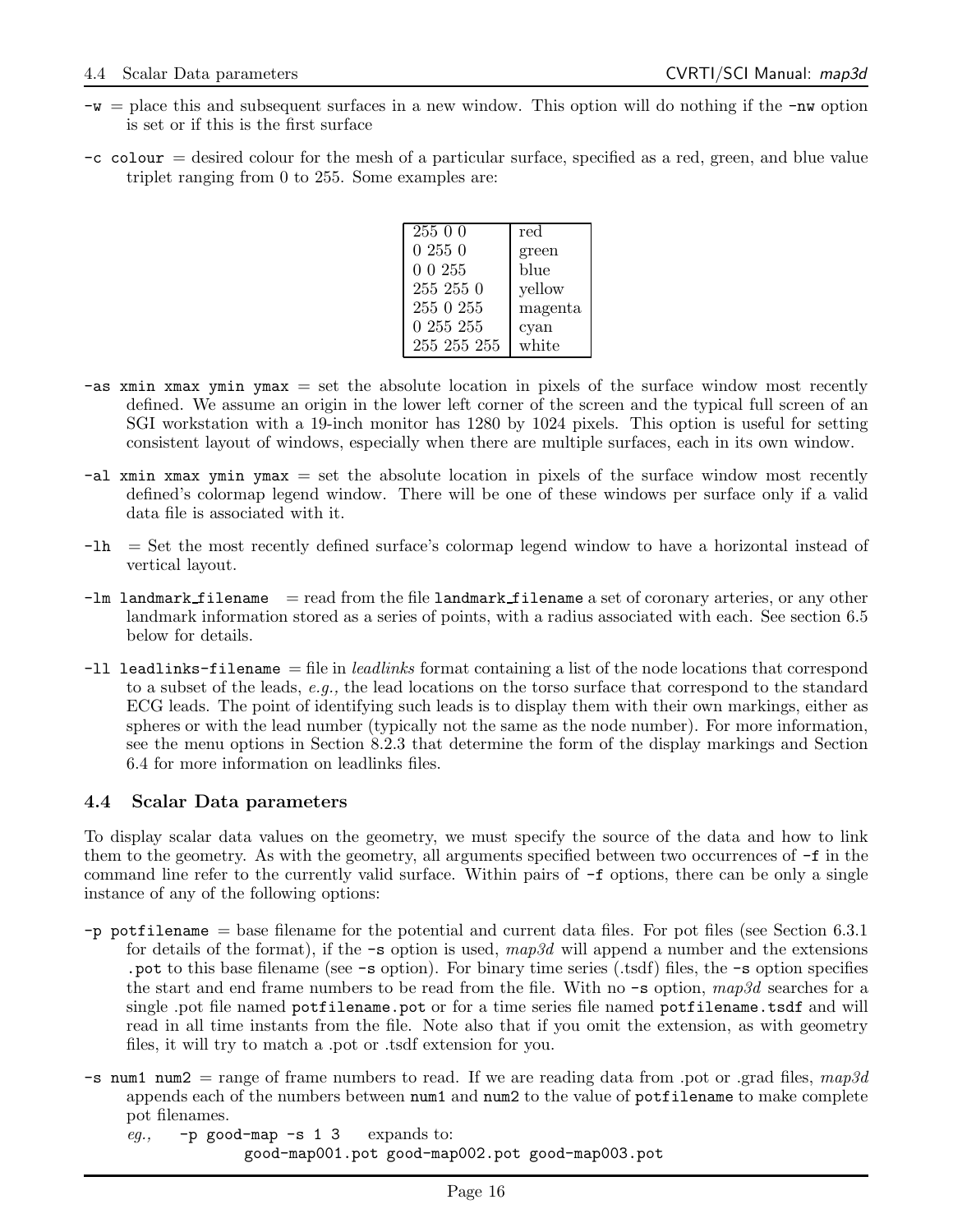`-w` = place this and subsequent surfaces in a new window. This option will do nothing if the `-nw` option is set or if this is the first surface

`-c colour` = desired colour for the mesh of a particular surface, specified as a red, green, and blue value triplet ranging from 0 to 255. Some examples are:

| | |
|---|---|
| 255 0 0 | red |
| 0 255 0 | green |
| 0 0 255 | blue |
| 255 255 0 | yellow |
| 255 0 255 | magenta |
| 0 255 255 | cyan |
| 255 255 255 | white |

`-as xmin xmax ymin ymax` = set the absolute location in pixels of the surface window most recently defined. We assume an origin in the lower left corner of the screen and the typical full screen of an SGI workstation with a 19-inch monitor has 1280 by 1024 pixels. This option is useful for setting consistent layout of windows, especially when there are multiple surfaces, each in its own window.

`-al xmin xmax ymin ymax` = set the absolute location in pixels of the surface window most recently defined's colormap legend window. There will be one of these windows per surface only if a valid data file is associated with it.

`-lh` = Set the most recently defined surface's colormap legend window to have a horizontal instead of vertical layout.

`-lm landmark_filename` = read from the file `landmark_filename` a set of coronary arteries, or any other landmark information stored as a series of points, with a radius associated with each. See section 6.5 below for details.

`-ll leadlinks-filename` = file in *leadlinks* format containing a list of the node locations that correspond to a subset of the leads, *e.g.,* the lead locations on the torso surface that correspond to the standard ECG leads. The point of identifying such leads is to display them with their own markings, either as spheres or with the lead number (typically not the same as the node number). For more information, see the menu options in Section 8.2.3 that determine the form of the display markings and Section 6.4 for more information on leadlinks files.

## 4.4 Scalar Data parameters

To display scalar data values on the geometry, we must specify the source of the data and how to link them to the geometry. As with the geometry, all arguments specified between two occurrences of `-f` in the command line refer to the currently valid surface. Within pairs of `-f` options, there can be only a single instance of any of the following options:

`-p potfilename` = base filename for the potential and current data files. For pot files (see Section 6.3.1 for details of the format), if the `-s` option is used, *map3d* will append a number and the extensions `.pot` to this base filename (see `-s` option). For binary time series (.tsdf) files, the `-s` option specifies the start and end frame numbers to be read from the file. With no `-s` option, *map3d* searches for a single .pot file named `potfilename.pot` or for a time series file named `potfilename.tsdf` and will read in all time instants from the file. Note also that if you omit the extension, as with geometry files, it will try to match a .pot or .tsdf extension for you.

`-s num1 num2` = range of frame numbers to read. If we are reading data from .pot or .grad files, *map3d* appends each of the numbers between `num1` and `num2` to the value of `potfilename` to make complete pot filenames.

*eg.,* `-p good-map -s 1 3` expands to:
`good-map001.pot good-map002.pot good-map003.pot`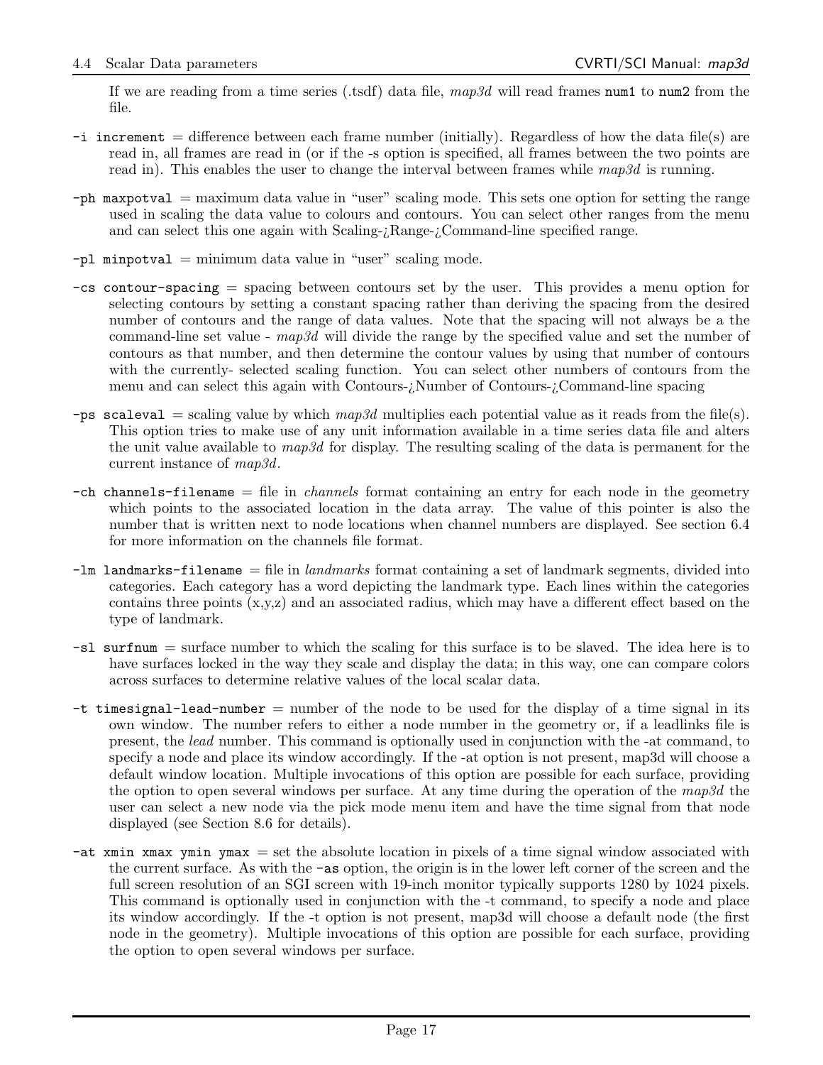If we are reading from a time series (.tsdf) data file, *map3d* will read frames `num1` to `num2` from the file.

`-i increment` = difference between each frame number (initially). Regardless of how the data file(s) are read in, all frames are read in (or if the -s option is specified, all frames between the two points are read in). This enables the user to change the interval between frames while *map3d* is running.

`-ph maxpotval` = maximum data value in "user" scaling mode. This sets one option for setting the range used in scaling the data value to colours and contours. You can select other ranges from the menu and can select this one again with Scaling-¿Range-¿Command-line specified range.

`-pl minpotval` = minimum data value in "user" scaling mode.

`-cs contour-spacing` = spacing between contours set by the user. This provides a menu option for selecting contours by setting a constant spacing rather than deriving the spacing from the desired number of contours and the range of data values. Note that the spacing will not always be a the command-line set value - *map3d* will divide the range by the specified value and set the number of contours as that number, and then determine the contour values by using that number of contours with the currently- selected scaling function. You can select other numbers of contours from the menu and can select this again with Contours-¿Number of Contours-¿Command-line spacing

`-ps scaleval` = scaling value by which *map3d* multiplies each potential value as it reads from the file(s). This option tries to make use of any unit information available in a time series data file and alters the unit value available to *map3d* for display. The resulting scaling of the data is permanent for the current instance of *map3d*.

`-ch channels-filename` = file in *channels* format containing an entry for each node in the geometry which points to the associated location in the data array. The value of this pointer is also the number that is written next to node locations when channel numbers are displayed. See section 6.4 for more information on the channels file format.

`-lm landmarks-filename` = file in *landmarks* format containing a set of landmark segments, divided into categories. Each category has a word depicting the landmark type. Each lines within the categories contains three points (x,y,z) and an associated radius, which may have a different effect based on the type of landmark.

`-sl surfnum` = surface number to which the scaling for this surface is to be slaved. The idea here is to have surfaces locked in the way they scale and display the data; in this way, one can compare colors across surfaces to determine relative values of the local scalar data.

`-t timesignal-lead-number` = number of the node to be used for the display of a time signal in its own window. The number refers to either a node number in the geometry or, if a leadlinks file is present, the *lead* number. This command is optionally used in conjunction with the -at command, to specify a node and place its window accordingly. If the -at option is not present, map3d will choose a default window location. Multiple invocations of this option are possible for each surface, providing the option to open several windows per surface. At any time during the operation of the *map3d* the user can select a new node via the pick mode menu item and have the time signal from that node displayed (see Section 8.6 for details).

`-at xmin xmax ymin ymax` = set the absolute location in pixels of a time signal window associated with the current surface. As with the `-as` option, the origin is in the lower left corner of the screen and the full screen resolution of an SGI screen with 19-inch monitor typically supports 1280 by 1024 pixels. This command is optionally used in conjunction with the -t command, to specify a node and place its window accordingly. If the -t option is not present, map3d will choose a default node (the first node in the geometry). Multiple invocations of this option are possible for each surface, providing the option to open several windows per surface.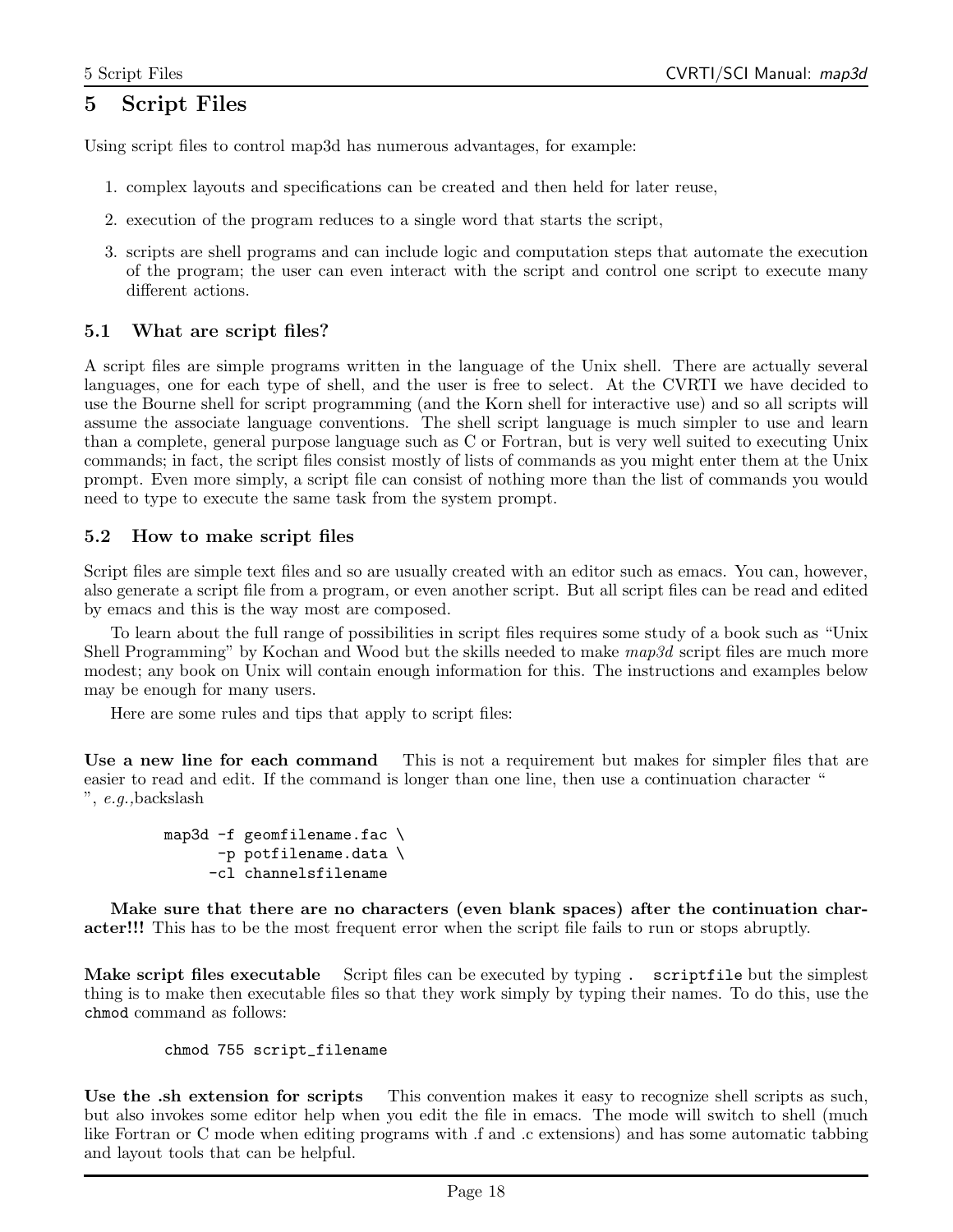# 5 Script Files

Using script files to control map3d has numerous advantages, for example:

1. complex layouts and specifications can be created and then held for later reuse,
2. execution of the program reduces to a single word that starts the script,
3. scripts are shell programs and can include logic and computation steps that automate the execution of the program; the user can even interact with the script and control one script to execute many different actions.

## 5.1 What are script files?

A script files are simple programs written in the language of the Unix shell. There are actually several languages, one for each type of shell, and the user is free to select. At the CVRTI we have decided to use the Bourne shell for script programming (and the Korn shell for interactive use) and so all scripts will assume the associate language conventions. The shell script language is much simpler to use and learn than a complete, general purpose language such as C or Fortran, but is very well suited to executing Unix commands; in fact, the script files consist mostly of lists of commands as you might enter them at the Unix prompt. Even more simply, a script file can consist of nothing more than the list of commands you would need to type to execute the same task from the system prompt.

## 5.2 How to make script files

Script files are simple text files and so are usually created with an editor such as emacs. You can, however, also generate a script file from a program, or even another script. But all script files can be read and edited by emacs and this is the way most are composed.

To learn about the full range of possibilities in script files requires some study of a book such as "Unix Shell Programming" by Kochan and Wood but the skills needed to make *map3d* script files are much more modest; any book on Unix will contain enough information for this. The instructions and examples below may be enough for many users.

Here are some rules and tips that apply to script files:

**Use a new line for each command** This is not a requirement but makes for simpler files that are easier to read and edit. If the command is longer than one line, then use a continuation character "
", *e.g.,*backslash

```
map3d -f geomfilename.fac \
      -p potfilename.data \
     -cl channelsfilename
```

**Make sure that there are no characters (even blank spaces) after the continuation character!!!** This has to be the most frequent error when the script file fails to run or stops abruptly.

**Make script files executable** Script files can be executed by typing `. scriptfile` but the simplest thing is to make then executable files so that they work simply by typing their names. To do this, use the `chmod` command as follows:

```
chmod 755 script_filename
```

**Use the .sh extension for scripts** This convention makes it easy to recognize shell scripts as such, but also invokes some editor help when you edit the file in emacs. The mode will switch to shell (much like Fortran or C mode when editing programs with .f and .c extensions) and has some automatic tabbing and layout tools that can be helpful.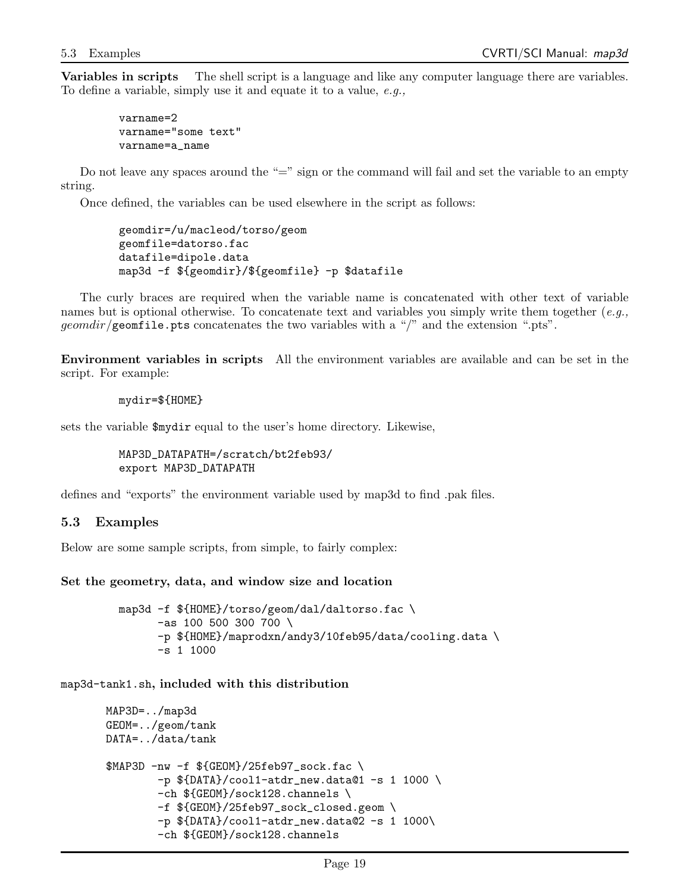**Variables in scripts** The shell script is a language and like any computer language there are variables. To define a variable, simply use it and equate it to a value, *e.g.,*

```
varname=2
varname="some text"
varname=a_name
```

Do not leave any spaces around the "=" sign or the command will fail and set the variable to an empty string.

Once defined, the variables can be used elsewhere in the script as follows:

```
geomdir=/u/macleod/torso/geom
geomfile=datorso.fac
datafile=dipole.data
map3d -f ${geomdir}/${geomfile} -p $datafile
```

The curly braces are required when the variable name is concatenated with other text of variable names but is optional otherwise. To concatenate text and variables you simply write them together (*e.g., geomdir*/`geomfile.pts` concatenates the two variables with a "/" and the extension ".pts".

**Environment variables in scripts** All the environment variables are available and can be set in the script. For example:

```
mydir=${HOME}
```

sets the variable `$mydir` equal to the user's home directory. Likewise,

```
MAP3D_DATAPATH=/scratch/bt2feb93/
export MAP3D_DATAPATH
```

defines and "exports" the environment variable used by map3d to find .pak files.

## 5.3 Examples

Below are some sample scripts, from simple, to fairly complex:

**Set the geometry, data, and window size and location**

```
map3d -f ${HOME}/torso/geom/dal/daltorso.fac \
      -as 100 500 300 700 \
      -p ${HOME}/maprodxn/andy3/10feb95/data/cooling.data \
      -s 1 1000
```

`map3d-tank1.sh`**, included with this distribution**

```
MAP3D=../map3d
GEOM=../geom/tank
DATA=../data/tank

$MAP3D -nw -f ${GEOM}/25feb97_sock.fac \
        -p ${DATA}/cool1-atdr_new.data@1 -s 1 1000 \
        -ch ${GEOM}/sock128.channels \
        -f ${GEOM}/25feb97_sock_closed.geom \
        -p ${DATA}/cool1-atdr_new.data@2 -s 1 1000\
        -ch ${GEOM}/sock128.channels
```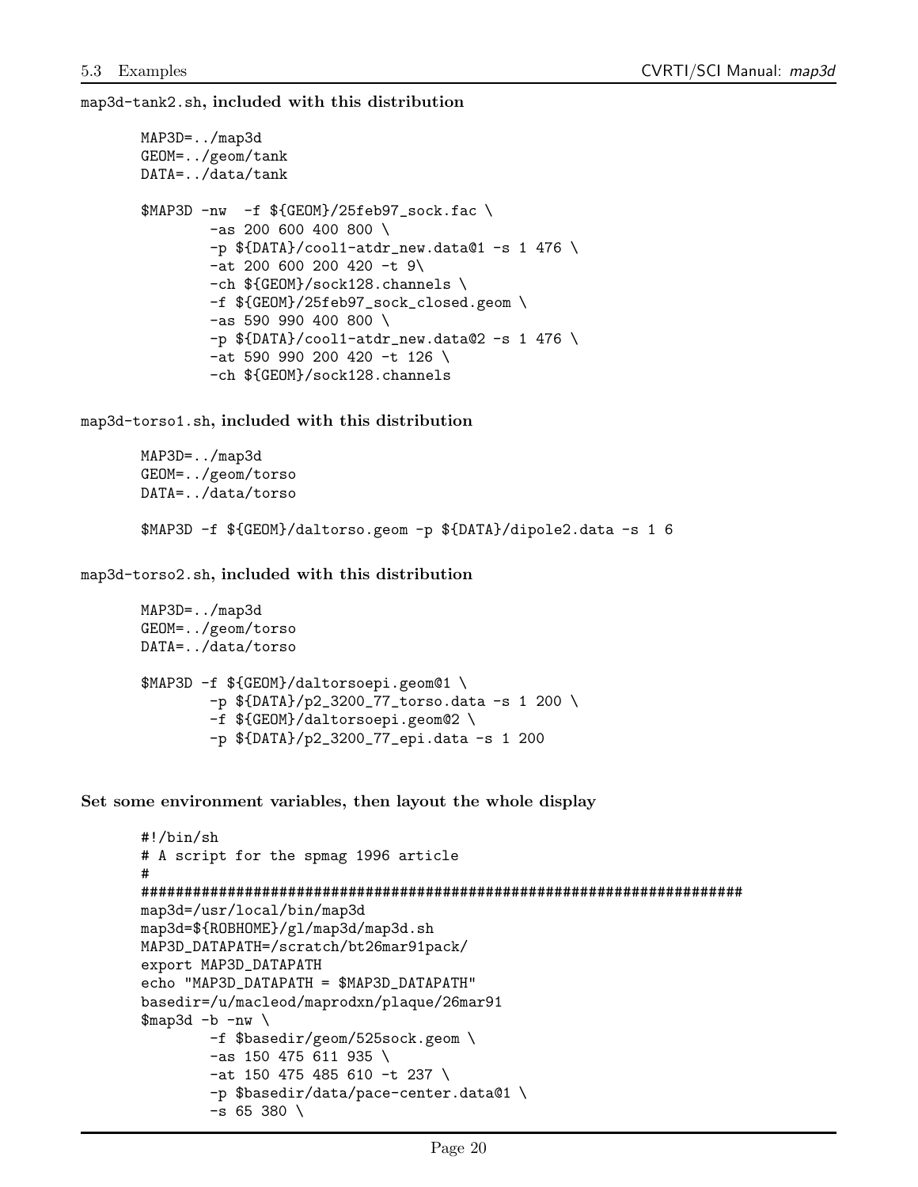**`map3d-tank2.sh`, included with this distribution**

```
MAP3D=../map3d
GEOM=../geom/tank
DATA=../data/tank

$MAP3D -nw  -f ${GEOM}/25feb97_sock.fac \
        -as 200 600 400 800 \
        -p ${DATA}/cool1-atdr_new.data@1 -s 1 476 \
        -at 200 600 200 420 -t 9\
        -ch ${GEOM}/sock128.channels \
        -f ${GEOM}/25feb97_sock_closed.geom \
        -as 590 990 400 800 \
        -p ${DATA}/cool1-atdr_new.data@2 -s 1 476 \
        -at 590 990 200 420 -t 126 \
        -ch ${GEOM}/sock128.channels
```

**`map3d-torso1.sh`, included with this distribution**

```
MAP3D=../map3d
GEOM=../geom/torso
DATA=../data/torso

$MAP3D -f ${GEOM}/daltorso.geom -p ${DATA}/dipole2.data -s 1 6
```

**`map3d-torso2.sh`, included with this distribution**

```
MAP3D=../map3d
GEOM=../geom/torso
DATA=../data/torso

$MAP3D -f ${GEOM}/daltorsoepi.geom@1 \
        -p ${DATA}/p2_3200_77_torso.data -s 1 200 \
        -f ${GEOM}/daltorsoepi.geom@2 \
        -p ${DATA}/p2_3200_77_epi.data -s 1 200
```

**Set some environment variables, then layout the whole display**

```
#!/bin/sh
# A script for the spmag 1996 article
#
######################################################################
map3d=/usr/local/bin/map3d
map3d=${ROBHOME}/gl/map3d/map3d.sh
MAP3D_DATAPATH=/scratch/bt26mar91pack/
export MAP3D_DATAPATH
echo "MAP3D_DATAPATH = $MAP3D_DATAPATH"
basedir=/u/macleod/maprodxn/plaque/26mar91
$map3d -b -nw \
        -f $basedir/geom/525sock.geom \
        -as 150 475 611 935 \
        -at 150 475 485 610 -t 237 \
        -p $basedir/data/pace-center.data@1 \
        -s 65 380 \
```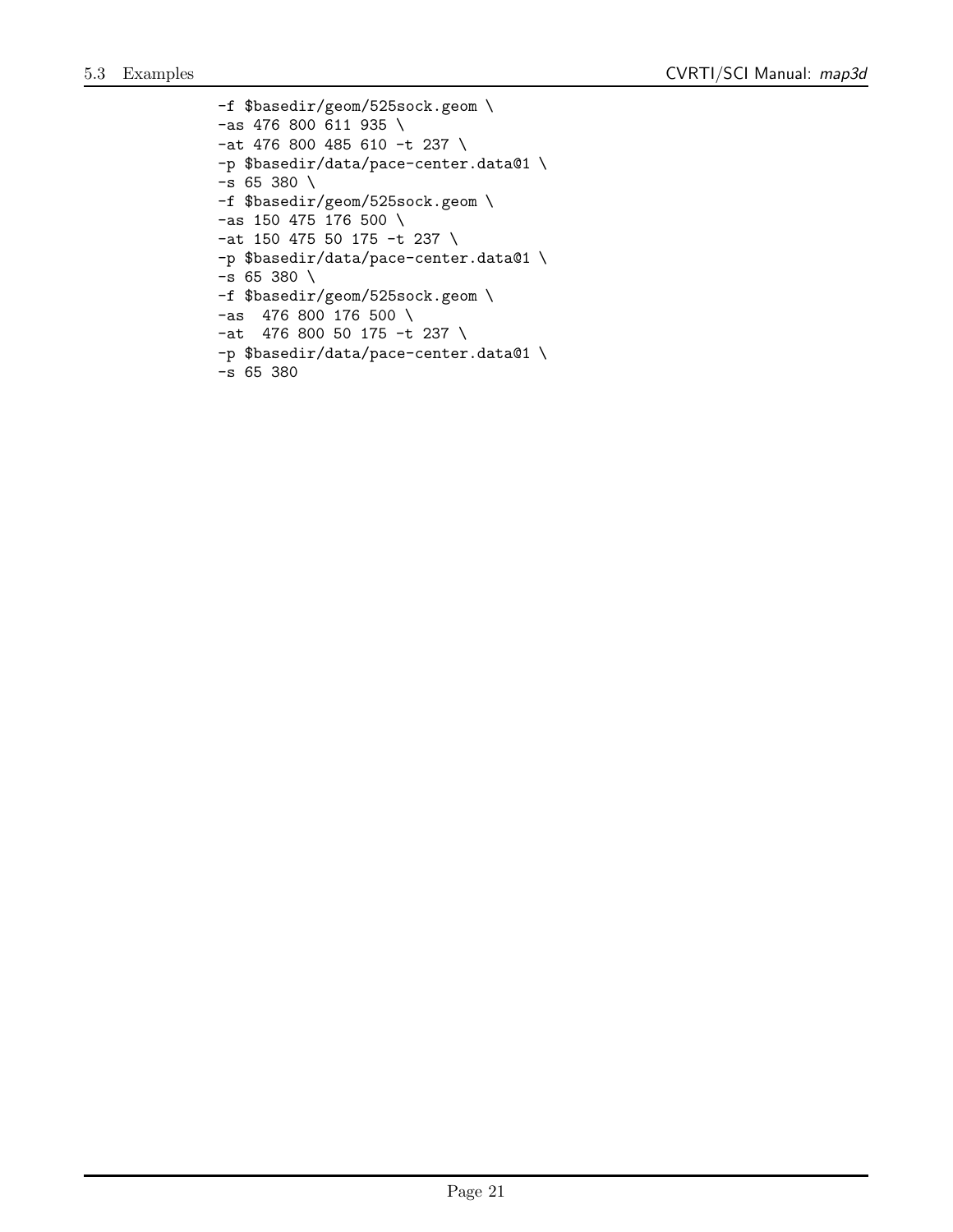```
-f $basedir/geom/525sock.geom \
-as 476 800 611 935 \
-at 476 800 485 610 -t 237 \
-p $basedir/data/pace-center.data@1 \
-s 65 380 \
-f $basedir/geom/525sock.geom \
-as 150 475 176 500 \
-at 150 475 50 175 -t 237 \
-p $basedir/data/pace-center.data@1 \
-s 65 380 \
-f $basedir/geom/525sock.geom \
-as  476 800 176 500 \
-at  476 800 50 175 -t 237 \
-p $basedir/data/pace-center.data@1 \
-s 65 380
```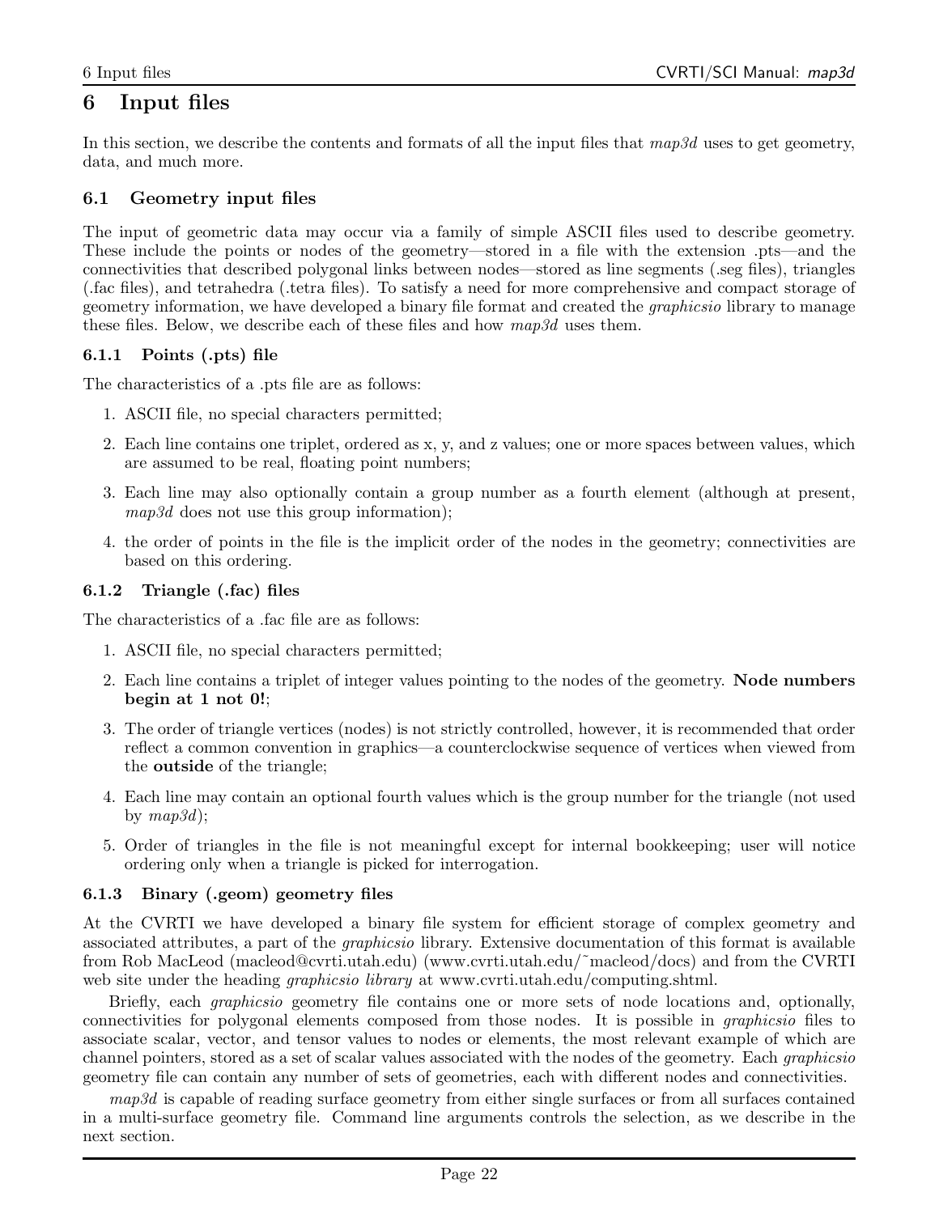# 6 Input files

In this section, we describe the contents and formats of all the input files that *map3d* uses to get geometry, data, and much more.

## 6.1 Geometry input files

The input of geometric data may occur via a family of simple ASCII files used to describe geometry. These include the points or nodes of the geometry—stored in a file with the extension .pts—and the connectivities that described polygonal links between nodes—stored as line segments (.seg files), triangles (.fac files), and tetrahedra (.tetra files). To satisfy a need for more comprehensive and compact storage of geometry information, we have developed a binary file format and created the *graphicsio* library to manage these files. Below, we describe each of these files and how *map3d* uses them.

### 6.1.1 Points (.pts) file

The characteristics of a .pts file are as follows:

1. ASCII file, no special characters permitted;
2. Each line contains one triplet, ordered as x, y, and z values; one or more spaces between values, which are assumed to be real, floating point numbers;
3. Each line may also optionally contain a group number as a fourth element (although at present, *map3d* does not use this group information);
4. the order of points in the file is the implicit order of the nodes in the geometry; connectivities are based on this ordering.

### 6.1.2 Triangle (.fac) files

The characteristics of a .fac file are as follows:

1. ASCII file, no special characters permitted;
2. Each line contains a triplet of integer values pointing to the nodes of the geometry. **Node numbers begin at 1 not 0!**;
3. The order of triangle vertices (nodes) is not strictly controlled, however, it is recommended that order reflect a common convention in graphics—a counterclockwise sequence of vertices when viewed from the **outside** of the triangle;
4. Each line may contain an optional fourth values which is the group number for the triangle (not used by *map3d*);
5. Order of triangles in the file is not meaningful except for internal bookkeeping; user will notice ordering only when a triangle is picked for interrogation.

### 6.1.3 Binary (.geom) geometry files

At the CVRTI we have developed a binary file system for efficient storage of complex geometry and associated attributes, a part of the *graphicsio* library. Extensive documentation of this format is available from Rob MacLeod (macleod@cvrti.utah.edu) (www.cvrti.utah.edu/~macleod/docs) and from the CVRTI web site under the heading *graphicsio library* at www.cvrti.utah.edu/computing.shtml.

Briefly, each *graphicsio* geometry file contains one or more sets of node locations and, optionally, connectivities for polygonal elements composed from those nodes. It is possible in *graphicsio* files to associate scalar, vector, and tensor values to nodes or elements, the most relevant example of which are channel pointers, stored as a set of scalar values associated with the nodes of the geometry. Each *graphicsio* geometry file can contain any number of sets of geometries, each with different nodes and connectivities.

*map3d* is capable of reading surface geometry from either single surfaces or from all surfaces contained in a multi-surface geometry file. Command line arguments controls the selection, as we describe in the next section.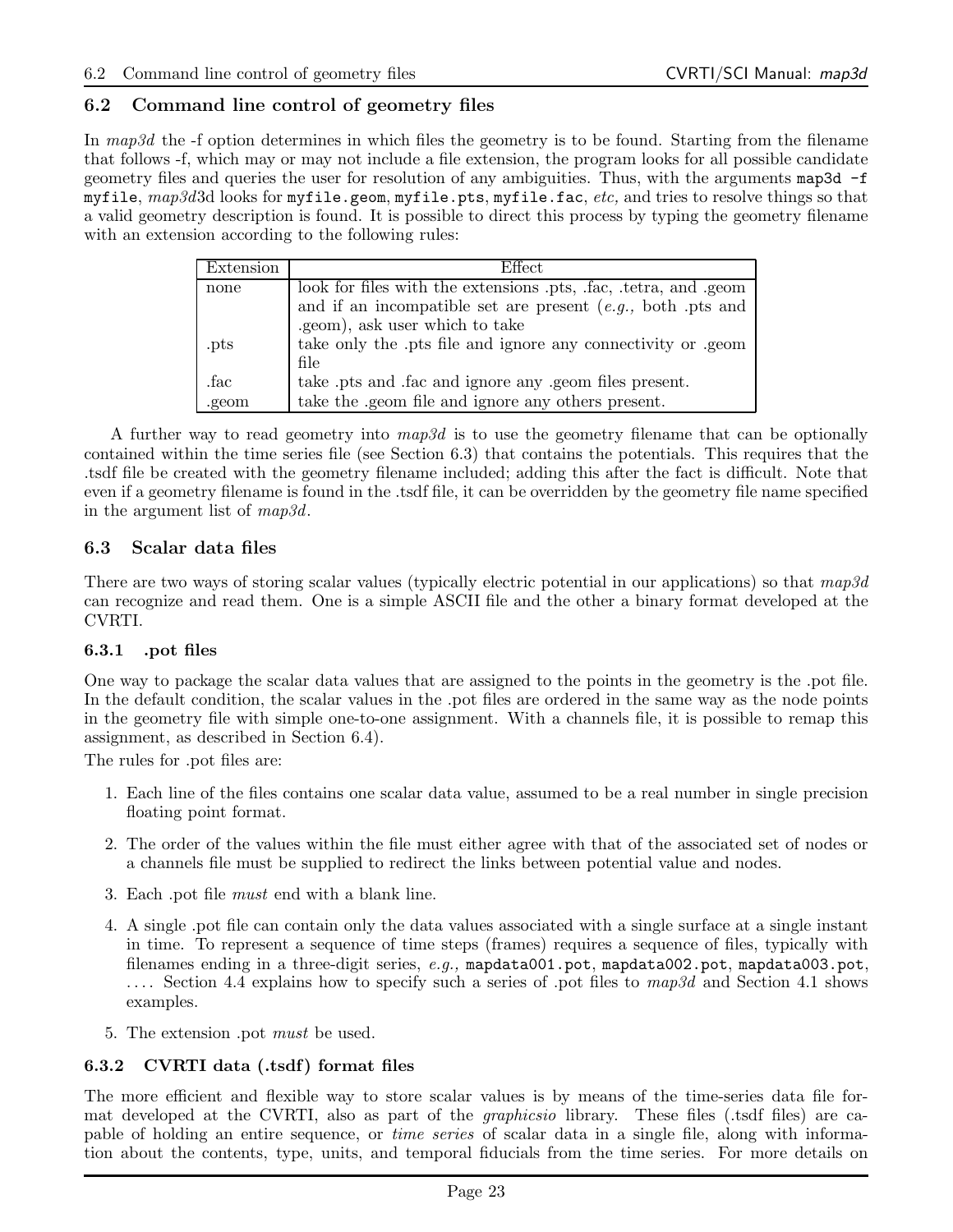## 6.2 Command line control of geometry files

In *map3d* the -f option determines in which files the geometry is to be found. Starting from the filename that follows -f, which may or may not include a file extension, the program looks for all possible candidate geometry files and queries the user for resolution of any ambiguities. Thus, with the arguments `map3d -f myfile`, *map3d*3d looks for `myfile.geom`, `myfile.pts`, `myfile.fac`, *etc,* and tries to resolve things so that a valid geometry description is found. It is possible to direct this process by typing the geometry filename with an extension according to the following rules:

| Extension | Effect |
|---|---|
| none | look for files with the extensions .pts, .fac, .tetra, and .geom and if an incompatible set are present (*e.g.,* both .pts and .geom), ask user which to take |
| .pts | take only the .pts file and ignore any connectivity or .geom file |
| .fac | take .pts and .fac and ignore any .geom files present. |
| .geom | take the .geom file and ignore any others present. |

A further way to read geometry into *map3d* is to use the geometry filename that can be optionally contained within the time series file (see Section 6.3) that contains the potentials. This requires that the .tsdf file be created with the geometry filename included; adding this after the fact is difficult. Note that even if a geometry filename is found in the .tsdf file, it can be overridden by the geometry file name specified in the argument list of *map3d*.

## 6.3 Scalar data files

There are two ways of storing scalar values (typically electric potential in our applications) so that *map3d* can recognize and read them. One is a simple ASCII file and the other a binary format developed at the CVRTI.

### 6.3.1 .pot files

One way to package the scalar data values that are assigned to the points in the geometry is the .pot file. In the default condition, the scalar values in the .pot files are ordered in the same way as the node points in the geometry file with simple one-to-one assignment. With a channels file, it is possible to remap this assignment, as described in Section 6.4).

The rules for .pot files are:

1. Each line of the files contains one scalar data value, assumed to be a real number in single precision floating point format.
2. The order of the values within the file must either agree with that of the associated set of nodes or a channels file must be supplied to redirect the links between potential value and nodes.
3. Each .pot file *must* end with a blank line.
4. A single .pot file can contain only the data values associated with a single surface at a single instant in time. To represent a sequence of time steps (frames) requires a sequence of files, typically with filenames ending in a three-digit series, *e.g.,* `mapdata001.pot`, `mapdata002.pot`, `mapdata003.pot`, .... Section 4.4 explains how to specify such a series of .pot files to *map3d* and Section 4.1 shows examples.
5. The extension .pot *must* be used.

### 6.3.2 CVRTI data (.tsdf) format files

The more efficient and flexible way to store scalar values is by means of the time-series data file format developed at the CVRTI, also as part of the *graphicsio* library. These files (.tsdf files) are capable of holding an entire sequence, or *time series* of scalar data in a single file, along with information about the contents, type, units, and temporal fiducials from the time series. For more details on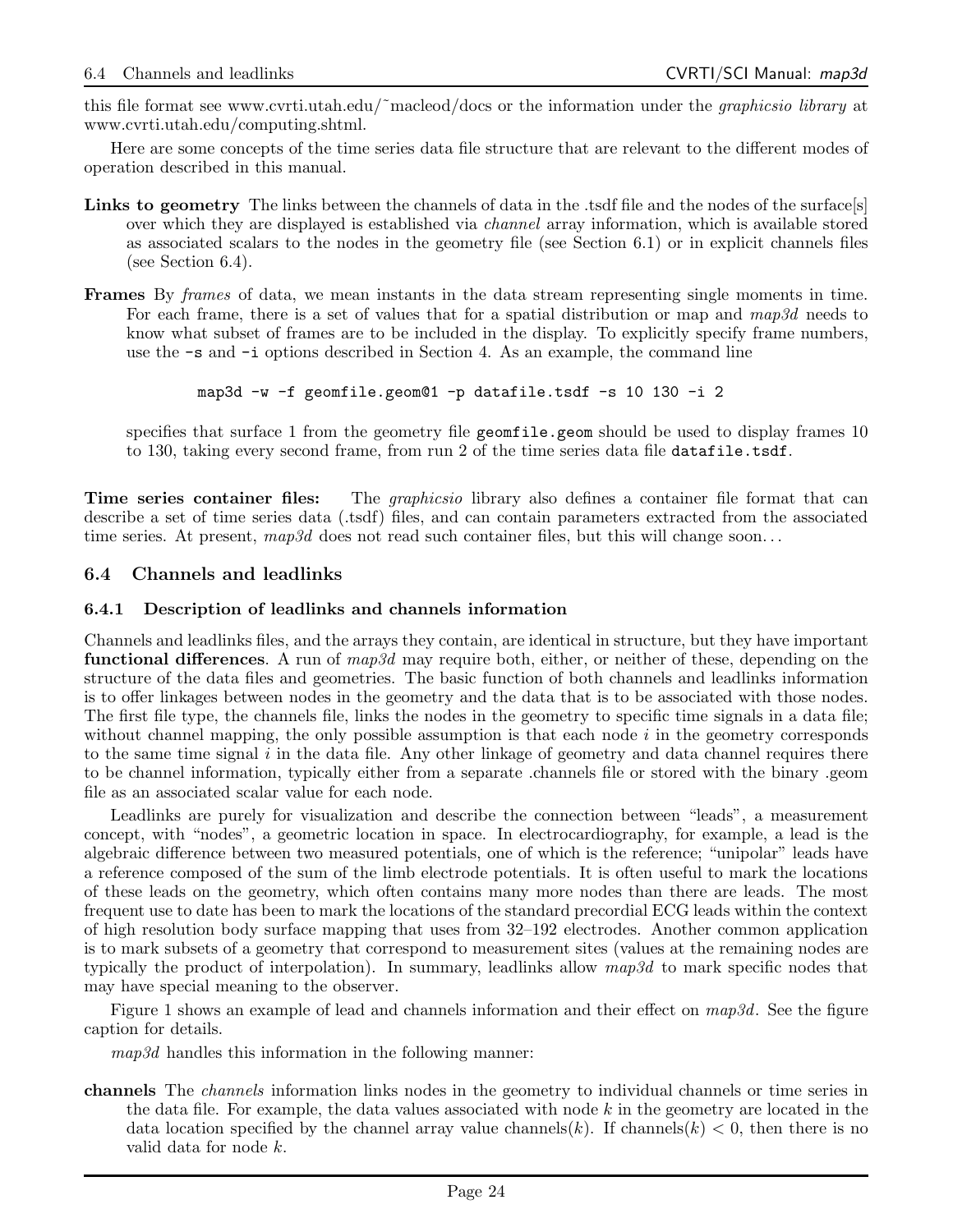this file format see www.cvrti.utah.edu/˜macleod/docs or the information under the *graphicsio library* at www.cvrti.utah.edu/computing.shtml.

Here are some concepts of the time series data file structure that are relevant to the different modes of operation described in this manual.

**Links to geometry** The links between the channels of data in the .tsdf file and the nodes of the surface[s] over which they are displayed is established via *channel* array information, which is available stored as associated scalars to the nodes in the geometry file (see Section 6.1) or in explicit channels files (see Section 6.4).

**Frames** By *frames* of data, we mean instants in the data stream representing single moments in time. For each frame, there is a set of values that for a spatial distribution or map and *map3d* needs to know what subset of frames are to be included in the display. To explicitly specify frame numbers, use the `-s` and `-i` options described in Section 4. As an example, the command line

```
map3d -w -f geomfile.geom@1 -p datafile.tsdf -s 10 130 -i 2
```

specifies that surface 1 from the geometry file `geomfile.geom` should be used to display frames 10 to 130, taking every second frame, from run 2 of the time series data file `datafile.tsdf`.

**Time series container files:** The *graphicsio* library also defines a container file format that can describe a set of time series data (.tsdf) files, and can contain parameters extracted from the associated time series. At present, *map3d* does not read such container files, but this will change soon…

## 6.4 Channels and leadlinks

### 6.4.1 Description of leadlinks and channels information

Channels and leadlinks files, and the arrays they contain, are identical in structure, but they have important **functional differences**. A run of *map3d* may require both, either, or neither of these, depending on the structure of the data files and geometries. The basic function of both channels and leadlinks information is to offer linkages between nodes in the geometry and the data that is to be associated with those nodes. The first file type, the channels file, links the nodes in the geometry to specific time signals in a data file; without channel mapping, the only possible assumption is that each node $i$ in the geometry corresponds to the same time signal $i$ in the data file. Any other linkage of geometry and data channel requires there to be channel information, typically either from a separate .channels file or stored with the binary .geom file as an associated scalar value for each node.

Leadlinks are purely for visualization and describe the connection between "leads", a measurement concept, with "nodes", a geometric location in space. In electrocardiography, for example, a lead is the algebraic difference between two measured potentials, one of which is the reference; "unipolar" leads have a reference composed of the sum of the limb electrode potentials. It is often useful to mark the locations of these leads on the geometry, which often contains many more nodes than there are leads. The most frequent use to date has been to mark the locations of the standard precordial ECG leads within the context of high resolution body surface mapping that uses from 32–192 electrodes. Another common application is to mark subsets of a geometry that correspond to measurement sites (values at the remaining nodes are typically the product of interpolation). In summary, leadlinks allow *map3d* to mark specific nodes that may have special meaning to the observer.

Figure 1 shows an example of lead and channels information and their effect on *map3d*. See the figure caption for details.

*map3d* handles this information in the following manner:

**channels** The *channels* information links nodes in the geometry to individual channels or time series in the data file. For example, the data values associated with node $k$ in the geometry are located in the data location specified by the channel array value channels($k$). If channels($k$) $< 0$, then there is no valid data for node $k$.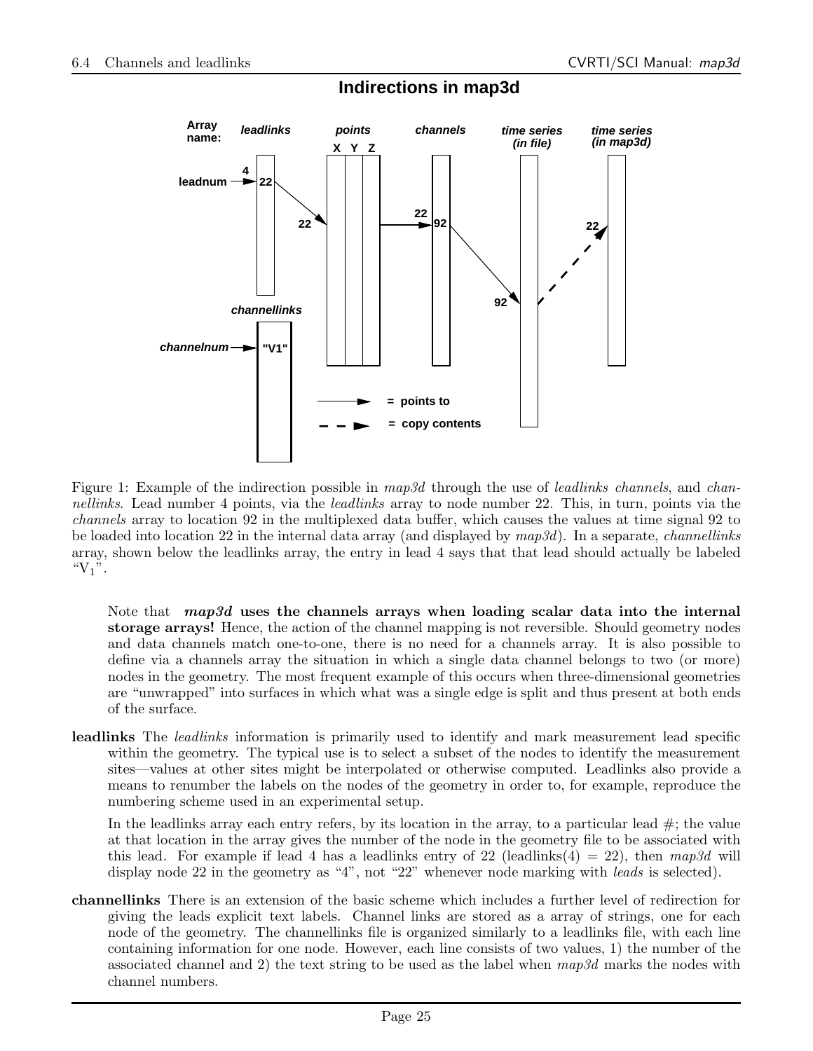**Indirections in map3d**

Figure 1: Example of the indirection possible in *map3d* through the use of *leadlinks channels*, and *channellinks*. Lead number 4 points, via the *leadlinks* array to node number 22. This, in turn, points via the *channels* array to location 92 in the multiplexed data buffer, which causes the values at time signal 92 to be loaded into location 22 in the internal data array (and displayed by *map3d*). In a separate, *channellinks* array, shown below the leadlinks array, the entry in lead 4 says that that lead should actually be labeled "$V_1$".

Note that ***map3d* uses the channels arrays when loading scalar data into the internal storage arrays!** Hence, the action of the channel mapping is not reversible. Should geometry nodes and data channels match one-to-one, there is no need for a channels array. It is also possible to define via a channels array the situation in which a single data channel belongs to two (or more) nodes in the geometry. The most frequent example of this occurs when three-dimensional geometries are "unwrapped" into surfaces in which what was a single edge is split and thus present at both ends of the surface.

**leadlinks** The *leadlinks* information is primarily used to identify and mark measurement lead specific within the geometry. The typical use is to select a subset of the nodes to identify the measurement sites—values at other sites might be interpolated or otherwise computed. Leadlinks also provide a means to renumber the labels on the nodes of the geometry in order to, for example, reproduce the numbering scheme used in an experimental setup.

In the leadlinks array each entry refers, by its location in the array, to a particular lead #; the value at that location in the array gives the number of the node in the geometry file to be associated with this lead. For example if lead 4 has a leadlinks entry of 22 (leadlinks(4) = 22), then *map3d* will display node 22 in the geometry as "4", not "22" whenever node marking with *leads* is selected).

**channellinks** There is an extension of the basic scheme which includes a further level of redirection for giving the leads explicit text labels. Channel links are stored as a array of strings, one for each node of the geometry. The channellinks file is organized similarly to a leadlinks file, with each line containing information for one node. However, each line consists of two values, 1) the number of the associated channel and 2) the text string to be used as the label when *map3d* marks the nodes with channel numbers.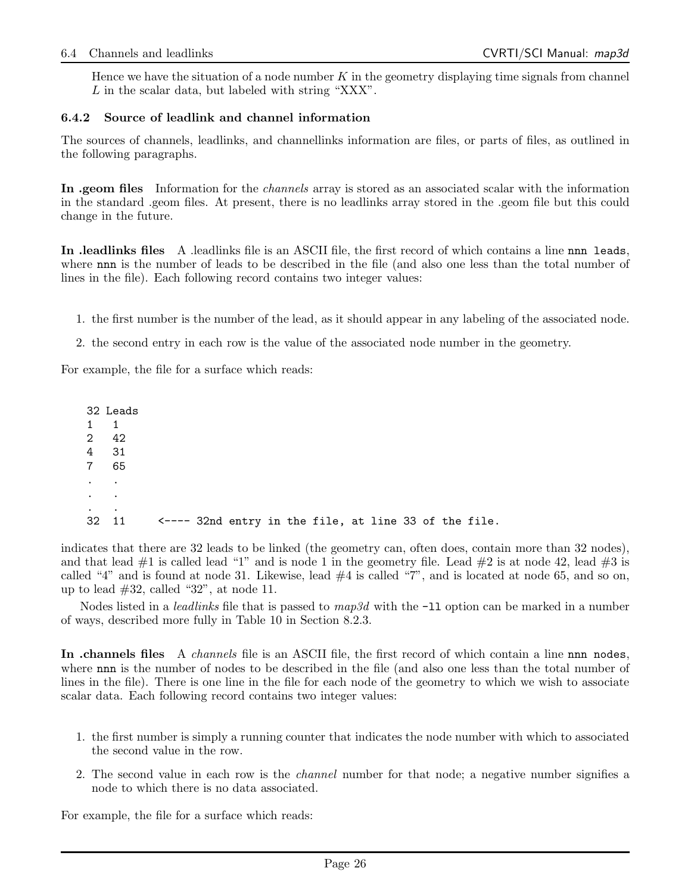Hence we have the situation of a node number $K$ in the geometry displaying time signals from channel $L$ in the scalar data, but labeled with string "XXX".

### 6.4.2 Source of leadlink and channel information

The sources of channels, leadlinks, and channellinks information are files, or parts of files, as outlined in the following paragraphs.

**In .geom files** Information for the *channels* array is stored as an associated scalar with the information in the standard .geom files. At present, there is no leadlinks array stored in the .geom file but this could change in the future.

**In .leadlinks files** A .leadlinks file is an ASCII file, the first record of which contains a line `nnn leads`, where `nnn` is the number of leads to be described in the file (and also one less than the total number of lines in the file). Each following record contains two integer values:

1. the first number is the number of the lead, as it should appear in any labeling of the associated node.
2. the second entry in each row is the value of the associated node number in the geometry.

For example, the file for a surface which reads:

```
32 Leads
1   1
2   42
4   31
7   65
.   .
.   .
.   .
32  11     <---- 32nd entry in the file, at line 33 of the file.
```

indicates that there are 32 leads to be linked (the geometry can, often does, contain more than 32 nodes), and that lead #1 is called lead "1" and is node 1 in the geometry file. Lead #2 is at node 42, lead #3 is called "4" and is found at node 31. Likewise, lead #4 is called "7", and is located at node 65, and so on, up to lead #32, called "32", at node 11.

Nodes listed in a *leadlinks* file that is passed to *map3d* with the `-ll` option can be marked in a number of ways, described more fully in Table 10 in Section 8.2.3.

**In .channels files** A *channels* file is an ASCII file, the first record of which contain a line `nnn nodes`, where `nnn` is the number of nodes to be described in the file (and also one less than the total number of lines in the file). There is one line in the file for each node of the geometry to which we wish to associate scalar data. Each following record contains two integer values:

1. the first number is simply a running counter that indicates the node number with which to associated the second value in the row.
2. The second value in each row is the *channel* number for that node; a negative number signifies a node to which there is no data associated.

For example, the file for a surface which reads: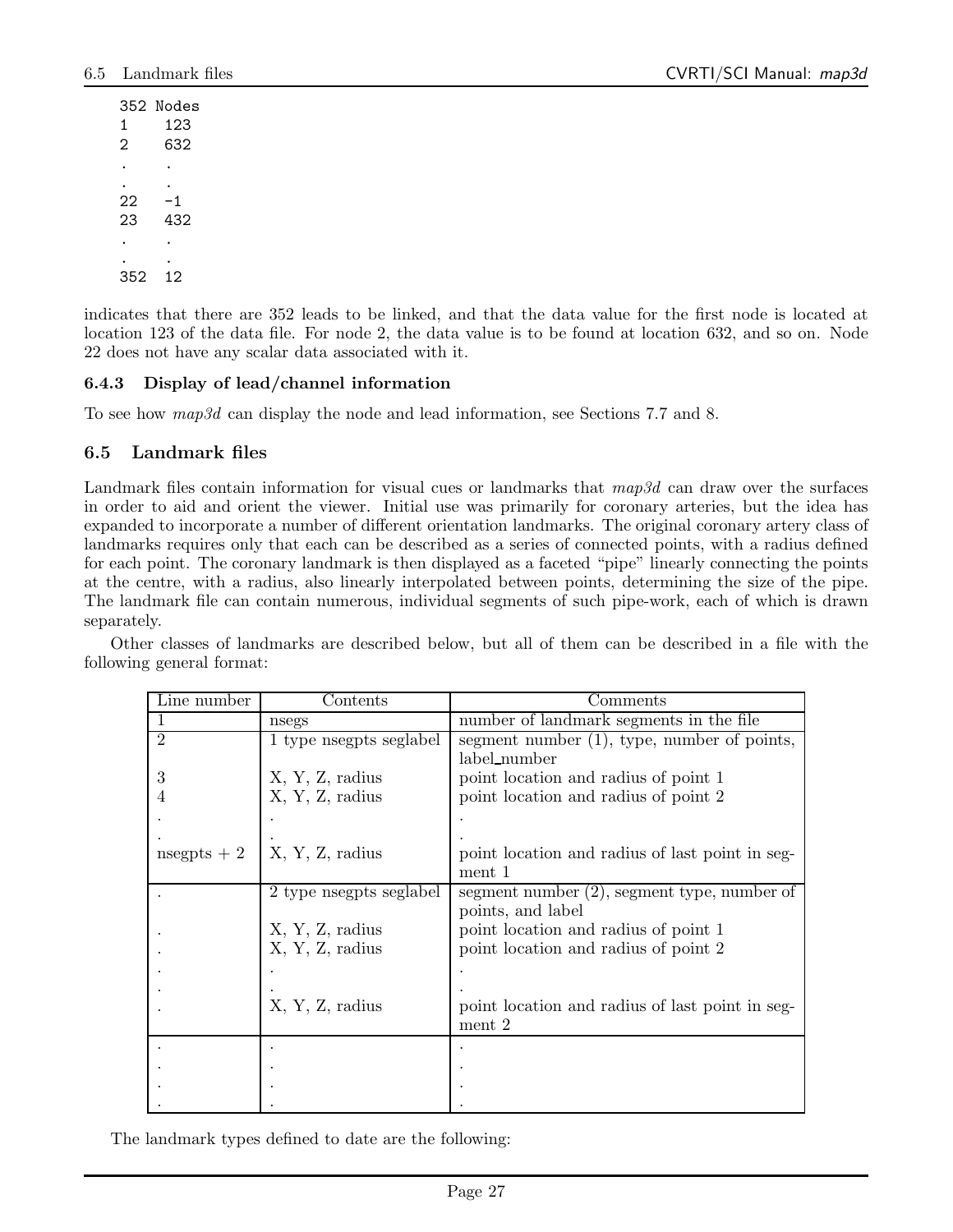```
352 Nodes
1     123
2     632
.     .
.     .
22    -1
23    432
.     .
.     .
352   12
```

indicates that there are 352 leads to be linked, and that the data value for the first node is located at location 123 of the data file. For node 2, the data value is to be found at location 632, and so on. Node 22 does not have any scalar data associated with it.

### 6.4.3 Display of lead/channel information

To see how *map3d* can display the node and lead information, see Sections 7.7 and 8.

## 6.5 Landmark files

Landmark files contain information for visual cues or landmarks that *map3d* can draw over the surfaces in order to aid and orient the viewer. Initial use was primarily for coronary arteries, but the idea has expanded to incorporate a number of different orientation landmarks. The original coronary artery class of landmarks requires only that each can be described as a series of connected points, with a radius defined for each point. The coronary landmark is then displayed as a faceted "pipe" linearly connecting the points at the centre, with a radius, also linearly interpolated between points, determining the size of the pipe. The landmark file can contain numerous, individual segments of such pipe-work, each of which is drawn separately.

Other classes of landmarks are described below, but all of them can be described in a file with the following general format:

| Line number | Contents | Comments |
|---|---|---|
| 1 | nsegs | number of landmark segments in the file |
| 2 | 1 type nsegpts seglabel | segment number (1), type, number of points, label_number |
| 3 | X, Y, Z, radius | point location and radius of point 1 |
| 4 | X, Y, Z, radius | point location and radius of point 2 |
| . | . | . |
| . | . | . |
| nsegpts + 2 | X, Y, Z, radius | point location and radius of last point in segment 1 |
| . | 2 type nsegpts seglabel | segment number (2), segment type, number of points, and label |
| . | X, Y, Z, radius | point location and radius of point 1 |
| . | X, Y, Z, radius | point location and radius of point 2 |
| . | . | . |
| . | . | . |
| . | X, Y, Z, radius | point location and radius of last point in segment 2 |
| . | . | . |
| . | . | . |
| . | . | . |
| . | . | . |

The landmark types defined to date are the following: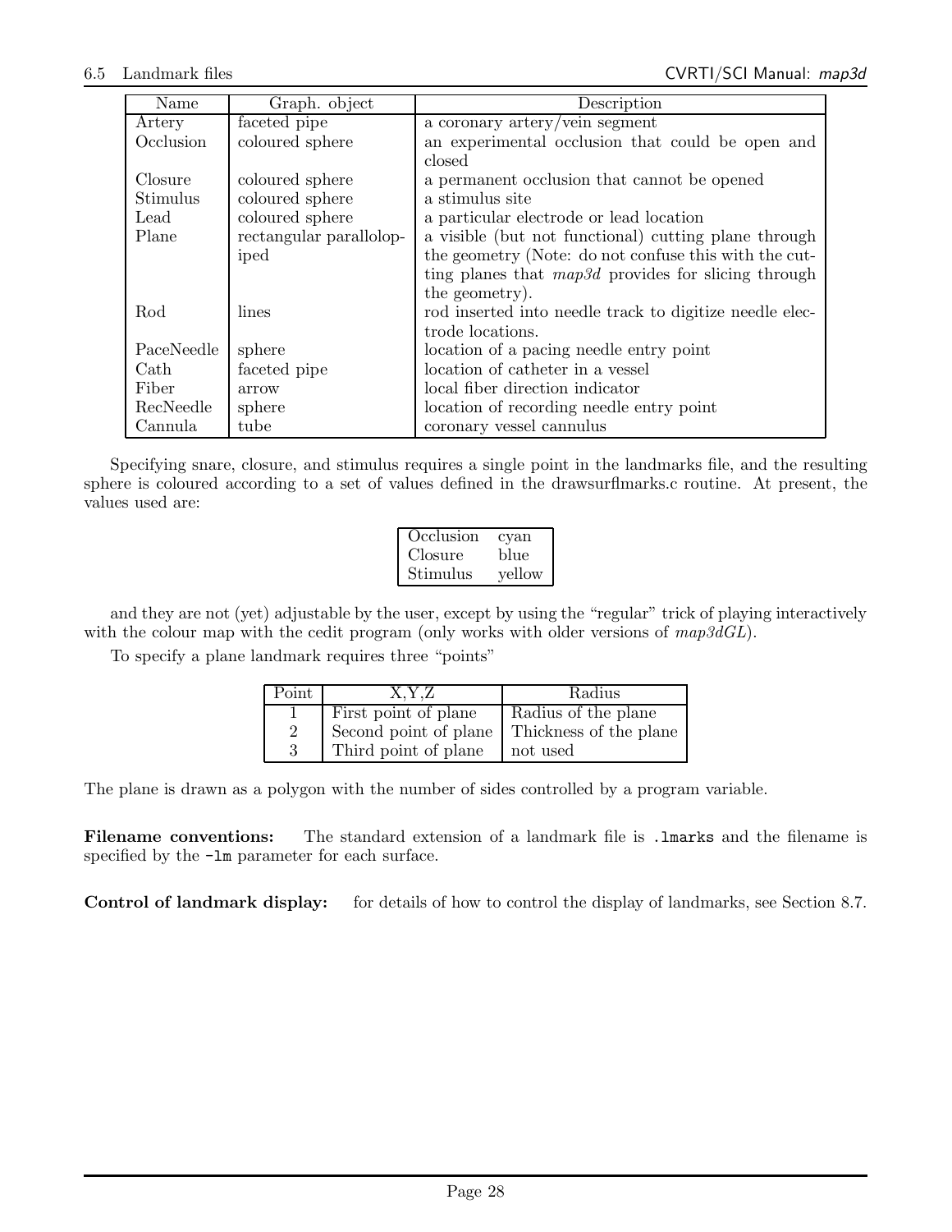| Name | Graph. object | Description |
|---|---|---|
| Artery | faceted pipe | a coronary artery/vein segment |
| Occlusion | coloured sphere | an experimental occlusion that could be open and closed |
| Closure | coloured sphere | a permanent occlusion that cannot be opened |
| Stimulus | coloured sphere | a stimulus site |
| Lead | coloured sphere | a particular electrode or lead location |
| Plane | rectangular parallelopiped | a visible (but not functional) cutting plane through the geometry (Note: do not confuse this with the cutting planes that *map3d* provides for slicing through the geometry). |
| Rod | lines | rod inserted into needle track to digitize needle electrode locations. |
| PaceNeedle | sphere | location of a pacing needle entry point |
| Cath | faceted pipe | location of catheter in a vessel |
| Fiber | arrow | local fiber direction indicator |
| RecNeedle | sphere | location of recording needle entry point |
| Cannula | tube | coronary vessel cannulus |

Specifying snare, closure, and stimulus requires a single point in the landmarks file, and the resulting sphere is coloured according to a set of values defined in the drawsurflmarks.c routine. At present, the values used are:

| | |
|---|---|
| Occlusion | cyan |
| Closure | blue |
| Stimulus | yellow |

and they are not (yet) adjustable by the user, except by using the "regular" trick of playing interactively with the colour map with the cedit program (only works with older versions of *map3dGL*).

To specify a plane landmark requires three "points"

| Point | X,Y,Z | Radius |
|---|---|---|
| 1 | First point of plane | Radius of the plane |
| 2 | Second point of plane | Thickness of the plane |
| 3 | Third point of plane | not used |

The plane is drawn as a polygon with the number of sides controlled by a program variable.

**Filename conventions:** The standard extension of a landmark file is `.lmarks` and the filename is specified by the `-lm` parameter for each surface.

**Control of landmark display:** for details of how to control the display of landmarks, see Section 8.7.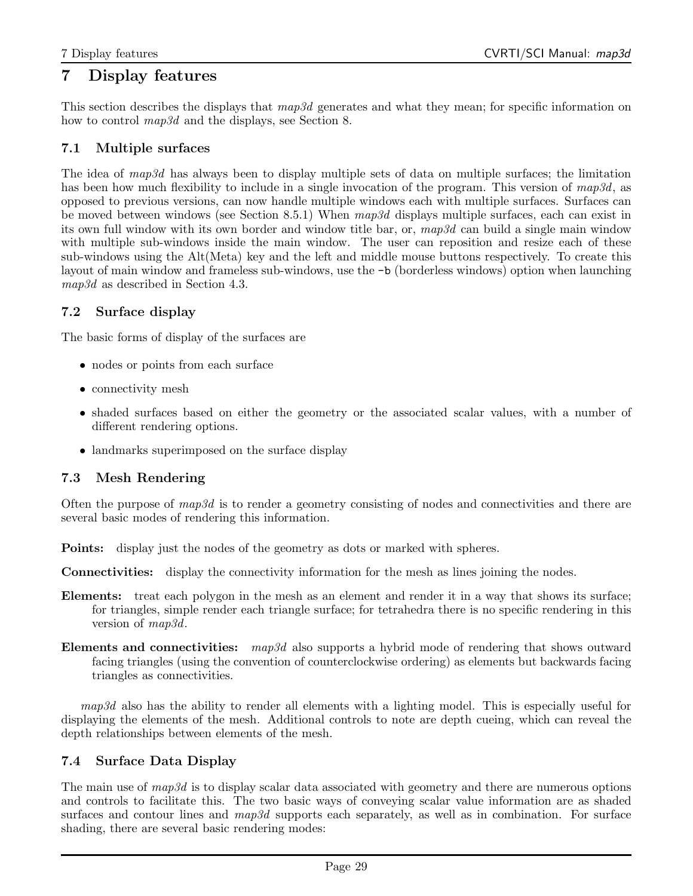# 7 Display features

This section describes the displays that *map3d* generates and what they mean; for specific information on how to control *map3d* and the displays, see Section 8.

## 7.1 Multiple surfaces

The idea of *map3d* has always been to display multiple sets of data on multiple surfaces; the limitation has been how much flexibility to include in a single invocation of the program. This version of *map3d*, as opposed to previous versions, can now handle multiple windows each with multiple surfaces. Surfaces can be moved between windows (see Section 8.5.1) When *map3d* displays multiple surfaces, each can exist in its own full window with its own border and window title bar, or, *map3d* can build a single main window with multiple sub-windows inside the main window. The user can reposition and resize each of these sub-windows using the Alt(Meta) key and the left and middle mouse buttons respectively. To create this layout of main window and frameless sub-windows, use the `-b` (borderless windows) option when launching *map3d* as described in Section 4.3.

## 7.2 Surface display

The basic forms of display of the surfaces are

- nodes or points from each surface
- connectivity mesh
- shaded surfaces based on either the geometry or the associated scalar values, with a number of different rendering options.
- landmarks superimposed on the surface display

## 7.3 Mesh Rendering

Often the purpose of *map3d* is to render a geometry consisting of nodes and connectivities and there are several basic modes of rendering this information.

**Points:** display just the nodes of the geometry as dots or marked with spheres.

**Connectivities:** display the connectivity information for the mesh as lines joining the nodes.

**Elements:** treat each polygon in the mesh as an element and render it in a way that shows its surface; for triangles, simple render each triangle surface; for tetrahedra there is no specific rendering in this version of *map3d*.

**Elements and connectivities:** *map3d* also supports a hybrid mode of rendering that shows outward facing triangles (using the convention of counterclockwise ordering) as elements but backwards facing triangles as connectivities.

*map3d* also has the ability to render all elements with a lighting model. This is especially useful for displaying the elements of the mesh. Additional controls to note are depth cueing, which can reveal the depth relationships between elements of the mesh.

## 7.4 Surface Data Display

The main use of *map3d* is to display scalar data associated with geometry and there are numerous options and controls to facilitate this. The two basic ways of conveying scalar value information are as shaded surfaces and contour lines and *map3d* supports each separately, as well as in combination. For surface shading, there are several basic rendering modes: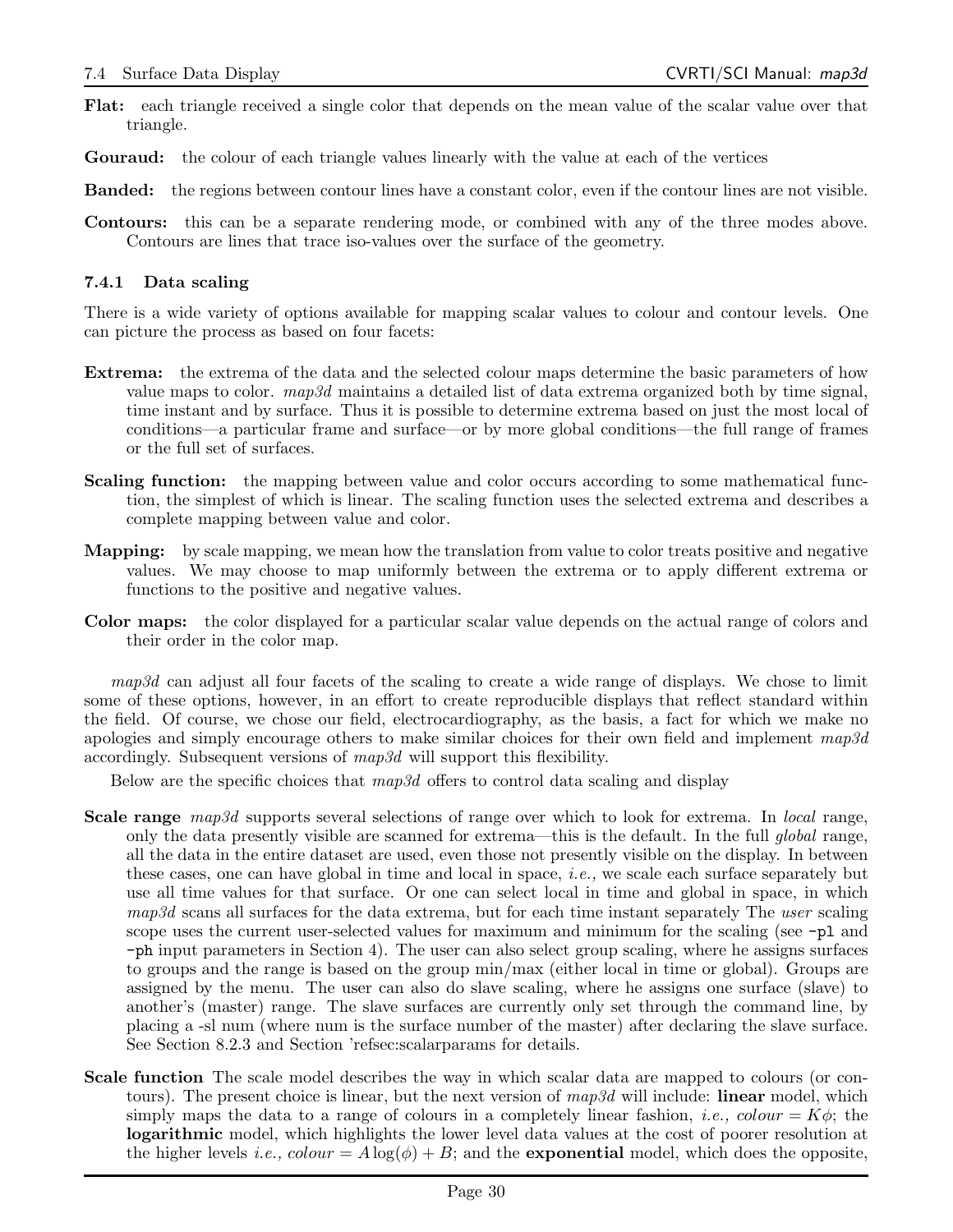**Flat:** each triangle received a single color that depends on the mean value of the scalar value over that triangle.

**Gouraud:** the colour of each triangle values linearly with the value at each of the vertices

**Banded:** the regions between contour lines have a constant color, even if the contour lines are not visible.

**Contours:** this can be a separate rendering mode, or combined with any of the three modes above. Contours are lines that trace iso-values over the surface of the geometry.

### 7.4.1 Data scaling

There is a wide variety of options available for mapping scalar values to colour and contour levels. One can picture the process as based on four facets:

**Extrema:** the extrema of the data and the selected colour maps determine the basic parameters of how value maps to color. *map3d* maintains a detailed list of data extrema organized both by time signal, time instant and by surface. Thus it is possible to determine extrema based on just the most local of conditions—a particular frame and surface—or by more global conditions—the full range of frames or the full set of surfaces.

**Scaling function:** the mapping between value and color occurs according to some mathematical function, the simplest of which is linear. The scaling function uses the selected extrema and describes a complete mapping between value and color.

**Mapping:** by scale mapping, we mean how the translation from value to color treats positive and negative values. We may choose to map uniformly between the extrema or to apply different extrema or functions to the positive and negative values.

**Color maps:** the color displayed for a particular scalar value depends on the actual range of colors and their order in the color map.

*map3d* can adjust all four facets of the scaling to create a wide range of displays. We chose to limit some of these options, however, in an effort to create reproducible displays that reflect standard within the field. Of course, we chose our field, electrocardiography, as the basis, a fact for which we make no apologies and simply encourage others to make similar choices for their own field and implement *map3d* accordingly. Subsequent versions of *map3d* will support this flexibility.

Below are the specific choices that *map3d* offers to control data scaling and display

**Scale range** *map3d* supports several selections of range over which to look for extrema. In *local* range, only the data presently visible are scanned for extrema—this is the default. In the full *global* range, all the data in the entire dataset are used, even those not presently visible on the display. In between these cases, one can have global in time and local in space, *i.e.,* we scale each surface separately but use all time values for that surface. Or one can select local in time and global in space, in which *map3d* scans all surfaces for the data extrema, but for each time instant separately The *user* scaling scope uses the current user-selected values for maximum and minimum for the scaling (see `-pl` and `-ph` input parameters in Section 4). The user can also select group scaling, where he assigns surfaces to groups and the range is based on the group min/max (either local in time or global). Groups are assigned by the menu. The user can also do slave scaling, where he assigns one surface (slave) to another's (master) range. The slave surfaces are currently only set through the command line, by placing a -sl num (where num is the surface number of the master) after declaring the slave surface. See Section 8.2.3 and Section 'refsec:scalarparams for details.

**Scale function** The scale model describes the way in which scalar data are mapped to colours (or contours). The present choice is linear, but the next version of *map3d* will include: **linear** model, which simply maps the data to a range of colours in a completely linear fashion, *i.e., colour* $= K\phi$; the **logarithmic** model, which highlights the lower level data values at the cost of poorer resolution at the higher levels *i.e., colour* $= A\log(\phi) + B$; and the **exponential** model, which does the opposite,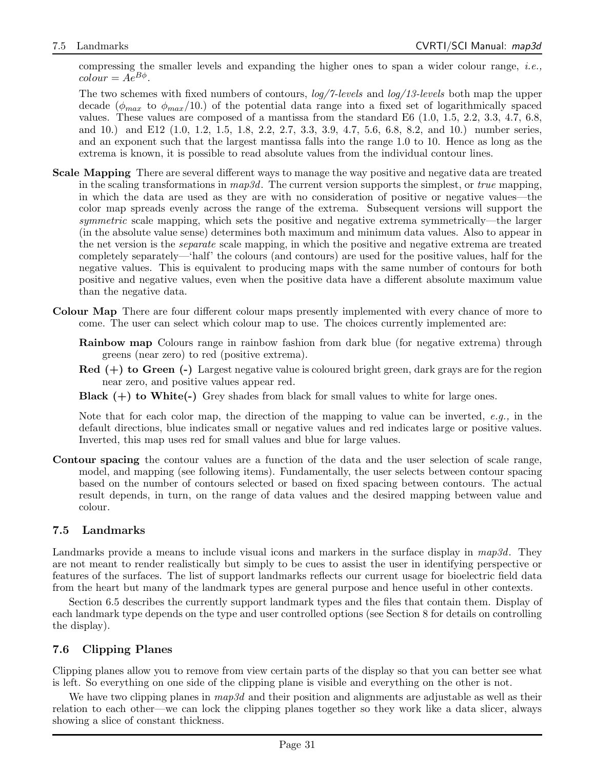compressing the smaller levels and expanding the higher ones to span a wider colour range, *i.e., colour* $= Ae^{B\phi}$.

The two schemes with fixed numbers of contours, *log/7-levels* and *log/13-levels* both map the upper decade ($\phi_{max}$ to $\phi_{max}/10.$) of the potential data range into a fixed set of logarithmically spaced values. These values are composed of a mantissa from the standard E6 (1.0, 1.5, 2.2, 3.3, 4.7, 6.8, and 10.) and E12 (1.0, 1.2, 1.5, 1.8, 2.2, 2.7, 3.3, 3.9, 4.7, 5.6, 6.8, 8.2, and 10.) number series, and an exponent such that the largest mantissa falls into the range 1.0 to 10. Hence as long as the extrema is known, it is possible to read absolute values from the individual contour lines.

**Scale Mapping** There are several different ways to manage the way positive and negative data are treated in the scaling transformations in *map3d*. The current version supports the simplest, or *true* mapping, in which the data are used as they are with no consideration of positive or negative values—the color map spreads evenly across the range of the extrema. Subsequent versions will support the *symmetric* scale mapping, which sets the positive and negative extrema symmetrically—the larger (in the absolute value sense) determines both maximum and minimum data values. Also to appear in the net version is the *separate* scale mapping, in which the positive and negative extrema are treated completely separately—'half' the colours (and contours) are used for the positive values, half for the negative values. This is equivalent to producing maps with the same number of contours for both positive and negative values, even when the positive data have a different absolute maximum value than the negative data.

**Colour Map** There are four different colour maps presently implemented with every chance of more to come. The user can select which colour map to use. The choices currently implemented are:

**Rainbow map** Colours range in rainbow fashion from dark blue (for negative extrema) through greens (near zero) to red (positive extrema).

**Red (+) to Green (-)** Largest negative value is coloured bright green, dark grays are for the region near zero, and positive values appear red.

**Black (+) to White(-)** Grey shades from black for small values to white for large ones.

Note that for each color map, the direction of the mapping to value can be inverted, *e.g.,* in the default directions, blue indicates small or negative values and red indicates large or positive values. Inverted, this map uses red for small values and blue for large values.

**Contour spacing** the contour values are a function of the data and the user selection of scale range, model, and mapping (see following items). Fundamentally, the user selects between contour spacing based on the number of contours selected or based on fixed spacing between contours. The actual result depends, in turn, on the range of data values and the desired mapping between value and colour.

## 7.5 Landmarks

Landmarks provide a means to include visual icons and markers in the surface display in *map3d*. They are not meant to render realistically but simply to be cues to assist the user in identifying perspective or features of the surfaces. The list of support landmarks reflects our current usage for bioelectric field data from the heart but many of the landmark types are general purpose and hence useful in other contexts.

Section 6.5 describes the currently support landmark types and the files that contain them. Display of each landmark type depends on the type and user controlled options (see Section 8 for details on controlling the display).

## 7.6 Clipping Planes

Clipping planes allow you to remove from view certain parts of the display so that you can better see what is left. So everything on one side of the clipping plane is visible and everything on the other is not.

We have two clipping planes in *map3d* and their position and alignments are adjustable as well as their relation to each other—we can lock the clipping planes together so they work like a data slicer, always showing a slice of constant thickness.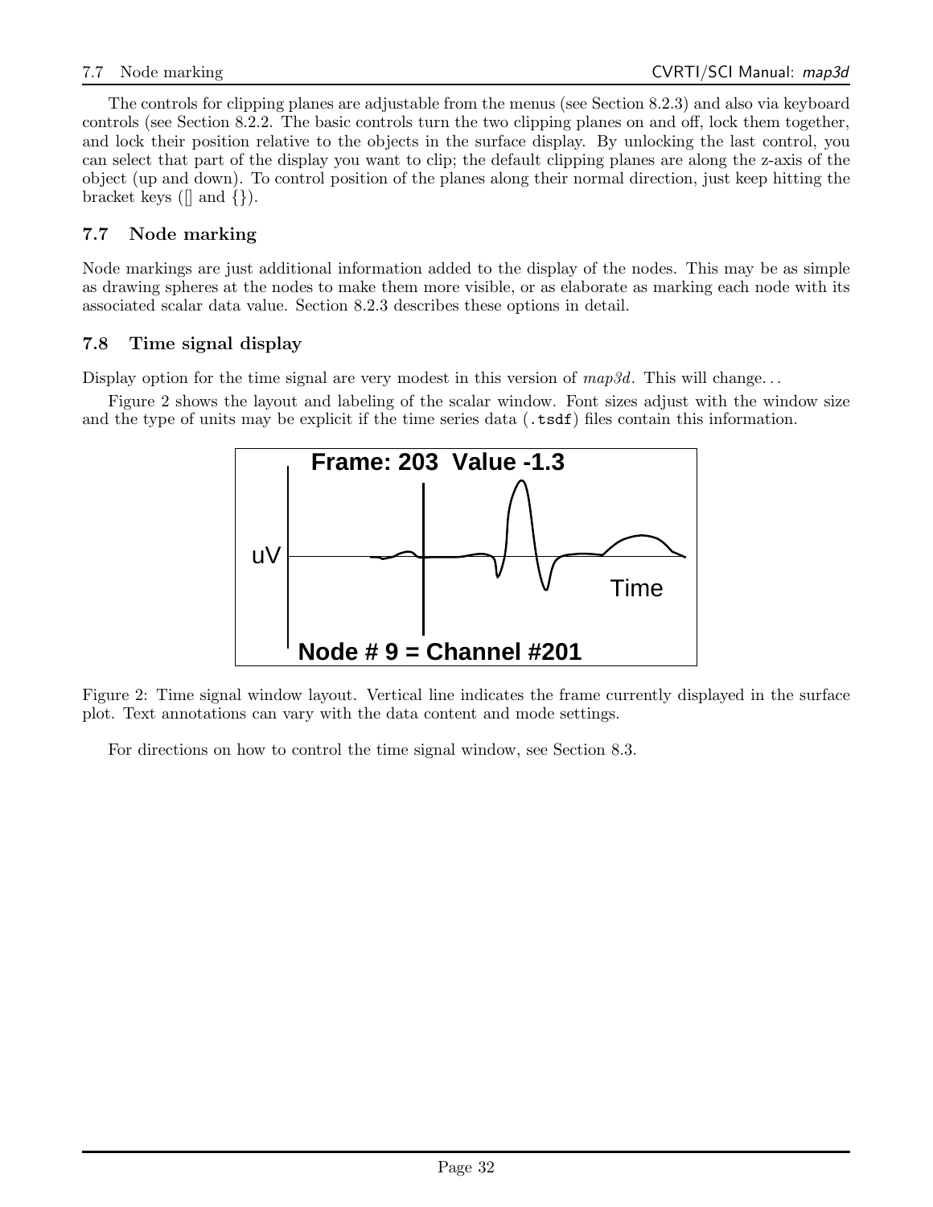The controls for clipping planes are adjustable from the menus (see Section 8.2.3) and also via keyboard controls (see Section 8.2.2. The basic controls turn the two clipping planes on and off, lock them together, and lock their position relative to the objects in the surface display. By unlocking the last control, you can select that part of the display you want to clip; the default clipping planes are along the z-axis of the object (up and down). To control position of the planes along their normal direction, just keep hitting the bracket keys ([] and {}).

### 7.7 Node marking

Node markings are just additional information added to the display of the nodes. This may be as simple as drawing spheres at the nodes to make them more visible, or as elaborate as marking each node with its associated scalar data value. Section 8.2.3 describes these options in detail.

### 7.8 Time signal display

Display option for the time signal are very modest in this version of *map3d*. This will change. . .

Figure 2 shows the layout and labeling of the scalar window. Font sizes adjust with the window size and the type of units may be explicit if the time series data (`.tsdf`) files contain this information.

Frame: 203 Value -1.3

uV

Time

Node # 9 = Channel #201

Figure 2: Time signal window layout. Vertical line indicates the frame currently displayed in the surface plot. Text annotations can vary with the data content and mode settings.

For directions on how to control the time signal window, see Section 8.3.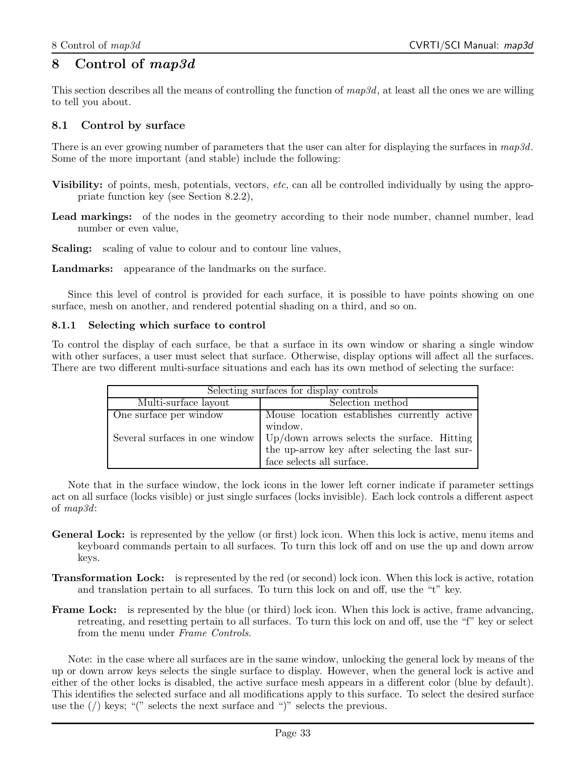# 8 Control of *map3d*

This section describes all the means of controlling the function of *map3d*, at least all the ones we are willing to tell you about.

## 8.1 Control by surface

There is an ever growing number of parameters that the user can alter for displaying the surfaces in *map3d*. Some of the more important (and stable) include the following:

**Visibility:** of points, mesh, potentials, vectors, *etc,* can all be controlled individually by using the appropriate function key (see Section 8.2.2),

**Lead markings:** of the nodes in the geometry according to their node number, channel number, lead number or even value,

**Scaling:** scaling of value to colour and to contour line values,

**Landmarks:** appearance of the landmarks on the surface.

Since this level of control is provided for each surface, it is possible to have points showing on one surface, mesh on another, and rendered potential shading on a third, and so on.

### 8.1.1 Selecting which surface to control

To control the display of each surface, be that a surface in its own window or sharing a single window with other surfaces, a user must select that surface. Otherwise, display options will affect all the surfaces. There are two different multi-surface situations and each has its own method of selecting the surface:

| Selecting surfaces for display controls | |
|---|---|
| Multi-surface layout | Selection method |
| One surface per window | Mouse location establishes currently active window. |
| Several surfaces in one window | Up/down arrows selects the surface. Hitting the up-arrow key after selecting the last surface selects all surface. |

Note that in the surface window, the lock icons in the lower left corner indicate if parameter settings act on all surface (locks visible) or just single surfaces (locks invisible). Each lock controls a different aspect of *map3d*:

**General Lock:** is represented by the yellow (or first) lock icon. When this lock is active, menu items and keyboard commands pertain to all surfaces. To turn this lock off and on use the up and down arrow keys.

**Transformation Lock:** is represented by the red (or second) lock icon. When this lock is active, rotation and translation pertain to all surfaces. To turn this lock on and off, use the "t" key.

**Frame Lock:** is represented by the blue (or third) lock icon. When this lock is active, frame advancing, retreating, and resetting pertain to all surfaces. To turn this lock on and off, use the "f" key or select from the menu under *Frame Controls*.

Note: in the case where all surfaces are in the same window, unlocking the general lock by means of the up or down arrow keys selects the single surface to display. However, when the general lock is active and either of the other locks is disabled, the active surface mesh appears in a different color (blue by default). This identifies the selected surface and all modifications apply to this surface. To select the desired surface use the (/) keys; "(" selects the next surface and ")" selects the previous.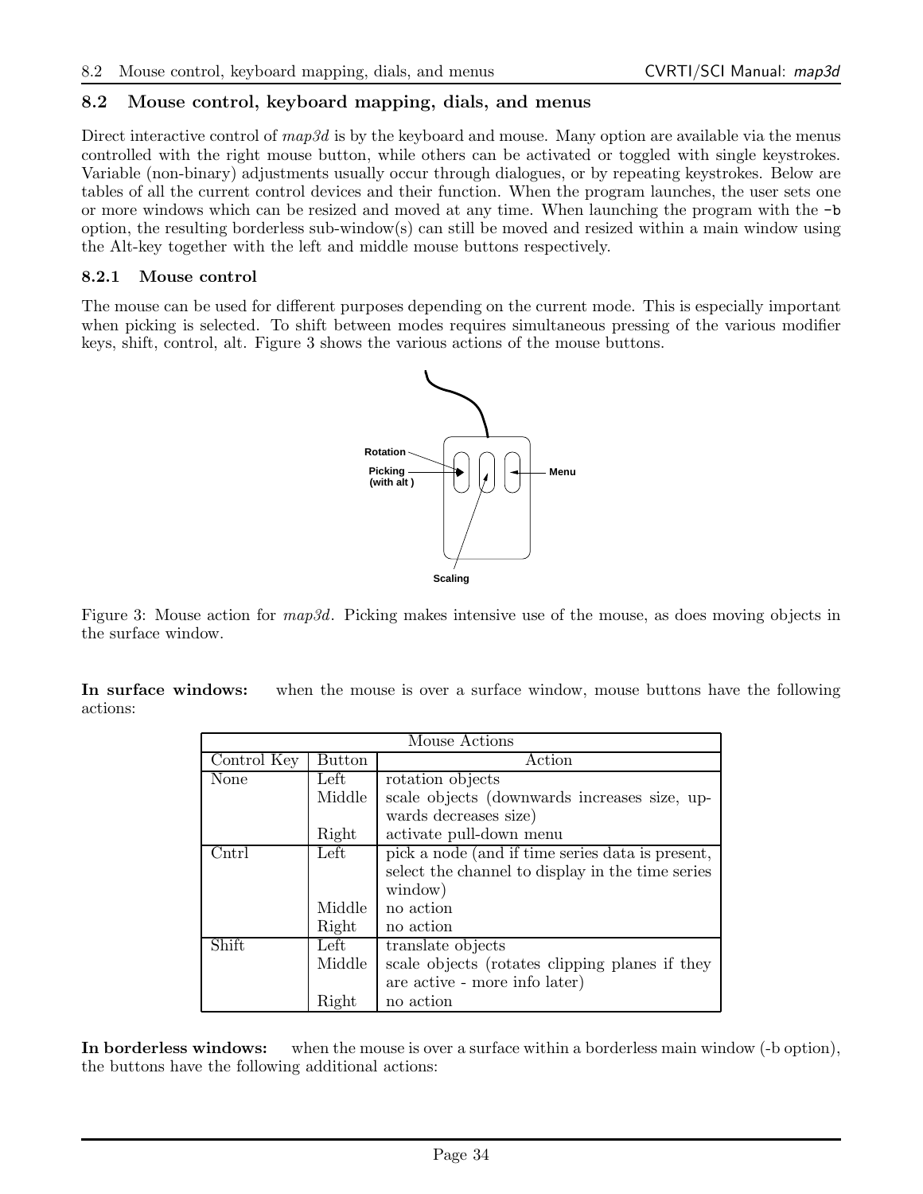## 8.2 Mouse control, keyboard mapping, dials, and menus

Direct interactive control of *map3d* is by the keyboard and mouse. Many option are available via the menus controlled with the right mouse button, while others can be activated or toggled with single keystrokes. Variable (non-binary) adjustments usually occur through dialogues, or by repeating keystrokes. Below are tables of all the current control devices and their function. When the program launches, the user sets one or more windows which can be resized and moved at any time. When launching the program with the `-b` option, the resulting borderless sub-window(s) can still be moved and resized within a main window using the Alt-key together with the left and middle mouse buttons respectively.

### 8.2.1 Mouse control

The mouse can be used for different purposes depending on the current mode. This is especially important when picking is selected. To shift between modes requires simultaneous pressing of the various modifier keys, shift, control, alt. Figure 3 shows the various actions of the mouse buttons.

Rotation
Picking (with alt )
Menu
Scaling

Figure 3: Mouse action for *map3d*. Picking makes intensive use of the mouse, as does moving objects in the surface window.

**In surface windows:** when the mouse is over a surface window, mouse buttons have the following actions:

| Mouse Actions | | |
|---|---|---|
| Control Key | Button | Action |
| None | Left | rotation objects |
| | Middle | scale objects (downwards increases size, upwards decreases size) |
| | Right | activate pull-down menu |
| Cntrl | Left | pick a node (and if time series data is present, select the channel to display in the time series window) |
| | Middle | no action |
| | Right | no action |
| Shift | Left | translate objects |
| | Middle | scale objects (rotates clipping planes if they are active - more info later) |
| | Right | no action |

**In borderless windows:** when the mouse is over a surface within a borderless main window (-b option), the buttons have the following additional actions: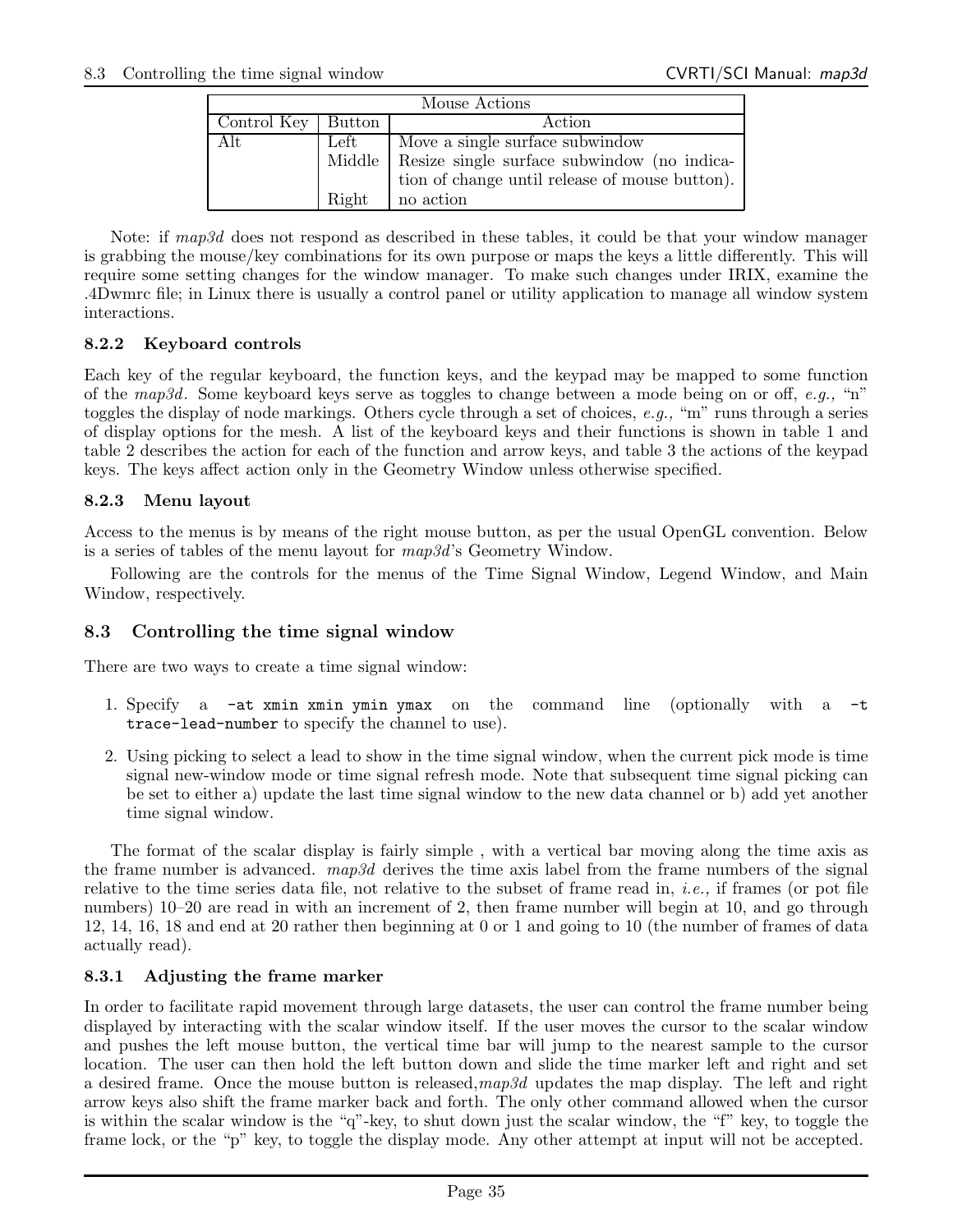| Mouse Actions | | |
|---|---|---|
| Control Key | Button | Action |
| Alt | Left | Move a single surface subwindow |
| | Middle | Resize single surface subwindow (no indication of change until release of mouse button). |
| | Right | no action |

Note: if *map3d* does not respond as described in these tables, it could be that your window manager is grabbing the mouse/key combinations for its own purpose or maps the keys a little differently. This will require some setting changes for the window manager. To make such changes under IRIX, examine the .4Dwmrc file; in Linux there is usually a control panel or utility application to manage all window system interactions.

### 8.2.2 Keyboard controls

Each key of the regular keyboard, the function keys, and the keypad may be mapped to some function of the *map3d*. Some keyboard keys serve as toggles to change between a mode being on or off, *e.g.,* "n" toggles the display of node markings. Others cycle through a set of choices, *e.g.,* "m" runs through a series of display options for the mesh. A list of the keyboard keys and their functions is shown in table 1 and table 2 describes the action for each of the function and arrow keys, and table 3 the actions of the keypad keys. The keys affect action only in the Geometry Window unless otherwise specified.

### 8.2.3 Menu layout

Access to the menus is by means of the right mouse button, as per the usual OpenGL convention. Below is a series of tables of the menu layout for *map3d*'s Geometry Window.

Following are the controls for the menus of the Time Signal Window, Legend Window, and Main Window, respectively.

## 8.3 Controlling the time signal window

There are two ways to create a time signal window:

1. Specify a `-at xmin xmin ymin ymax` on the command line (optionally with a `-t trace-lead-number` to specify the channel to use).
2. Using picking to select a lead to show in the time signal window, when the current pick mode is time signal new-window mode or time signal refresh mode. Note that subsequent time signal picking can be set to either a) update the last time signal window to the new data channel or b) add yet another time signal window.

The format of the scalar display is fairly simple , with a vertical bar moving along the time axis as the frame number is advanced. *map3d* derives the time axis label from the frame numbers of the signal relative to the time series data file, not relative to the subset of frame read in, *i.e.,* if frames (or pot file numbers) 10–20 are read in with an increment of 2, then frame number will begin at 10, and go through 12, 14, 16, 18 and end at 20 rather then beginning at 0 or 1 and going to 10 (the number of frames of data actually read).

### 8.3.1 Adjusting the frame marker

In order to facilitate rapid movement through large datasets, the user can control the frame number being displayed by interacting with the scalar window itself. If the user moves the cursor to the scalar window and pushes the left mouse button, the vertical time bar will jump to the nearest sample to the cursor location. The user can then hold the left button down and slide the time marker left and right and set a desired frame. Once the mouse button is released,*map3d* updates the map display. The left and right arrow keys also shift the frame marker back and forth. The only other command allowed when the cursor is within the scalar window is the "q"-key, to shut down just the scalar window, the "f" key, to toggle the frame lock, or the "p" key, to toggle the display mode. Any other attempt at input will not be accepted.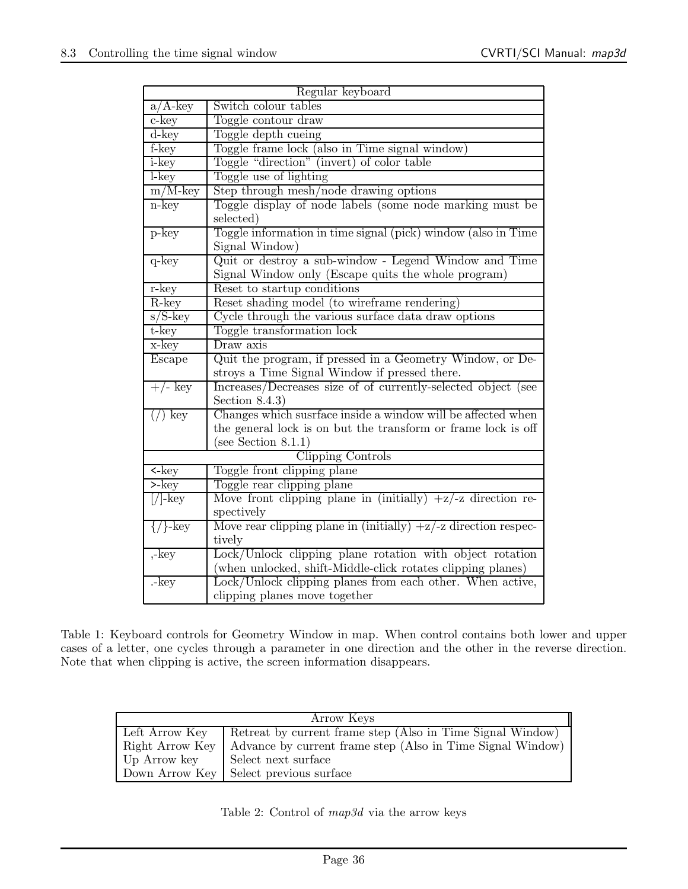| Regular keyboard | |
|---|---|
| a/A-key | Switch colour tables |
| c-key | Toggle contour draw |
| d-key | Toggle depth cueing |
| f-key | Toggle frame lock (also in Time signal window) |
| i-key | Toggle "direction" (invert) of color table |
| l-key | Toggle use of lighting |
| m/M-key | Step through mesh/node drawing options |
| n-key | Toggle display of node labels (some node marking must be selected) |
| p-key | Toggle information in time signal (pick) window (also in Time Signal Window) |
| q-key | Quit or destroy a sub-window - Legend Window and Time Signal Window only (Escape quits the whole program) |
| r-key | Reset to startup conditions |
| R-key | Reset shading model (to wireframe rendering) |
| s/S-key | Cycle through the various surface data draw options |
| t-key | Toggle transformation lock |
| x-key | Draw axis |
| Escape | Quit the program, if pressed in a Geometry Window, or Destroys a Time Signal Window if pressed there. |
| +/- key | Increases/Decreases size of of currently-selected object (see Section 8.4.3) |
| (/) key | Changes which susrface inside a window will be affected when the general lock is on but the transform or frame lock is off (see Section 8.1.1) |
| **Clipping Controls** | |
| <-key | Toggle front clipping plane |
| >-key | Toggle rear clipping plane |
| [/]-key | Move front clipping plane in (initially) +z/-z direction respectively |
| {/}-key | Move rear clipping plane in (initially) +z/-z direction respectively |
| ,-key | Lock/Unlock clipping plane rotation with object rotation (when unlocked, shift-Middle-click rotates clipping planes) |
| .-key | Lock/Unlock clipping planes from each other. When active, clipping planes move together |

Table 1: Keyboard controls for Geometry Window in map. When control contains both lower and upper cases of a letter, one cycles through a parameter in one direction and the other in the reverse direction. Note that when clipping is active, the screen information disappears.

| Arrow Keys | |
|---|---|
| Left Arrow Key | Retreat by current frame step (Also in Time Signal Window) |
| Right Arrow Key | Advance by current frame step (Also in Time Signal Window) |
| Up Arrow key | Select next surface |
| Down Arrow Key | Select previous surface |

Table 2: Control of *map3d* via the arrow keys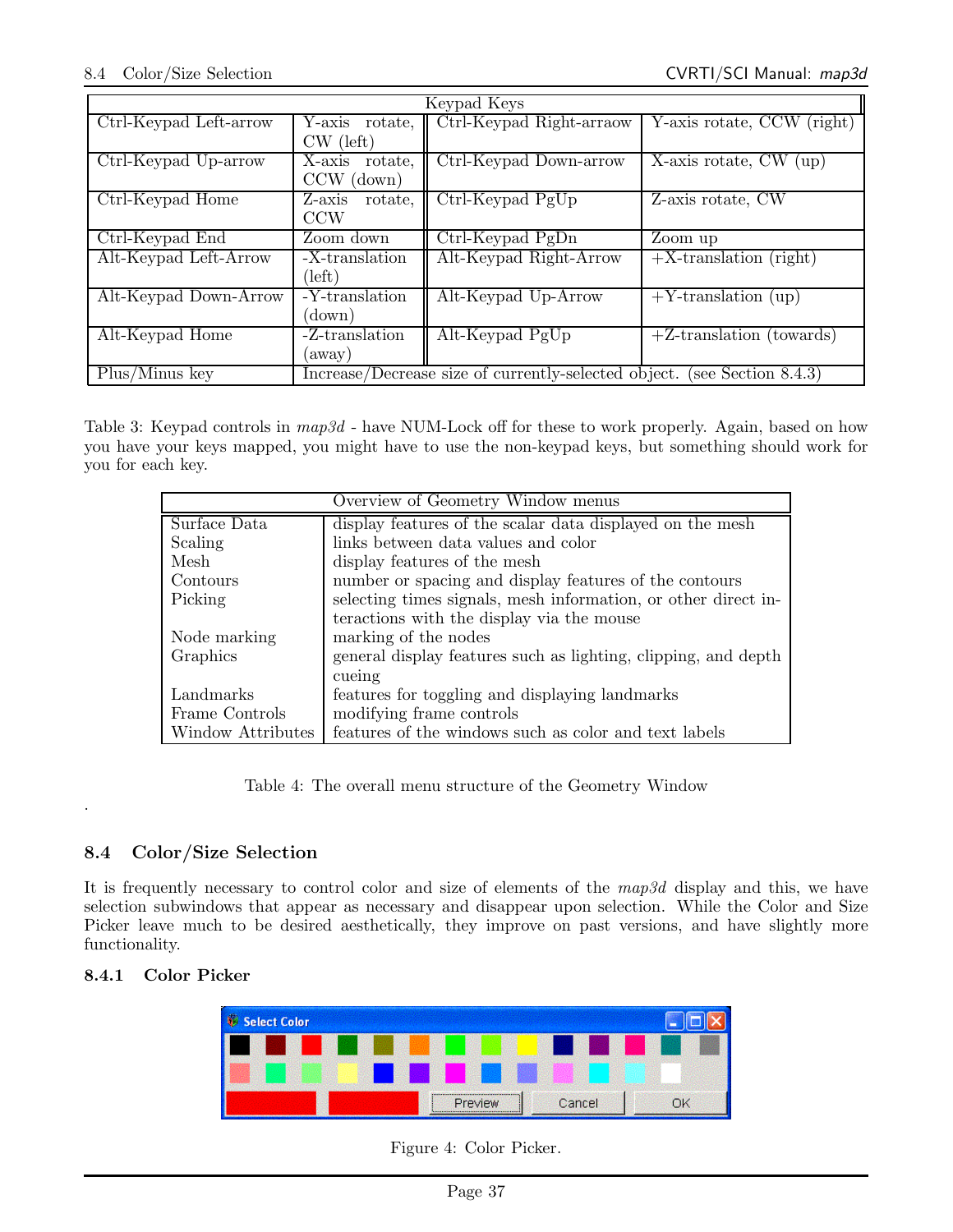| Keypad Keys | | | |
|---|---|---|---|
| Ctrl-Keypad Left-arrow | Y-axis rotate, CW (left) | Ctrl-Keypad Right-arraow | Y-axis rotate, CCW (right) |
| Ctrl-Keypad Up-arrow | X-axis rotate, CCW (down) | Ctrl-Keypad Down-arrow | X-axis rotate, CW (up) |
| Ctrl-Keypad Home | Z-axis rotate, CCW | Ctrl-Keypad PgUp | Z-axis rotate, CW |
| Ctrl-Keypad End | Zoom down | Ctrl-Keypad PgDn | Zoom up |
| Alt-Keypad Left-Arrow | -X-translation (left) | Alt-Keypad Right-Arrow | +X-translation (right) |
| Alt-Keypad Down-Arrow | -Y-translation (down) | Alt-Keypad Up-Arrow | +Y-translation (up) |
| Alt-Keypad Home | -Z-translation (away) | Alt-Keypad PgUp | +Z-translation (towards) |
| Plus/Minus key | Increase/Decrease size of currently-selected object. (see Section 8.4.3) | | |

Table 3: Keypad controls in *map3d* - have NUM-Lock off for these to work properly. Again, based on how you have your keys mapped, you might have to use the non-keypad keys, but something should work for you for each key.

| Overview of Geometry Window menus | |
|---|---|
| Surface Data | display features of the scalar data displayed on the mesh |
| Scaling | links between data values and color |
| Mesh | display features of the mesh |
| Contours | number or spacing and display features of the contours |
| Picking | selecting times signals, mesh information, or other direct interactions with the display via the mouse |
| Node marking | marking of the nodes |
| Graphics | general display features such as lighting, clipping, and depth cueing |
| Landmarks | features for toggling and displaying landmarks |
| Frame Controls | modifying frame controls |
| Window Attributes | features of the windows such as color and text labels |

Table 4: The overall menu structure of the Geometry Window

.

## 8.4 Color/Size Selection

It is frequently necessary to control color and size of elements of the *map3d* display and this, we have selection subwindows that appear as necessary and disappear upon selection. While the Color and Size Picker leave much to be desired aesthetically, they improve on past versions, and have slightly more functionality.

### 8.4.1 Color Picker

Figure 4: Color Picker.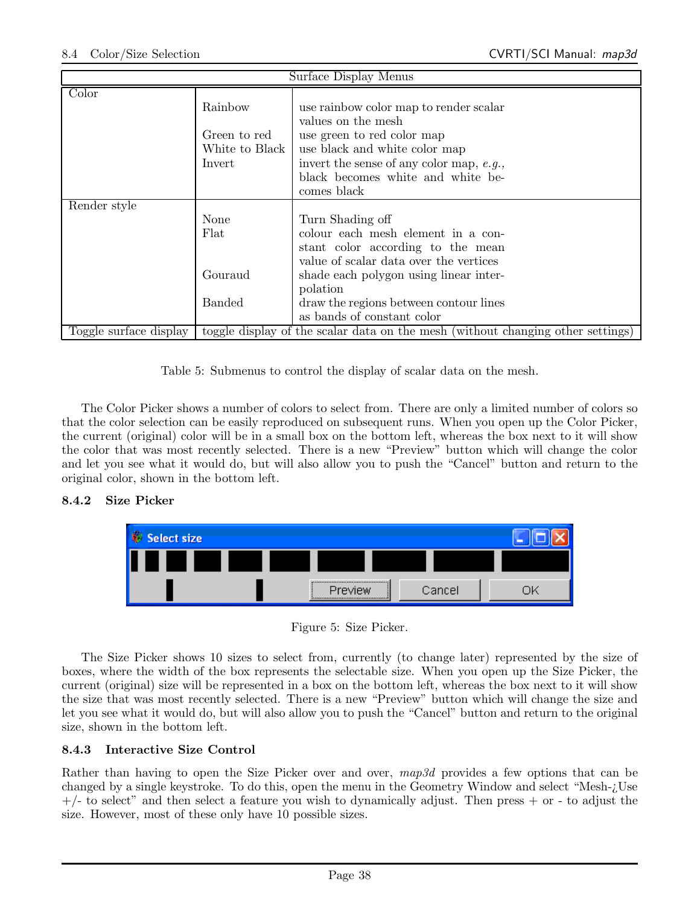| Surface Display Menus | | |
|---|---|---|
| Color | Rainbow | use rainbow color map to render scalar values on the mesh |
| | Green to red | use green to red color map |
| | White to Black | use black and white color map |
| | Invert | invert the sense of any color map, *e.g.*, black becomes white and white becomes black |
| Render style | None | Turn Shading off |
| | Flat | colour each mesh element in a constant color according to the mean value of scalar data over the vertices |
| | Gouraud | shade each polygon using linear interpolation |
| | Banded | draw the regions between contour lines as bands of constant color |
| Toggle surface display | toggle display of the scalar data on the mesh (without changing other settings) | |

Table 5: Submenus to control the display of scalar data on the mesh.

The Color Picker shows a number of colors to select from. There are only a limited number of colors so that the color selection can be easily reproduced on subsequent runs. When you open up the Color Picker, the current (original) color will be in a small box on the bottom left, whereas the box next to it will show the color that was most recently selected. There is a new "Preview" button which will change the color and let you see what it would do, but will also allow you to push the "Cancel" button and return to the original color, shown in the bottom left.

### 8.4.2 Size Picker

Figure 5: Size Picker.

The Size Picker shows 10 sizes to select from, currently (to change later) represented by the size of boxes, where the width of the box represents the selectable size. When you open up the Size Picker, the current (original) size will be represented in a box on the bottom left, whereas the box next to it will show the size that was most recently selected. There is a new "Preview" button which will change the size and let you see what it would do, but will also allow you to push the "Cancel" button and return to the original size, shown in the bottom left.

### 8.4.3 Interactive Size Control

Rather than having to open the Size Picker over and over, *map3d* provides a few options that can be changed by a single keystroke. To do this, open the menu in the Geometry Window and select "Mesh-¿Use +/- to select" and then select a feature you wish to dynamically adjust. Then press + or - to adjust the size. However, most of these only have 10 possible sizes.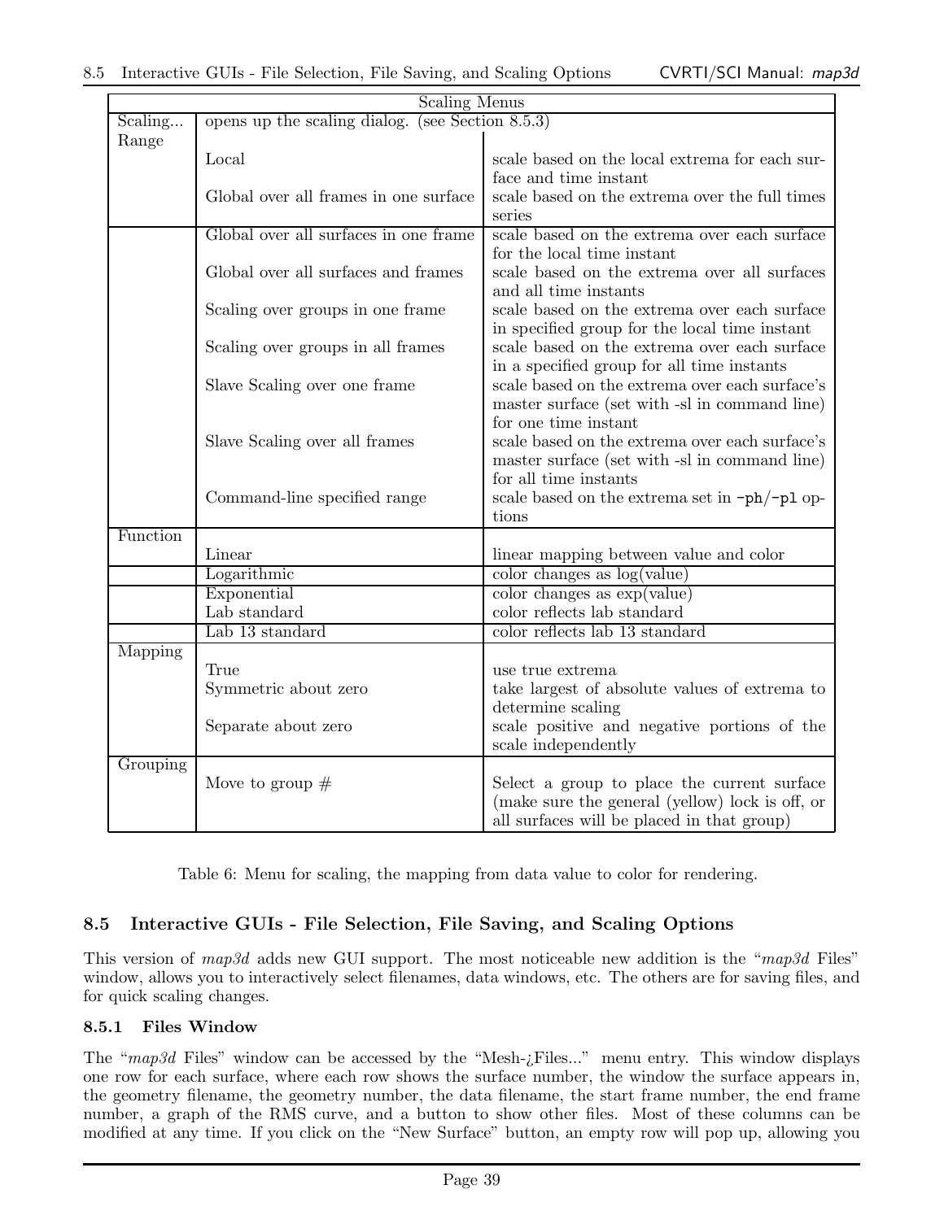| Scaling Menus | | |
|---|---|---|
| Scaling... | opens up the scaling dialog. (see Section 8.5.3) | |
| Range | | |
| | Local | scale based on the local extrema for each surface and time instant |
| | Global over all frames in one surface | scale based on the extrema over the full times series |
| | Global over all surfaces in one frame | scale based on the extrema over each surface for the local time instant |
| | Global over all surfaces and frames | scale based on the extrema over all surfaces and all time instants |
| | Scaling over groups in one frame | scale based on the extrema over each surface in specified group for the local time instant |
| | Scaling over groups in all frames | scale based on the extrema over each surface in a specified group for all time instants |
| | Slave Scaling over one frame | scale based on the extrema over each surface's master surface (set with -sl in command line) for one time instant |
| | Slave Scaling over all frames | scale based on the extrema over each surface's master surface (set with -sl in command line) for all time instants |
| | Command-line specified range | scale based on the extrema set in `-ph`/`-pl` options |
| Function | | |
| | Linear | linear mapping between value and color |
| | Logarithmic | color changes as log(value) |
| | Exponential | color changes as exp(value) |
| | Lab standard | color reflects lab standard |
| | Lab 13 standard | color reflects lab 13 standard |
| Mapping | | |
| | True | use true extrema |
| | Symmetric about zero | take largest of absolute values of extrema to determine scaling |
| | Separate about zero | scale positive and negative portions of the scale independently |
| Grouping | | |
| | Move to group # | Select a group to place the current surface (make sure the general (yellow) lock is off, or all surfaces will be placed in that group) |

Table 6: Menu for scaling, the mapping from data value to color for rendering.

## 8.5 Interactive GUIs - File Selection, File Saving, and Scaling Options

This version of *map3d* adds new GUI support. The most noticeable new addition is the "*map3d* Files" window, allows you to interactively select filenames, data windows, etc. The others are for saving files, and for quick scaling changes.

### 8.5.1 Files Window

The "*map3d* Files" window can be accessed by the "Mesh-¿Files..." menu entry. This window displays one row for each surface, where each row shows the surface number, the window the surface appears in, the geometry filename, the geometry number, the data filename, the start frame number, the end frame number, a graph of the RMS curve, and a button to show other files. Most of these columns can be modified at any time. If you click on the "New Surface" button, an empty row will pop up, allowing you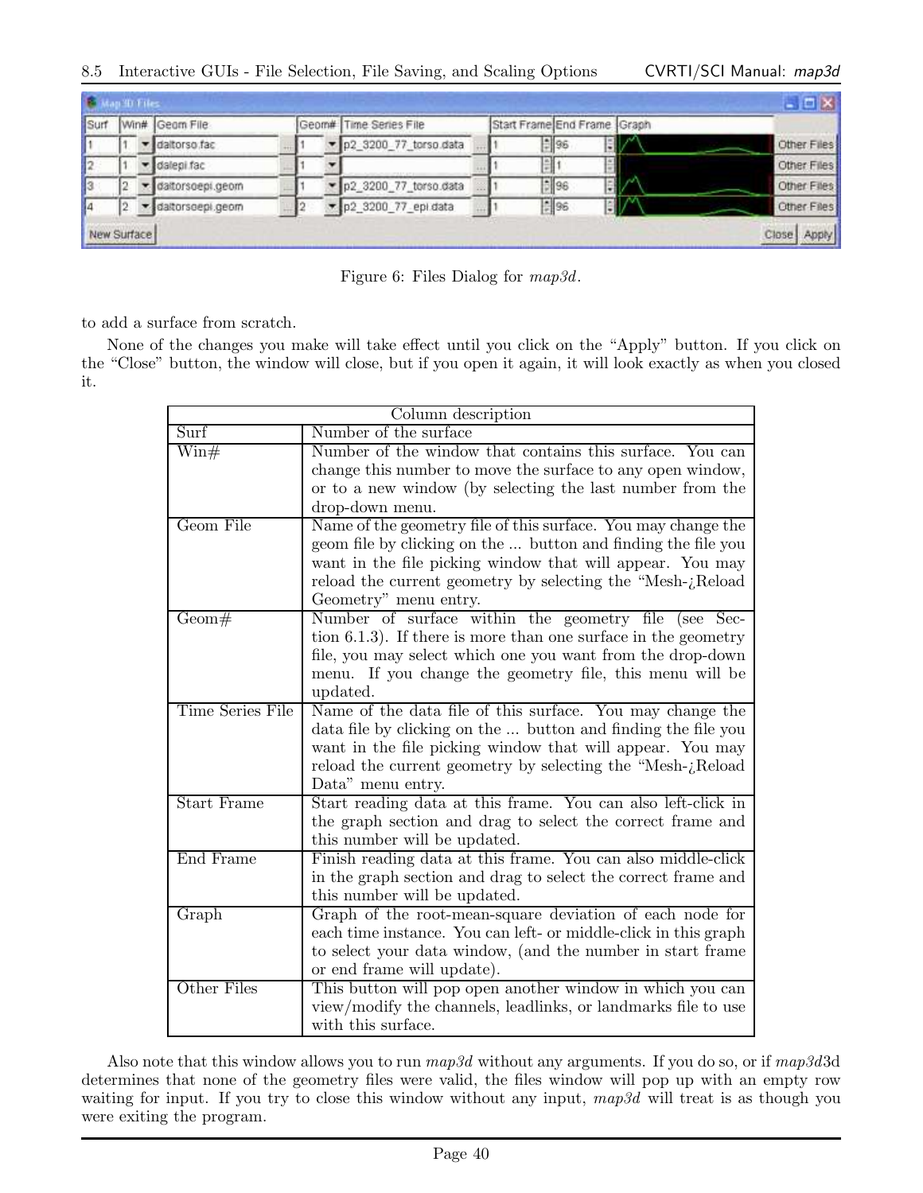Figure 6: Files Dialog for *map3d*.

to add a surface from scratch.

None of the changes you make will take effect until you click on the “Apply” button. If you click on the “Close” button, the window will close, but if you open it again, it will look exactly as when you closed it.

| Column description | |
|---|---|
| Surf | Number of the surface |
| Win# | Number of the window that contains this surface. You can change this number to move the surface to any open window, or to a new window (by selecting the last number from the drop-down menu. |
| Geom File | Name of the geometry file of this surface. You may change the geom file by clicking on the ... button and finding the file you want in the file picking window that will appear. You may reload the current geometry by selecting the “Mesh-¿Reload Geometry” menu entry. |
| Geom# | Number of surface within the geometry file (see Section 6.1.3). If there is more than one surface in the geometry file, you may select which one you want from the drop-down menu. If you change the geometry file, this menu will be updated. |
| Time Series File | Name of the data file of this surface. You may change the data file by clicking on the ... button and finding the file you want in the file picking window that will appear. You may reload the current geometry by selecting the “Mesh-¿Reload Data” menu entry. |
| Start Frame | Start reading data at this frame. You can also left-click in the graph section and drag to select the correct frame and this number will be updated. |
| End Frame | Finish reading data at this frame. You can also middle-click in the graph section and drag to select the correct frame and this number will be updated. |
| Graph | Graph of the root-mean-square deviation of each node for each time instance. You can left- or middle-click in this graph to select your data window, (and the number in start frame or end frame will update). |
| Other Files | This button will pop open another window in which you can view/modify the channels, leadlinks, or landmarks file to use with this surface. |

Also note that this window allows you to run *map3d* without any arguments. If you do so, or if *map3d*3d determines that none of the geometry files were valid, the files window will pop up with an empty row waiting for input. If you try to close this window without any input, *map3d* will treat is as though you were exiting the program.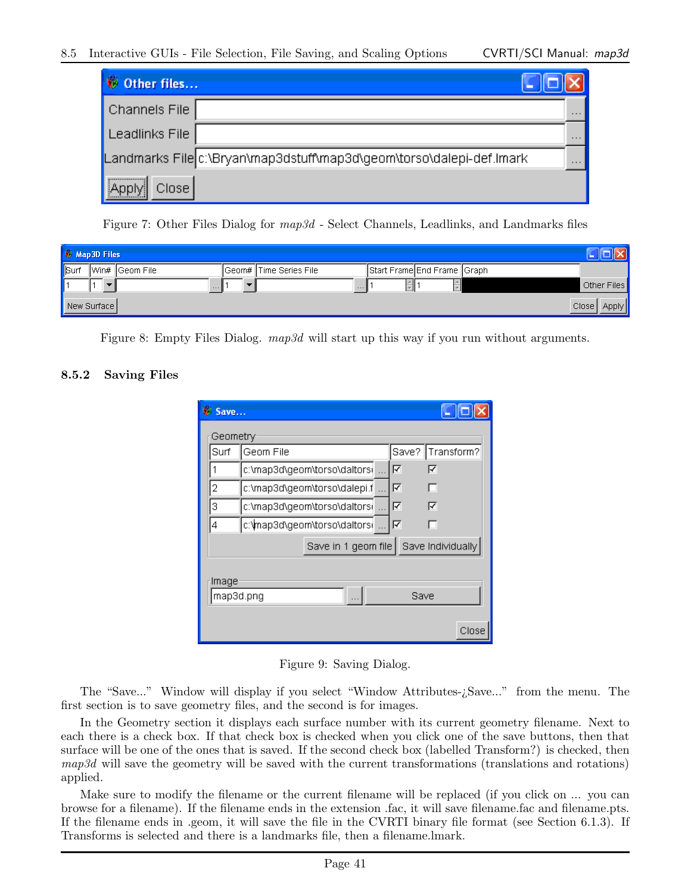Figure 7: Other Files Dialog for *map3d* - Select Channels, Leadlinks, and Landmarks files

Figure 8: Empty Files Dialog. *map3d* will start up this way if you run without arguments.

### 8.5.2 Saving Files

Figure 9: Saving Dialog.

The "Save..." Window will display if you select "Window Attributes-¿Save..." from the menu. The first section is to save geometry files, and the second is for images.

In the Geometry section it displays each surface number with its current geometry filename. Next to each there is a check box. If that check box is checked when you click one of the save buttons, then that surface will be one of the ones that is saved. If the second check box (labelled Transform?) is checked, then *map3d* will save the geometry will be saved with the current transformations (translations and rotations) applied.

Make sure to modify the filename or the current filename will be replaced (if you click on ... you can browse for a filename). If the filename ends in the extension .fac, it will save filename.fac and filename.pts. If the filename ends in .geom, it will save the file in the CVRTI binary file format (see Section 6.1.3). If Transforms is selected and there is a landmarks file, then a filename.lmark.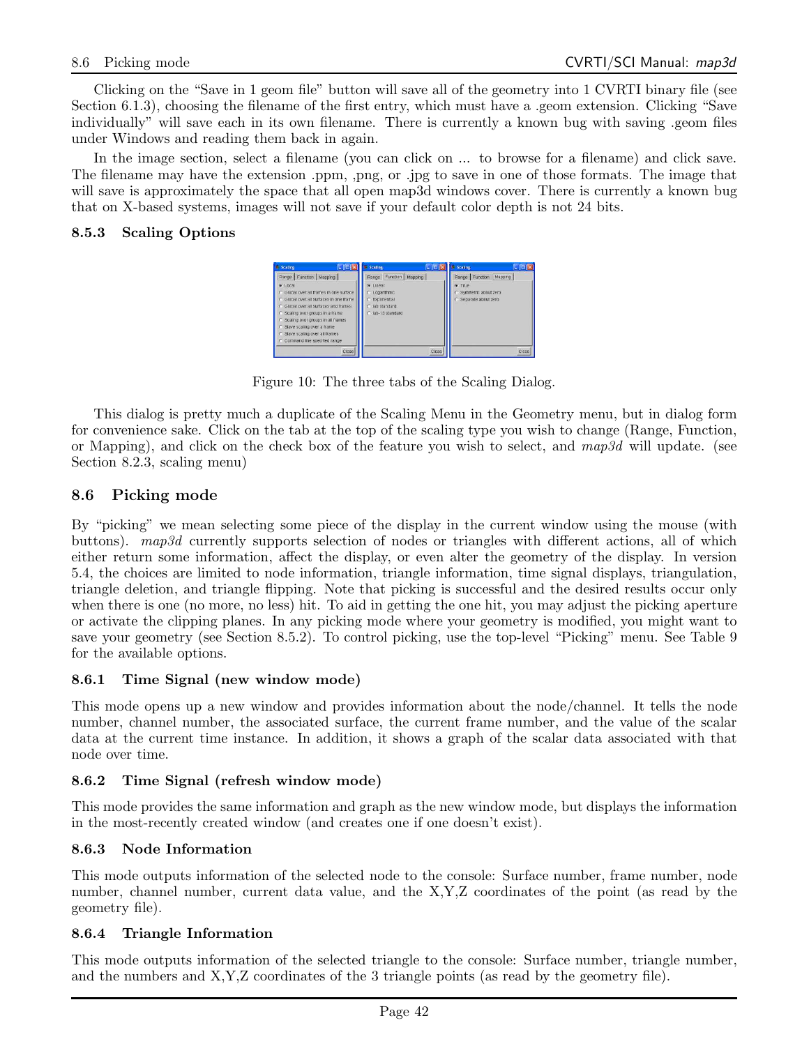Clicking on the "Save in 1 geom file" button will save all of the geometry into 1 CVRTI binary file (see Section 6.1.3), choosing the filename of the first entry, which must have a .geom extension. Clicking "Save individually" will save each in its own filename. There is currently a known bug with saving .geom files under Windows and reading them back in again.

In the image section, select a filename (you can click on ... to browse for a filename) and click save. The filename may have the extension .ppm, ,png, or .jpg to save in one of those formats. The image that will save is approximately the space that all open map3d windows cover. There is currently a known bug that on X-based systems, images will not save if your default color depth is not 24 bits.

### 8.5.3 Scaling Options

Figure 10: The three tabs of the Scaling Dialog.

This dialog is pretty much a duplicate of the Scaling Menu in the Geometry menu, but in dialog form for convenience sake. Click on the tab at the top of the scaling type you wish to change (Range, Function, or Mapping), and click on the check box of the feature you wish to select, and *map3d* will update. (see Section 8.2.3, scaling menu)

## 8.6 Picking mode

By "picking" we mean selecting some piece of the display in the current window using the mouse (with buttons). *map3d* currently supports selection of nodes or triangles with different actions, all of which either return some information, affect the display, or even alter the geometry of the display. In version 5.4, the choices are limited to node information, triangle information, time signal displays, triangulation, triangle deletion, and triangle flipping. Note that picking is successful and the desired results occur only when there is one (no more, no less) hit. To aid in getting the one hit, you may adjust the picking aperture or activate the clipping planes. In any picking mode where your geometry is modified, you might want to save your geometry (see Section 8.5.2). To control picking, use the top-level "Picking" menu. See Table 9 for the available options.

### 8.6.1 Time Signal (new window mode)

This mode opens up a new window and provides information about the node/channel. It tells the node number, channel number, the associated surface, the current frame number, and the value of the scalar data at the current time instance. In addition, it shows a graph of the scalar data associated with that node over time.

### 8.6.2 Time Signal (refresh window mode)

This mode provides the same information and graph as the new window mode, but displays the information in the most-recently created window (and creates one if one doesn't exist).

### 8.6.3 Node Information

This mode outputs information of the selected node to the console: Surface number, frame number, node number, channel number, current data value, and the X,Y,Z coordinates of the point (as read by the geometry file).

### 8.6.4 Triangle Information

This mode outputs information of the selected triangle to the console: Surface number, triangle number, and the numbers and X,Y,Z coordinates of the 3 triangle points (as read by the geometry file).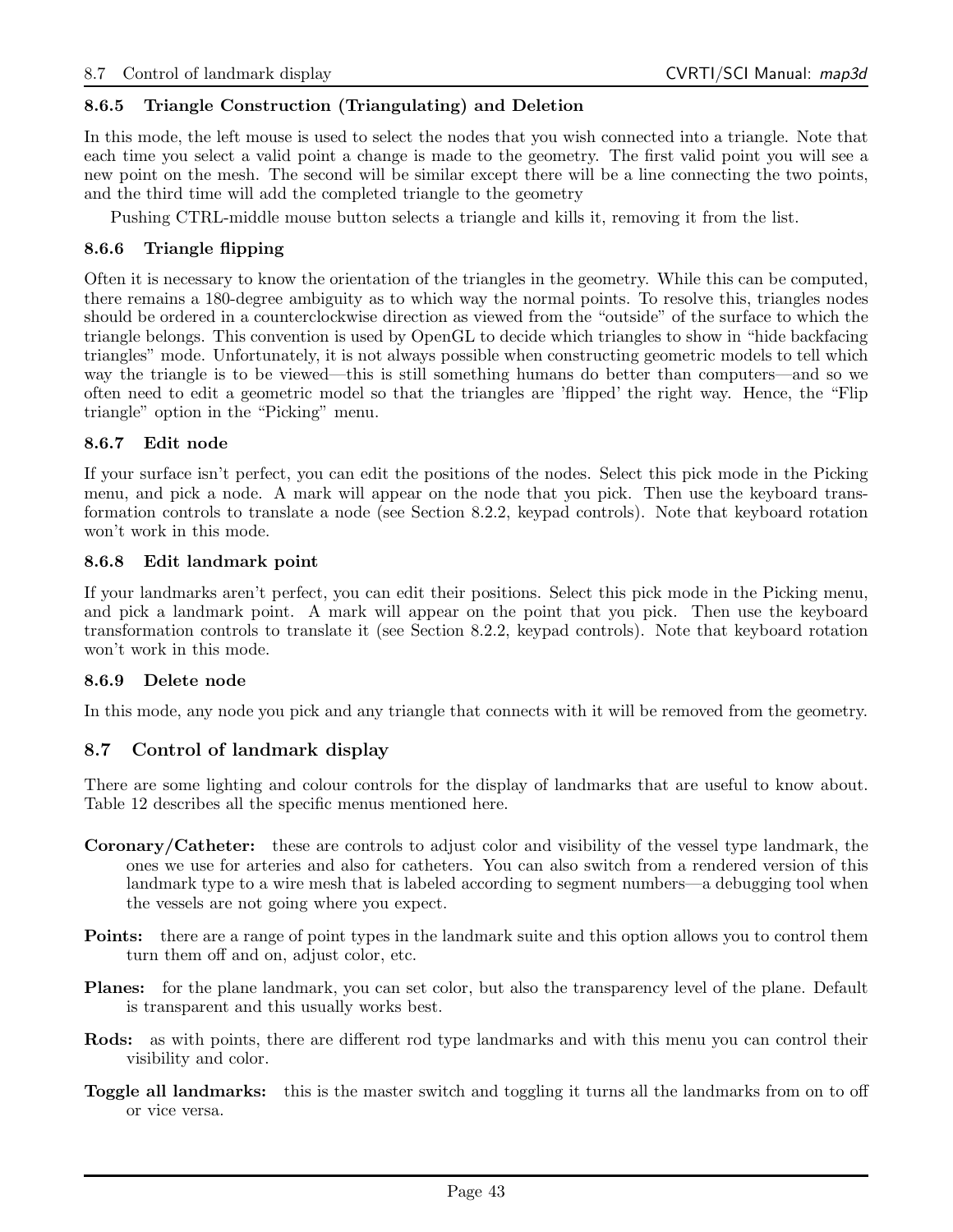### 8.6.5 Triangle Construction (Triangulating) and Deletion

In this mode, the left mouse is used to select the nodes that you wish connected into a triangle. Note that each time you select a valid point a change is made to the geometry. The first valid point you will see a new point on the mesh. The second will be similar except there will be a line connecting the two points, and the third time will add the completed triangle to the geometry

Pushing CTRL-middle mouse button selects a triangle and kills it, removing it from the list.

### 8.6.6 Triangle flipping

Often it is necessary to know the orientation of the triangles in the geometry. While this can be computed, there remains a 180-degree ambiguity as to which way the normal points. To resolve this, triangles nodes should be ordered in a counterclockwise direction as viewed from the "outside" of the surface to which the triangle belongs. This convention is used by OpenGL to decide which triangles to show in "hide backfacing triangles" mode. Unfortunately, it is not always possible when constructing geometric models to tell which way the triangle is to be viewed—this is still something humans do better than computers—and so we often need to edit a geometric model so that the triangles are 'flipped' the right way. Hence, the "Flip triangle" option in the "Picking" menu.

### 8.6.7 Edit node

If your surface isn't perfect, you can edit the positions of the nodes. Select this pick mode in the Picking menu, and pick a node. A mark will appear on the node that you pick. Then use the keyboard transformation controls to translate a node (see Section 8.2.2, keypad controls). Note that keyboard rotation won't work in this mode.

### 8.6.8 Edit landmark point

If your landmarks aren't perfect, you can edit their positions. Select this pick mode in the Picking menu, and pick a landmark point. A mark will appear on the point that you pick. Then use the keyboard transformation controls to translate it (see Section 8.2.2, keypad controls). Note that keyboard rotation won't work in this mode.

### 8.6.9 Delete node

In this mode, any node you pick and any triangle that connects with it will be removed from the geometry.

## 8.7 Control of landmark display

There are some lighting and colour controls for the display of landmarks that are useful to know about. Table 12 describes all the specific menus mentioned here.

**Coronary/Catheter:** these are controls to adjust color and visibility of the vessel type landmark, the ones we use for arteries and also for catheters. You can also switch from a rendered version of this landmark type to a wire mesh that is labeled according to segment numbers—a debugging tool when the vessels are not going where you expect.

**Points:** there are a range of point types in the landmark suite and this option allows you to control them turn them off and on, adjust color, etc.

**Planes:** for the plane landmark, you can set color, but also the transparency level of the plane. Default is transparent and this usually works best.

**Rods:** as with points, there are different rod type landmarks and with this menu you can control their visibility and color.

**Toggle all landmarks:** this is the master switch and toggling it turns all the landmarks from on to off or vice versa.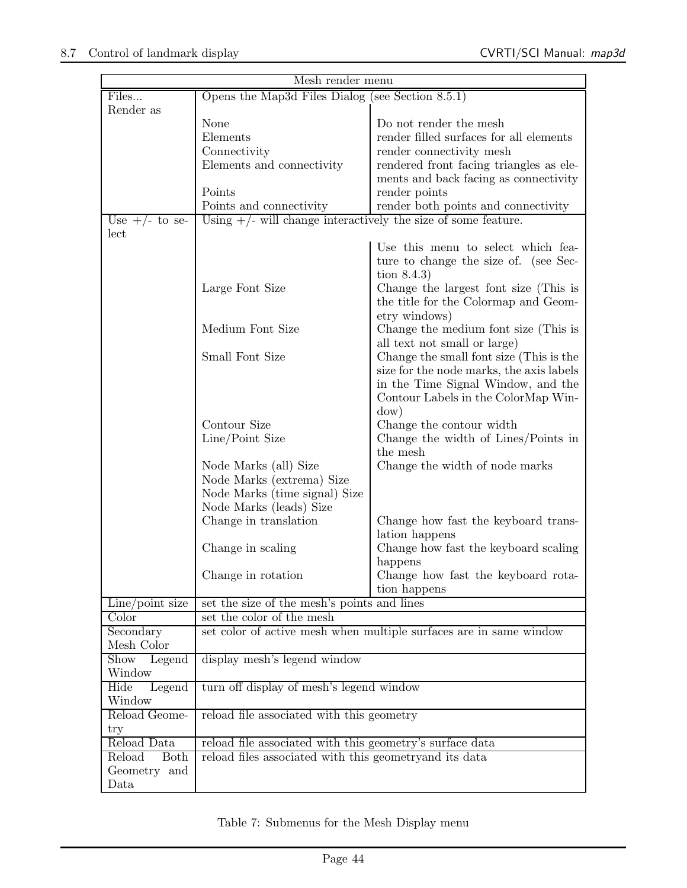| Mesh render menu | | |
|---|---|---|
| Files... | Opens the Map3d Files Dialog (see Section 8.5.1) | |
| Render as | | |
| | None | Do not render the mesh |
| | Elements | render filled surfaces for all elements |
| | Connectivity | render connectivity mesh |
| | Elements and connectivity | rendered front facing triangles as elements and back facing as connectivity |
| | Points | render points |
| | Points and connectivity | render both points and connectivity |
| Use +/- to select | Using +/- will change interactively the size of some feature. | |
| | | Use this menu to select which feature to change the size of. (see Section 8.4.3) |
| | Large Font Size | Change the largest font size (This is the title for the Colormap and Geometry windows) |
| | Medium Font Size | Change the medium font size (This is all text not small or large) |
| | Small Font Size | Change the small font size (This is the size for the node marks, the axis labels in the Time Signal Window, and the Contour Labels in the ColorMap Window) |
| | Contour Size | Change the contour width |
| | Line/Point Size | Change the width of Lines/Points in the mesh |
| | Node Marks (all) Size | Change the width of node marks |
| | Node Marks (extrema) Size | |
| | Node Marks (time signal) Size | |
| | Node Marks (leads) Size | |
| | Change in translation | Change how fast the keyboard translation happens |
| | Change in scaling | Change how fast the keyboard scaling happens |
| | Change in rotation | Change how fast the keyboard rotation happens |
| Line/point size | set the size of the mesh's points and lines | |
| Color | set the color of the mesh | |
| Secondary Mesh Color | set color of active mesh when multiple surfaces are in same window | |
| Show Legend Window | display mesh's legend window | |
| Hide Legend Window | turn off display of mesh's legend window | |
| Reload Geometry | reload file associated with this geometry | |
| Reload Data | reload file associated with this geometry's surface data | |
| Reload Both Geometry and Data | reload files associated with this geometryand its data | |

Table 7: Submenus for the Mesh Display menu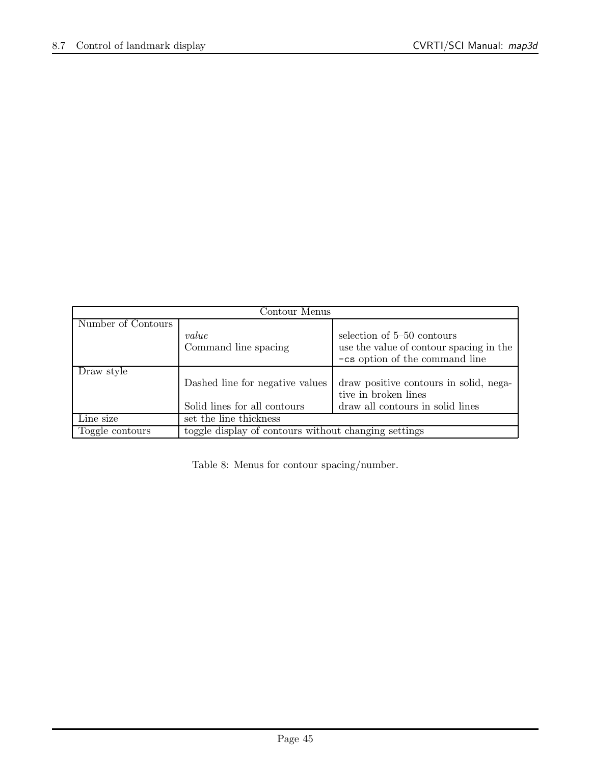| Contour Menus | | |
|---|---|---|
| Number of Contours | *value* | selection of 5–50 contours |
| | Command line spacing | use the value of contour spacing in the `-cs` option of the command line |
| Draw style | Dashed line for negative values | draw positive contours in solid, negative in broken lines |
| | Solid lines for all contours | draw all contours in solid lines |
| Line size | set the line thickness | |
| Toggle contours | toggle display of contours without changing settings | |

Table 8: Menus for contour spacing/number.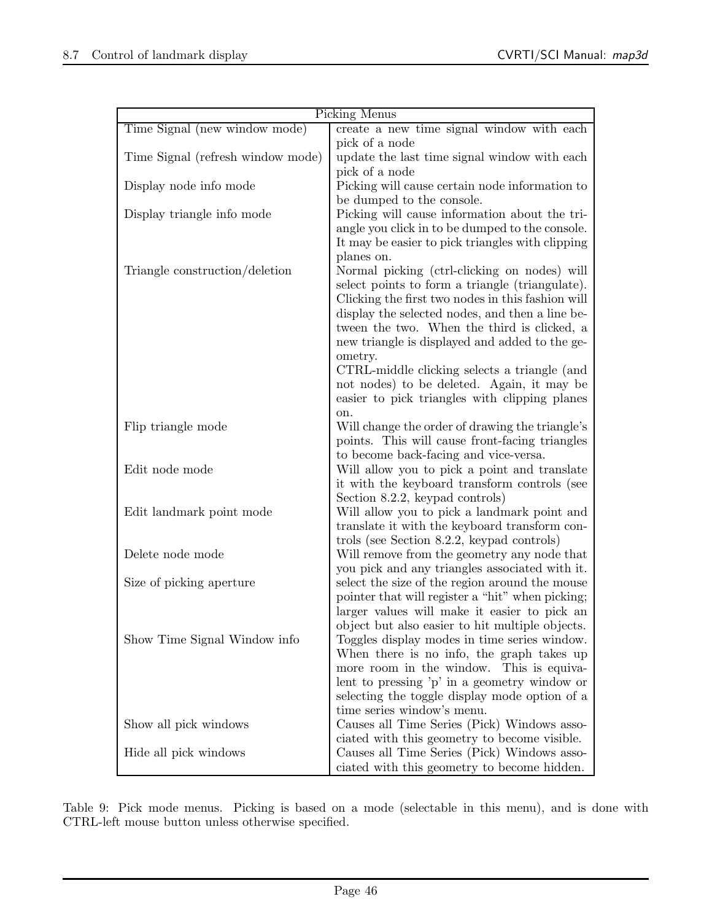| Picking Menus | |
|---|---|
| Time Signal (new window mode) | create a new time signal window with each pick of a node |
| Time Signal (refresh window mode) | update the last time signal window with each pick of a node |
| Display node info mode | Picking will cause certain node information to be dumped to the console. |
| Display triangle info mode | Picking will cause information about the triangle you click in to be dumped to the console. It may be easier to pick triangles with clipping planes on. |
| Triangle construction/deletion | Normal picking (ctrl-clicking on nodes) will select points to form a triangle (triangulate). Clicking the first two nodes in this fashion will display the selected nodes, and then a line between the two. When the third is clicked, a new triangle is displayed and added to the geometry. CTRL-middle clicking selects a triangle (and not nodes) to be deleted. Again, it may be easier to pick triangles with clipping planes on. |
| Flip triangle mode | Will change the order of drawing the triangle's points. This will cause front-facing triangles to become back-facing and vice-versa. |
| Edit node mode | Will allow you to pick a point and translate it with the keyboard transform controls (see Section 8.2.2, keypad controls) |
| Edit landmark point mode | Will allow you to pick a landmark point and translate it with the keyboard transform controls (see Section 8.2.2, keypad controls) |
| Delete node mode | Will remove from the geometry any node that you pick and any triangles associated with it. |
| Size of picking aperture | select the size of the region around the mouse pointer that will register a "hit" when picking; larger values will make it easier to pick an object but also easier to hit multiple objects. |
| Show Time Signal Window info | Toggles display modes in time series window. When there is no info, the graph takes up more room in the window. This is equivalent to pressing 'p' in a geometry window or selecting the toggle display mode option of a time series window's menu. |
| Show all pick windows | Causes all Time Series (Pick) Windows associated with this geometry to become visible. |
| Hide all pick windows | Causes all Time Series (Pick) Windows associated with this geometry to become hidden. |

Table 9: Pick mode menus. Picking is based on a mode (selectable in this menu), and is done with CTRL-left mouse button unless otherwise specified.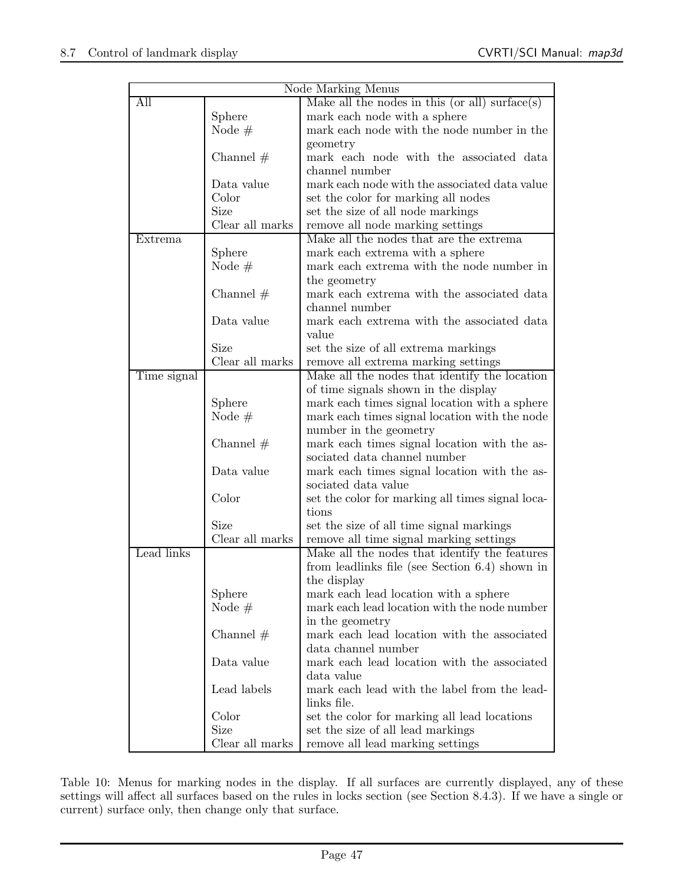| Node Marking Menus | | |
|---|---|---|
| All | | Make all the nodes in this (or all) surface(s) |
| | Sphere | mark each node with a sphere |
| | Node # | mark each node with the node number in the geometry |
| | Channel # | mark each node with the associated data channel number |
| | Data value | mark each node with the associated data value |
| | Color | set the color for marking all nodes |
| | Size | set the size of all node markings |
| | Clear all marks | remove all node marking settings |
| Extrema | | Make all the nodes that are the extrema |
| | Sphere | mark each extrema with a sphere |
| | Node # | mark each extrema with the node number in the geometry |
| | Channel # | mark each extrema with the associated data channel number |
| | Data value | mark each extrema with the associated data value |
| | Size | set the size of all extrema markings |
| | Clear all marks | remove all extrema marking settings |
| Time signal | | Make all the nodes that identify the location of time signals shown in the display |
| | Sphere | mark each times signal location with a sphere |
| | Node # | mark each times signal location with the node number in the geometry |
| | Channel # | mark each times signal location with the associated data channel number |
| | Data value | mark each times signal location with the associated data value |
| | Color | set the color for marking all times signal locations |
| | Size | set the size of all time signal markings |
| | Clear all marks | remove all time signal marking settings |
| Lead links | | Make all the nodes that identify the features from leadlinks file (see Section 6.4) shown in the display |
| | Sphere | mark each lead location with a sphere |
| | Node # | mark each lead location with the node number in the geometry |
| | Channel # | mark each lead location with the associated data channel number |
| | Data value | mark each lead location with the associated data value |
| | Lead labels | mark each lead with the label from the leadlinks file. |
| | Color | set the color for marking all lead locations |
| | Size | set the size of all lead markings |
| | Clear all marks | remove all lead marking settings |

Table 10: Menus for marking nodes in the display. If all surfaces are currently displayed, any of these settings will affect all surfaces based on the rules in locks section (see Section 8.4.3). If we have a single or current) surface only, then change only that surface.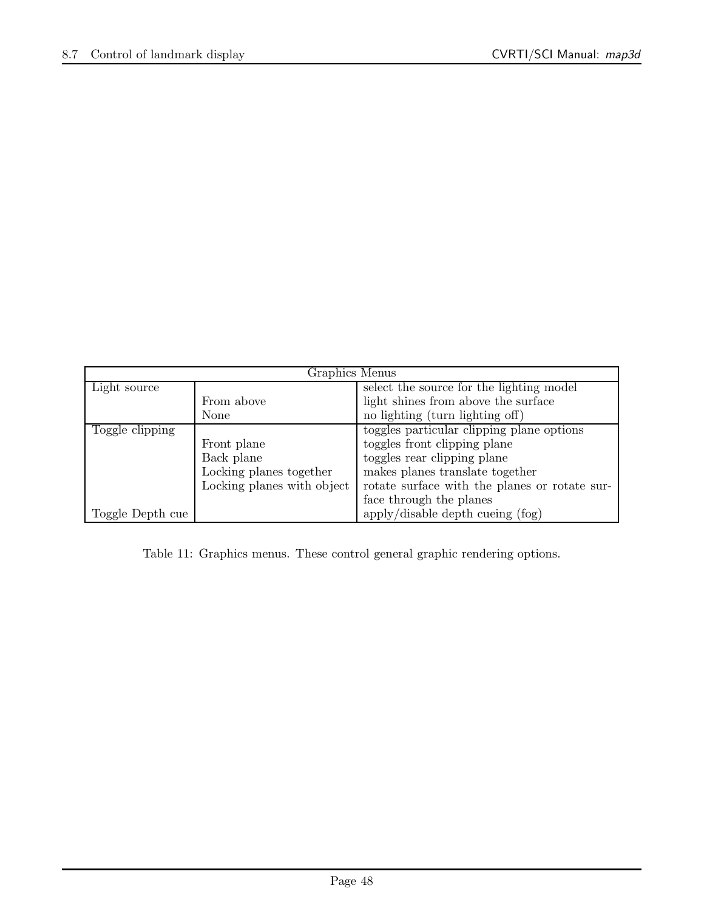| Graphics Menus | | |
| --- | --- | --- |
| Light source | | select the source for the lighting model |
| | From above | light shines from above the surface |
| | None | no lighting (turn lighting off) |
| Toggle clipping | | toggles particular clipping plane options |
| | Front plane | toggles front clipping plane |
| | Back plane | toggles rear clipping plane |
| | Locking planes together | makes planes translate together |
| | Locking planes with object | rotate surface with the planes or rotate surface through the planes |
| Toggle Depth cue | | apply/disable depth cueing (fog) |

Table 11: Graphics menus. These control general graphic rendering options.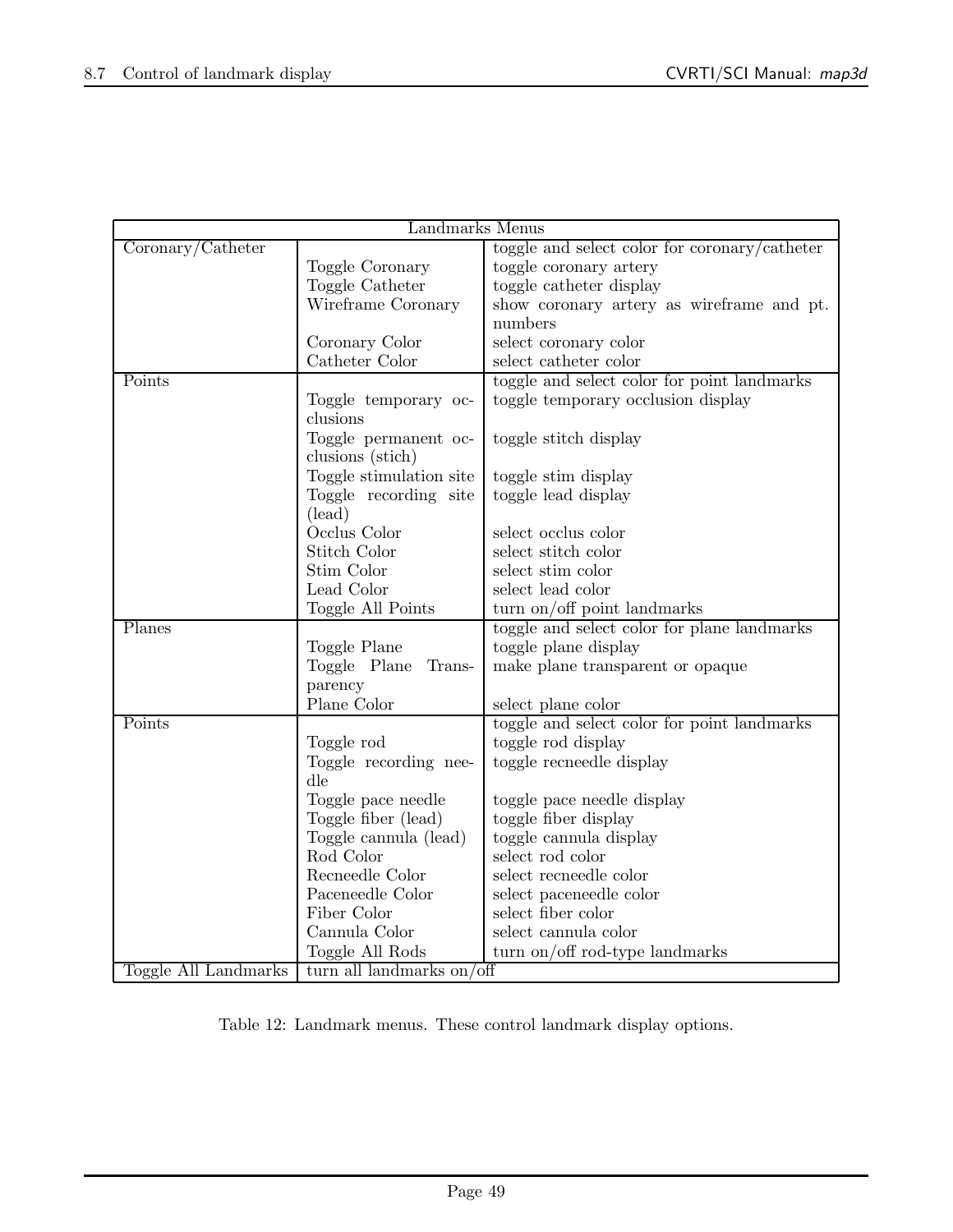| Landmarks Menus | | |
|---|---|---|
| Coronary/Catheter | | toggle and select color for coronary/catheter |
| | Toggle Coronary | toggle coronary artery |
| | Toggle Catheter | toggle catheter display |
| | Wireframe Coronary | show coronary artery as wireframe and pt. numbers |
| | Coronary Color | select coronary color |
| | Catheter Color | select catheter color |
| Points | | toggle and select color for point landmarks |
| | Toggle temporary occlusions | toggle temporary occlusion display |
| | Toggle permanent occlusions (stich) | toggle stitch display |
| | Toggle stimulation site | toggle stim display |
| | Toggle recording site (lead) | toggle lead display |
| | Occlus Color | select occlus color |
| | Stitch Color | select stitch color |
| | Stim Color | select stim color |
| | Lead Color | select lead color |
| | Toggle All Points | turn on/off point landmarks |
| Planes | | toggle and select color for plane landmarks |
| | Toggle Plane | toggle plane display |
| | Toggle Plane Transparency | make plane transparent or opaque |
| | Plane Color | select plane color |
| Points | | toggle and select color for point landmarks |
| | Toggle rod | toggle rod display |
| | Toggle recording needle | toggle recneedle display |
| | Toggle pace needle | toggle pace needle display |
| | Toggle fiber (lead) | toggle fiber display |
| | Toggle cannula (lead) | toggle cannula display |
| | Rod Color | select rod color |
| | Recneedle Color | select recneedle color |
| | Paceneedle Color | select paceneedle color |
| | Fiber Color | select fiber color |
| | Cannula Color | select cannula color |
| | Toggle All Rods | turn on/off rod-type landmarks |
| Toggle All Landmarks | turn all landmarks on/off | |

Table 12: Landmark menus. These control landmark display options.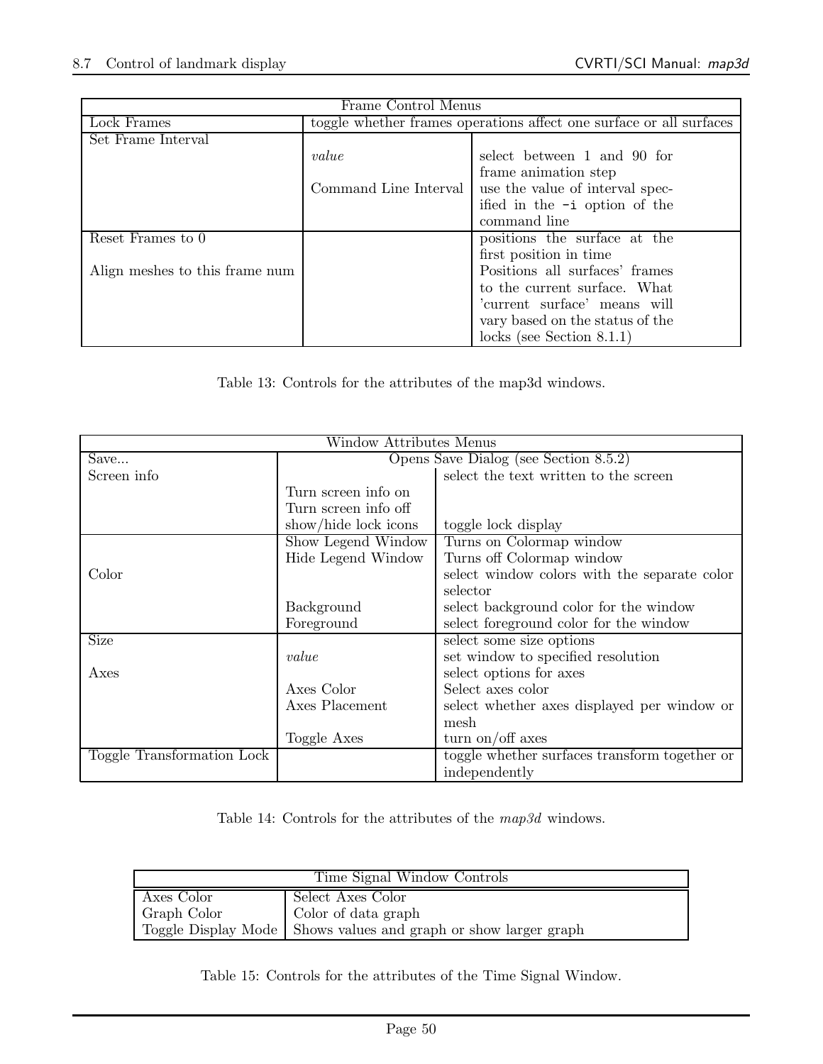| Frame Control Menus | | |
|---|---|---|
| Lock Frames | toggle whether frames operations affect one surface or all surfaces | |
| Set Frame Interval | | |
| | *value* | select between 1 and 90 for frame animation step |
| | Command Line Interval | use the value of interval specified in the `-i` option of the command line |
| Reset Frames to 0 | | positions the surface at the first position in time |
| Align meshes to this frame num | | Positions all surfaces' frames to the current surface. What 'current surface' means will vary based on the status of the locks (see Section 8.1.1) |

Table 13: Controls for the attributes of the map3d windows.

| Window Attributes Menus | | |
|---|---|---|
| Save... | Opens Save Dialog (see Section 8.5.2) | |
| Screen info | | select the text written to the screen |
| | Turn screen info on | |
| | Turn screen info off | |
| | show/hide lock icons | toggle lock display |
| | Show Legend Window | Turns on Colormap window |
| | Hide Legend Window | Turns off Colormap window |
| Color | | select window colors with the separate color selector |
| | Background | select background color for the window |
| | Foreground | select foreground color for the window |
| Size | | select some size options |
| | *value* | set window to specified resolution |
| Axes | | select options for axes |
| | Axes Color | Select axes color |
| | Axes Placement | select whether axes displayed per window or mesh |
| | Toggle Axes | turn on/off axes |
| Toggle Transformation Lock | | toggle whether surfaces transform together or independently |

Table 14: Controls for the attributes of the *map3d* windows.

| Time Signal Window Controls | |
|---|---|
| Axes Color | Select Axes Color |
| Graph Color | Color of data graph |
| Toggle Display Mode | Shows values and graph or show larger graph |

Table 15: Controls for the attributes of the Time Signal Window.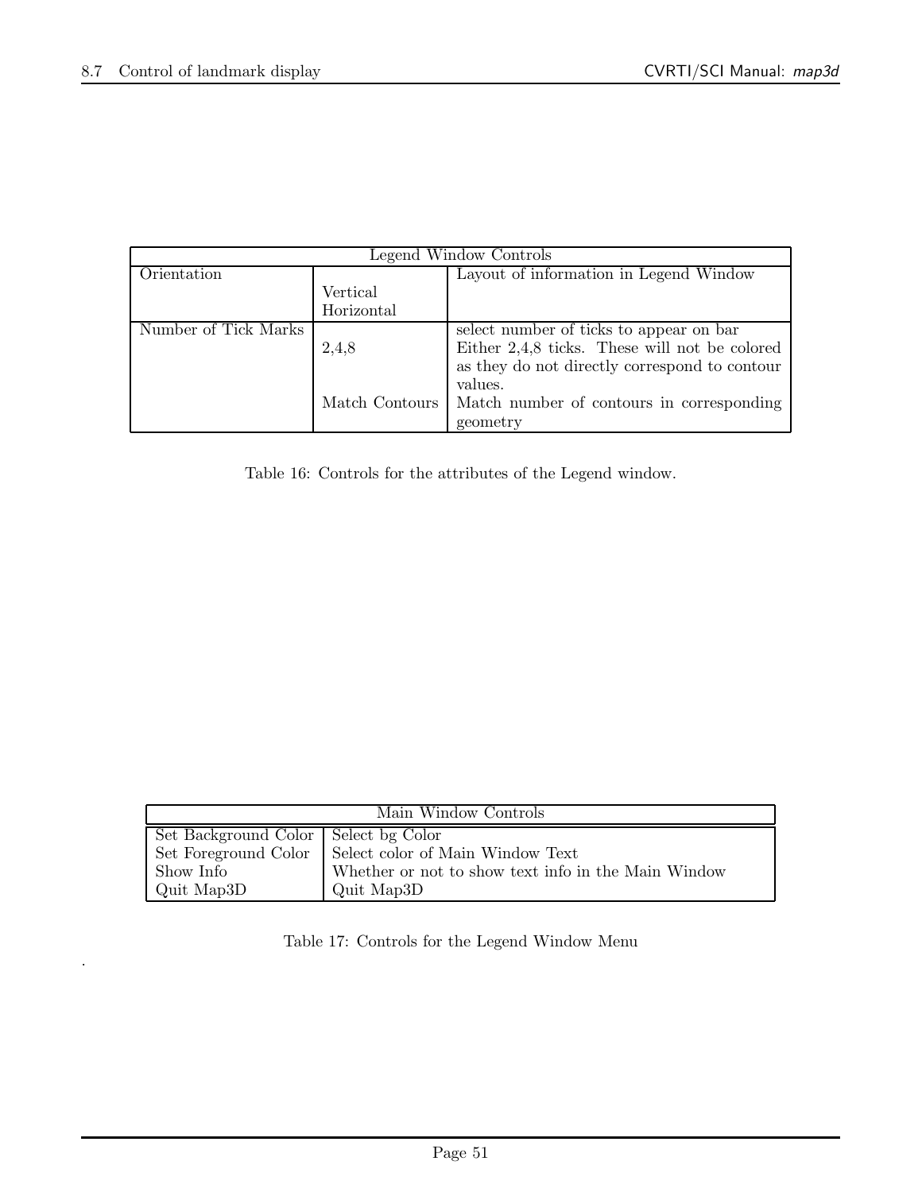| Legend Window Controls | | |
|---|---|---|
| Orientation | | Layout of information in Legend Window |
| | Vertical | |
| | Horizontal | |
| Number of Tick Marks | | select number of ticks to appear on bar |
| | 2,4,8 | Either 2,4,8 ticks. These will not be colored as they do not directly correspond to contour values. |
| | Match Contours | Match number of contours in corresponding geometry |

Table 16: Controls for the attributes of the Legend window.

| Main Window Controls | |
|---|---|
| Set Background Color | Select bg Color |
| Set Foreground Color | Select color of Main Window Text |
| Show Info | Whether or not to show text info in the Main Window |
| Quit Map3D | Quit Map3D |

Table 17: Controls for the Legend Window Menu

.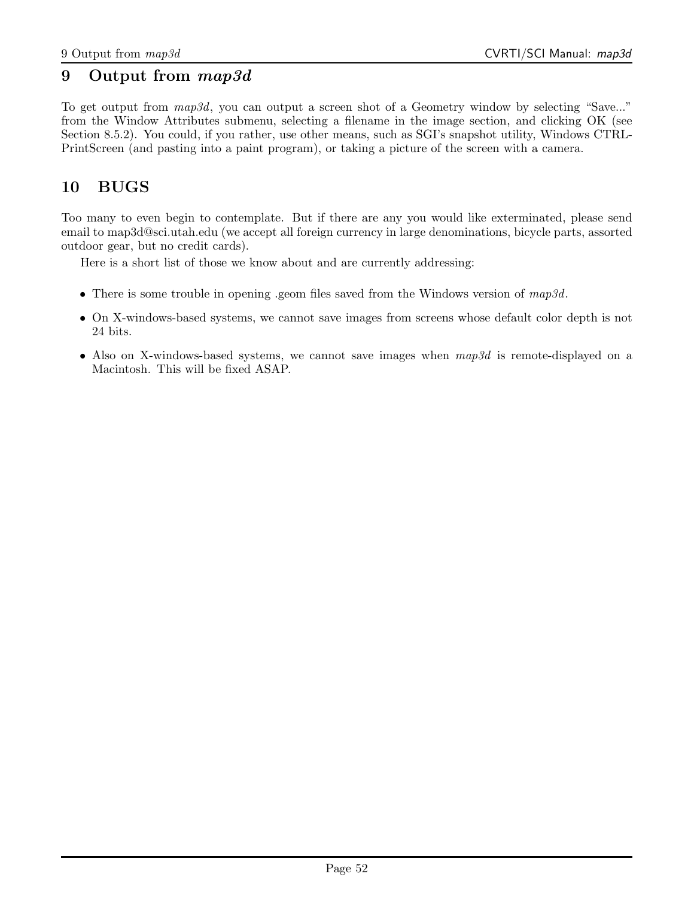# 9 Output from *map3d*

To get output from *map3d*, you can output a screen shot of a Geometry window by selecting "Save..." from the Window Attributes submenu, selecting a filename in the image section, and clicking OK (see Section 8.5.2). You could, if you rather, use other means, such as SGI's snapshot utility, Windows CTRL-PrintScreen (and pasting into a paint program), or taking a picture of the screen with a camera.

# 10 BUGS

Too many to even begin to contemplate. But if there are any you would like exterminated, please send email to map3d@sci.utah.edu (we accept all foreign currency in large denominations, bicycle parts, assorted outdoor gear, but no credit cards).

Here is a short list of those we know about and are currently addressing:

- There is some trouble in opening .geom files saved from the Windows version of *map3d*.
- On X-windows-based systems, we cannot save images from screens whose default color depth is not 24 bits.
- Also on X-windows-based systems, we cannot save images when *map3d* is remote-displayed on a Macintosh. This will be fixed ASAP.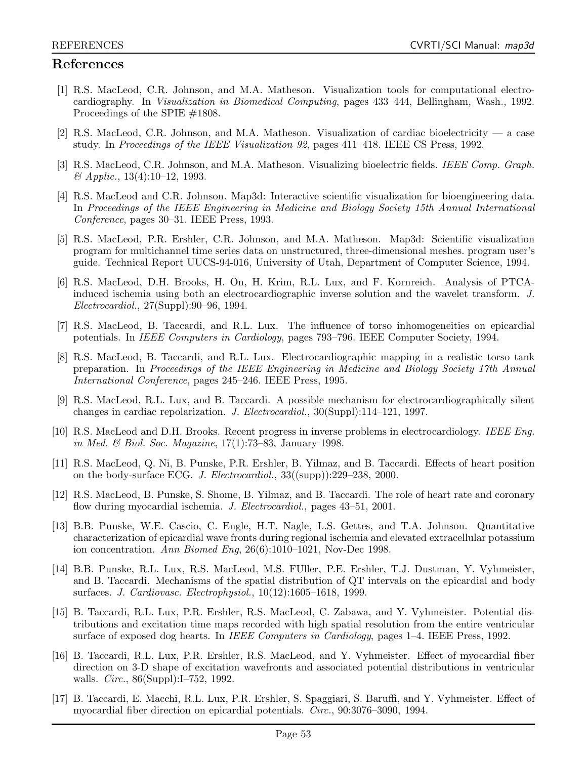# References

[1] R.S. MacLeod, C.R. Johnson, and M.A. Matheson. Visualization tools for computational electrocardiography. In *Visualization in Biomedical Computing*, pages 433–444, Bellingham, Wash., 1992. Proceedings of the SPIE #1808.

[2] R.S. MacLeod, C.R. Johnson, and M.A. Matheson. Visualization of cardiac bioelectricity — a case study. In *Proceedings of the IEEE Visualization 92*, pages 411–418. IEEE CS Press, 1992.

[3] R.S. MacLeod, C.R. Johnson, and M.A. Matheson. Visualizing bioelectric fields. *IEEE Comp. Graph. & Applic.*, 13(4):10–12, 1993.

[4] R.S. MacLeod and C.R. Johnson. Map3d: Interactive scientific visualization for bioengineering data. In *Proceedings of the IEEE Engineering in Medicine and Biology Society 15th Annual International Conference*, pages 30–31. IEEE Press, 1993.

[5] R.S. MacLeod, P.R. Ershler, C.R. Johnson, and M.A. Matheson. Map3d: Scientific visualization program for multichannel time series data on unstructured, three-dimensional meshes. program user's guide. Technical Report UUCS-94-016, University of Utah, Department of Computer Science, 1994.

[6] R.S. MacLeod, D.H. Brooks, H. On, H. Krim, R.L. Lux, and F. Kornreich. Analysis of PTCA-induced ischemia using both an electrocardiographic inverse solution and the wavelet transform. *J. Electrocardiol.*, 27(Suppl):90–96, 1994.

[7] R.S. MacLeod, B. Taccardi, and R.L. Lux. The influence of torso inhomogeneities on epicardial potentials. In *IEEE Computers in Cardiology*, pages 793–796. IEEE Computer Society, 1994.

[8] R.S. MacLeod, B. Taccardi, and R.L. Lux. Electrocardiographic mapping in a realistic torso tank preparation. In *Proceedings of the IEEE Engineering in Medicine and Biology Society 17th Annual International Conference*, pages 245–246. IEEE Press, 1995.

[9] R.S. MacLeod, R.L. Lux, and B. Taccardi. A possible mechanism for electrocardiographically silent changes in cardiac repolarization. *J. Electrocardiol.*, 30(Suppl):114–121, 1997.

[10] R.S. MacLeod and D.H. Brooks. Recent progress in inverse problems in electrocardiology. *IEEE Eng. in Med. & Biol. Soc. Magazine*, 17(1):73–83, January 1998.

[11] R.S. MacLeod, Q. Ni, B. Punske, P.R. Ershler, B. Yilmaz, and B. Taccardi. Effects of heart position on the body-surface ECG. *J. Electrocardiol.*, 33((supp)):229–238, 2000.

[12] R.S. MacLeod, B. Punske, S. Shome, B. Yilmaz, and B. Taccardi. The role of heart rate and coronary flow during myocardial ischemia. *J. Electrocardiol.*, pages 43–51, 2001.

[13] B.B. Punske, W.E. Cascio, C. Engle, H.T. Nagle, L.S. Gettes, and T.A. Johnson. Quantitative characterization of epicardial wave fronts during regional ischemia and elevated extracellular potassium ion concentration. *Ann Biomed Eng*, 26(6):1010–1021, Nov-Dec 1998.

[14] B.B. Punske, R.L. Lux, R.S. MacLeod, M.S. FUller, P.E. Ershler, T.J. Dustman, Y. Vyhmeister, and B. Taccardi. Mechanisms of the spatial distribution of QT intervals on the epicardial and body surfaces. *J. Cardiovasc. Electrophysiol.*, 10(12):1605–1618, 1999.

[15] B. Taccardi, R.L. Lux, P.R. Ershler, R.S. MacLeod, C. Zabawa, and Y. Vyhmeister. Potential distributions and excitation time maps recorded with high spatial resolution from the entire ventricular surface of exposed dog hearts. In *IEEE Computers in Cardiology*, pages 1–4. IEEE Press, 1992.

[16] B. Taccardi, R.L. Lux, P.R. Ershler, R.S. MacLeod, and Y. Vyhmeister. Effect of myocardial fiber direction on 3-D shape of excitation wavefronts and associated potential distributions in ventricular walls. *Circ.*, 86(Suppl):I–752, 1992.

[17] B. Taccardi, E. Macchi, R.L. Lux, P.R. Ershler, S. Spaggiari, S. Baruffi, and Y. Vyhmeister. Effect of myocardial fiber direction on epicardial potentials. *Circ.*, 90:3076–3090, 1994.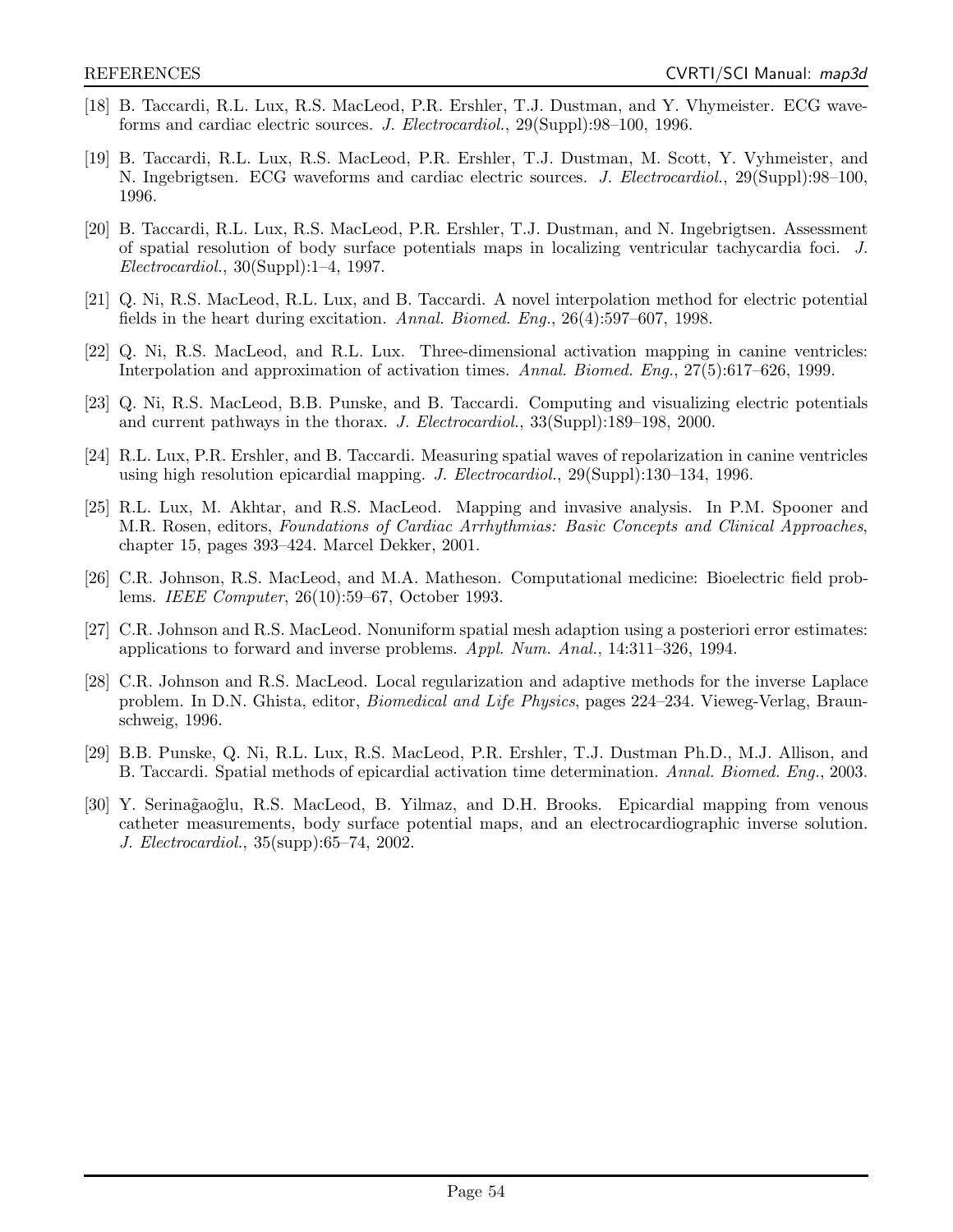[18] B. Taccardi, R.L. Lux, R.S. MacLeod, P.R. Ershler, T.J. Dustman, and Y. Vhymeister. ECG waveforms and cardiac electric sources. *J. Electrocardiol.*, 29(Suppl):98–100, 1996.

[19] B. Taccardi, R.L. Lux, R.S. MacLeod, P.R. Ershler, T.J. Dustman, M. Scott, Y. Vyhmeister, and N. Ingebrigtsen. ECG waveforms and cardiac electric sources. *J. Electrocardiol.*, 29(Suppl):98–100, 1996.

[20] B. Taccardi, R.L. Lux, R.S. MacLeod, P.R. Ershler, T.J. Dustman, and N. Ingebrigtsen. Assessment of spatial resolution of body surface potentials maps in localizing ventricular tachycardia foci. *J. Electrocardiol.*, 30(Suppl):1–4, 1997.

[21] Q. Ni, R.S. MacLeod, R.L. Lux, and B. Taccardi. A novel interpolation method for electric potential fields in the heart during excitation. *Annal. Biomed. Eng.*, 26(4):597–607, 1998.

[22] Q. Ni, R.S. MacLeod, and R.L. Lux. Three-dimensional activation mapping in canine ventricles: Interpolation and approximation of activation times. *Annal. Biomed. Eng.*, 27(5):617–626, 1999.

[23] Q. Ni, R.S. MacLeod, B.B. Punske, and B. Taccardi. Computing and visualizing electric potentials and current pathways in the thorax. *J. Electrocardiol.*, 33(Suppl):189–198, 2000.

[24] R.L. Lux, P.R. Ershler, and B. Taccardi. Measuring spatial waves of repolarization in canine ventricles using high resolution epicardial mapping. *J. Electrocardiol.*, 29(Suppl):130–134, 1996.

[25] R.L. Lux, M. Akhtar, and R.S. MacLeod. Mapping and invasive analysis. In P.M. Spooner and M.R. Rosen, editors, *Foundations of Cardiac Arrhythmias: Basic Concepts and Clinical Approaches*, chapter 15, pages 393–424. Marcel Dekker, 2001.

[26] C.R. Johnson, R.S. MacLeod, and M.A. Matheson. Computational medicine: Bioelectric field problems. *IEEE Computer*, 26(10):59–67, October 1993.

[27] C.R. Johnson and R.S. MacLeod. Nonuniform spatial mesh adaption using a posteriori error estimates: applications to forward and inverse problems. *Appl. Num. Anal.*, 14:311–326, 1994.

[28] C.R. Johnson and R.S. MacLeod. Local regularization and adaptive methods for the inverse Laplace problem. In D.N. Ghista, editor, *Biomedical and Life Physics*, pages 224–234. Vieweg-Verlag, Braunschweig, 1996.

[29] B.B. Punske, Q. Ni, R.L. Lux, R.S. MacLeod, P.R. Ershler, T.J. Dustman Ph.D., M.J. Allison, and B. Taccardi. Spatial methods of epicardial activation time determination. *Annal. Biomed. Eng.*, 2003.

[30] Y. Serinağaoğlu, R.S. MacLeod, B. Yilmaz, and D.H. Brooks. Epicardial mapping from venous catheter measurements, body surface potential maps, and an electrocardiographic inverse solution. *J. Electrocardiol.*, 35(supp):65–74, 2002.